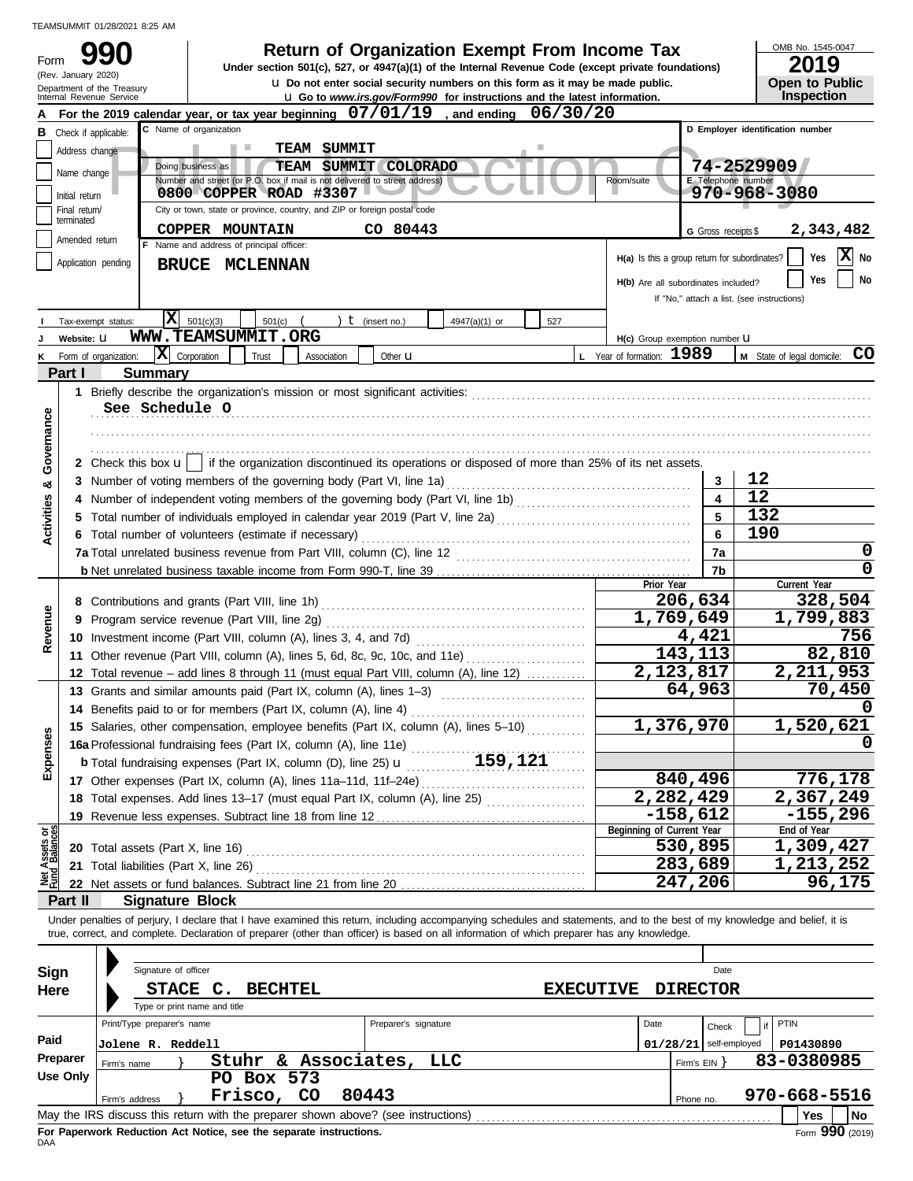TEAMSUMMIT 01/28/2021 8:25 AM

Form **990** (Rev. January 2020) Department of the Treasury Internal Revenue Service

# Return of Organization Exempt From Income Tax

**Under section 501(c), 527, or 4947(a)(1) of the Internal Revenue Code (except private foundations)**

u Do not enter social security numbers on this form as it may be made public.

u Go to *www.irs.gov/Form990* for instructions and the latest information.

OMB No. 1545-0047 **2019** **Open to Public Inspection**

**A** For the 2019 calendar year, or tax year beginning 07/01/19 , and ending 06/30/20

**B** Check if applicable: Address change, Name change, Initial return, Final return/terminated, Amended return, Application pending

**C** Name of organization: TEAM SUMMIT

Doing business as: TEAM SUMMIT COLORADO

Number and street (or P.O. box if mail is not delivered to street address): 0800 COPPER ROAD #3307 Room/suite

City or town, state or province, country, and ZIP or foreign postal code: COPPER MOUNTAIN CO 80443

**D** Employer identification number: 74-2529909

**E** Telephone number: 970-968-3080

**G** Gross receipts $ 2,343,482

**F** Name and address of principal officer: BRUCE MCLENNAN

H(a) Is this a group return for subordinates? Yes [ ] No [X]

H(b) Are all subordinates included? Yes [ ] No [ ]

If "No," attach a list. (see instructions)

**I** Tax-exempt status: [X] 501(c)(3) [ ] 501(c) ( ) t (insert no.) [ ] 4947(a)(1) or [ ] 527

**J** Website: u WWW.TEAMSUMMIT.ORG

H(c) Group exemption number u

**K** Form of organization: [X] Corporation [ ] Trust [ ] Association [ ] Other u

**L** Year of formation: 1989

**M** State of legal domicile: CO

## Part I Summary

**Activities & Governance**

1 Briefly describe the organization's mission or most significant activities:
See Schedule O

2 Check this box u [ ] if the organization discontinued its operations or disposed of more than 25% of its net assets.

| | | | |
|---|---|---|---|
| 3 | Number of voting members of the governing body (Part VI, line 1a) | 3 | 12 |
| 4 | Number of independent voting members of the governing body (Part VI, line 1b) | 4 | 12 |
| 5 | Total number of individuals employed in calendar year 2019 (Part V, line 2a) | 5 | 132 |
| 6 | Total number of volunteers (estimate if necessary) | 6 | 190 |
| 7a | Total unrelated business revenue from Part VIII, column (C), line 12 | 7a | 0 |
| b | Net unrelated business taxable income from Form 990-T, line 39 | 7b | 0 |

| | | Prior Year | Current Year |
|---|---|---|---|
| **Revenue** | | | |
| 8 | Contributions and grants (Part VIII, line 1h) | 206,634 | 328,504 |
| 9 | Program service revenue (Part VIII, line 2g) | 1,769,649 | 1,799,883 |
| 10 | Investment income (Part VIII, column (A), lines 3, 4, and 7d) | 4,421 | 756 |
| 11 | Other revenue (Part VIII, column (A), lines 5, 6d, 8c, 9c, 10c, and 11e) | 143,113 | 82,810 |
| 12 | Total revenue – add lines 8 through 11 (must equal Part VIII, column (A), line 12) | 2,123,817 | 2,211,953 |
| **Expenses** | | | |
| 13 | Grants and similar amounts paid (Part IX, column (A), lines 1–3) | 64,963 | 70,450 |
| 14 | Benefits paid to or for members (Part IX, column (A), line 4) | | 0 |
| 15 | Salaries, other compensation, employee benefits (Part IX, column (A), lines 5–10) | 1,376,970 | 1,520,621 |
| 16a | Professional fundraising fees (Part IX, column (A), line 11e) | | 0 |
| b | Total fundraising expenses (Part IX, column (D), line 25) u 159,121 | | |
| 17 | Other expenses (Part IX, column (A), lines 11a–11d, 11f–24e) | 840,496 | 776,178 |
| 18 | Total expenses. Add lines 13–17 (must equal Part IX, column (A), line 25) | 2,282,429 | 2,367,249 |
| 19 | Revenue less expenses. Subtract line 18 from line 12 | -158,612 | -155,296 |
| **Net Assets or Fund Balances** | | **Beginning of Current Year** | **End of Year** |
| 20 | Total assets (Part X, line 16) | 530,895 | 1,309,427 |
| 21 | Total liabilities (Part X, line 26) | 283,689 | 1,213,252 |
| 22 | Net assets or fund balances. Subtract line 21 from line 20 | 247,206 | 96,175 |

## Part II Signature Block

Under penalties of perjury, I declare that I have examined this return, including accompanying schedules and statements, and to the best of my knowledge and belief, it is true, correct, and complete. Declaration of preparer (other than officer) is based on all information of which preparer has any knowledge.

**Sign Here**

Signature of officer / Date

STACE C. BECHTEL EXECUTIVE DIRECTOR

Type or print name and title

| **Paid Preparer Use Only** | | | | |
|---|---|---|---|---|
| Print/Type preparer's name: Jolene R. Reddell | Preparer's signature | Date: 01/28/21 | Check [ ] if self-employed | PTIN: P01430890 |
| Firm's name } Stuhr & Associates, LLC | | | Firm's EIN } 83-0380985 | |
| Firm's address } PO Box 573, Frisco, CO 80443 | | | Phone no. 970-668-5516 | |

May the IRS discuss this return with the preparer shown above? (see instructions) Yes [ ] No [ ]

**For Paperwork Reduction Act Notice, see the separate instructions.**

DAA Form **990** (2019)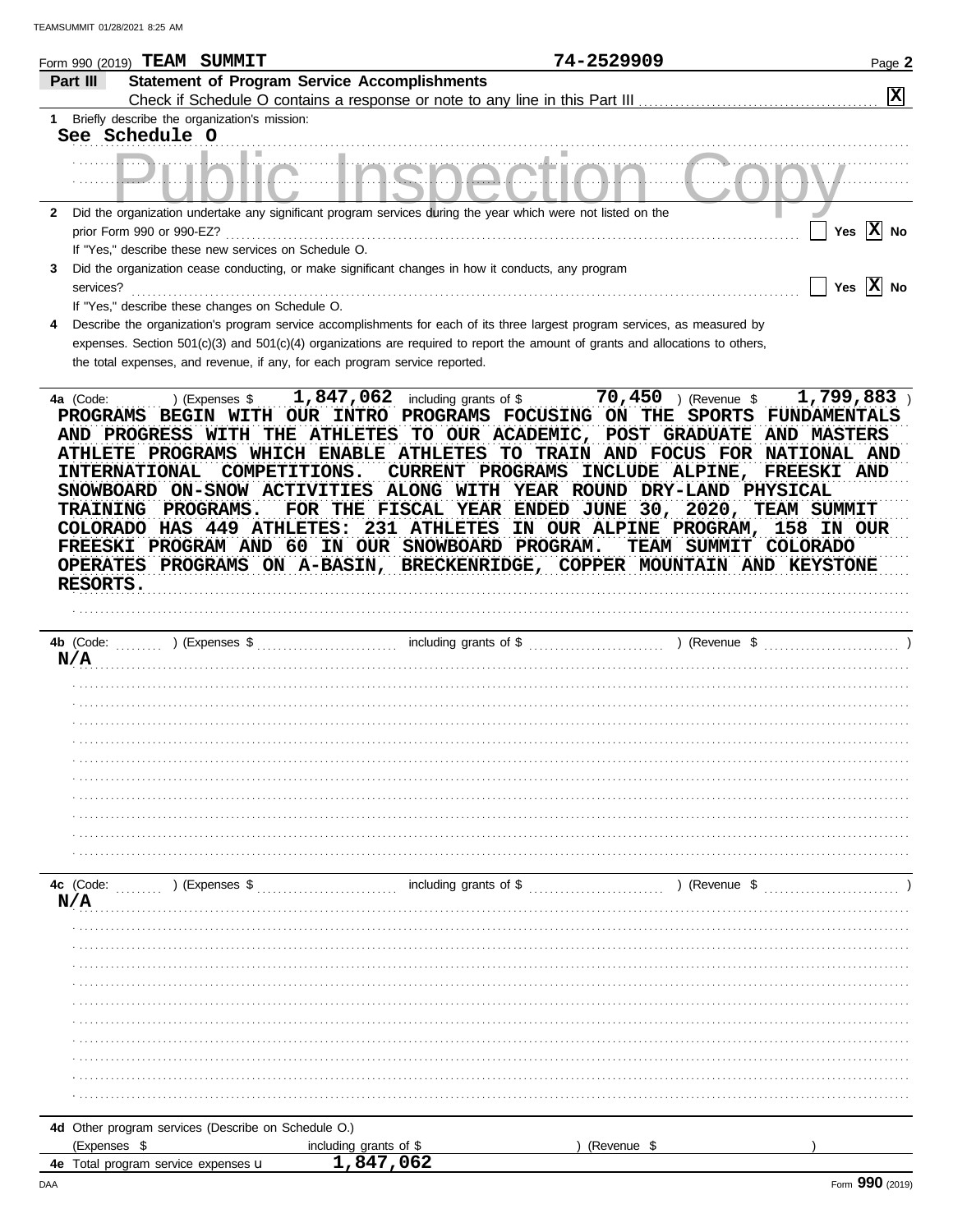Form 990 (2019) **TEAM SUMMIT** 74-2529909 Page **2**

## Part III Statement of Program Service Accomplishments

Check if Schedule O contains a response or note to any line in this Part III . . . . . . . . . . . . . . . . . . . . [X]

**1** Briefly describe the organization's mission:

See Schedule O

**2** Did the organization undertake any significant program services during the year which were not listed on the prior Form 990 or 990-EZ? . . . . . . . . . . . . . . . . . . . . [ ] Yes [X] No

If "Yes," describe these new services on Schedule O.

**3** Did the organization cease conducting, or make significant changes in how it conducts, any program services? . . . . . . . . . . . . . . . . . . . . [ ] Yes [X] No

If "Yes," describe these changes on Schedule O.

**4** Describe the organization's program service accomplishments for each of its three largest program services, as measured by expenses. Section 501(c)(3) and 501(c)(4) organizations are required to report the amount of grants and allocations to others, the total expenses, and revenue, if any, for each program service reported.

**4a** (Code: ) (Expenses $ 1,847,062 including grants of $ 70,450 ) (Revenue $ 1,799,883 )

PROGRAMS BEGIN WITH OUR INTRO PROGRAMS FOCUSING ON THE SPORTS FUNDAMENTALS AND PROGRESS WITH THE ATHLETES TO OUR ACADEMIC, POST GRADUATE AND MASTERS ATHLETE PROGRAMS WHICH ENABLE ATHLETES TO TRAIN AND FOCUS FOR NATIONAL AND INTERNATIONAL COMPETITIONS. CURRENT PROGRAMS INCLUDE ALPINE, FREESKI AND SNOWBOARD ON-SNOW ACTIVITIES ALONG WITH YEAR ROUND DRY-LAND PHYSICAL TRAINING PROGRAMS. FOR THE FISCAL YEAR ENDED JUNE 30, 2020, TEAM SUMMIT COLORADO HAS 449 ATHLETES: 231 ATHLETES IN OUR ALPINE PROGRAM, 158 IN OUR FREESKI PROGRAM AND 60 IN OUR SNOWBOARD PROGRAM. TEAM SUMMIT COLORADO OPERATES PROGRAMS ON A-BASIN, BRECKENRIDGE, COPPER MOUNTAIN AND KEYSTONE RESORTS.

**4b** (Code: ) (Expenses $ including grants of $ ) (Revenue $ )

N/A

**4c** (Code: ) (Expenses $ including grants of $ ) (Revenue $ )

N/A

**4d** Other program services (Describe on Schedule O.)

(Expenses $ including grants of $ ) (Revenue $ )

**4e** Total program service expenses ▸ 1,847,062

Form **990** (2019)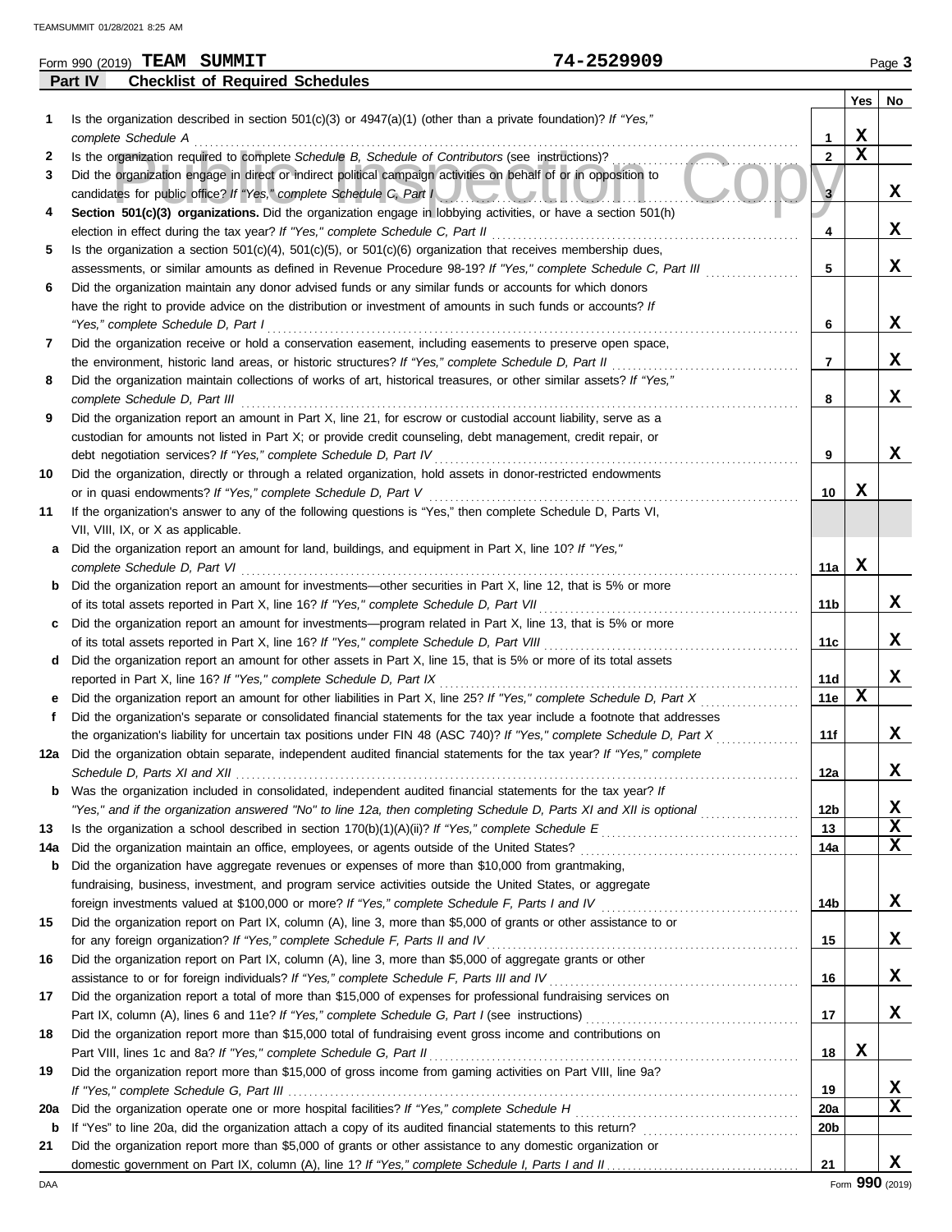Form 990 (2019) **TEAM SUMMIT** **74-2529909** Page **3**

## Part IV Checklist of Required Schedules

| | | | Yes | No |
|---|---|---|---|---|
| **1** | Is the organization described in section 501(c)(3) or 4947(a)(1) (other than a private foundation)? *If "Yes," complete Schedule A* | **1** | X | |
| **2** | Is the organization required to complete *Schedule B, Schedule of Contributors* (see instructions)? | **2** | X | |
| **3** | Did the organization engage in direct or indirect political campaign activities on behalf of or in opposition to candidates for public office? *If "Yes," complete Schedule C, Part I* | **3** | | X |
| **4** | **Section 501(c)(3) organizations.** Did the organization engage in lobbying activities, or have a section 501(h) election in effect during the tax year? *If "Yes," complete Schedule C, Part II* | **4** | | X |
| **5** | Is the organization a section 501(c)(4), 501(c)(5), or 501(c)(6) organization that receives membership dues, assessments, or similar amounts as defined in Revenue Procedure 98-19? *If "Yes," complete Schedule C, Part III* | **5** | | X |
| **6** | Did the organization maintain any donor advised funds or any similar funds or accounts for which donors have the right to provide advice on the distribution or investment of amounts in such funds or accounts? *If "Yes," complete Schedule D, Part I* | **6** | | X |
| **7** | Did the organization receive or hold a conservation easement, including easements to preserve open space, the environment, historic land areas, or historic structures? *If "Yes," complete Schedule D, Part II* | **7** | | X |
| **8** | Did the organization maintain collections of works of art, historical treasures, or other similar assets? *If "Yes," complete Schedule D, Part III* | **8** | | X |
| **9** | Did the organization report an amount in Part X, line 21, for escrow or custodial account liability, serve as a custodian for amounts not listed in Part X; or provide credit counseling, debt management, credit repair, or debt negotiation services? *If "Yes," complete Schedule D, Part IV* | **9** | | X |
| **10** | Did the organization, directly or through a related organization, hold assets in donor-restricted endowments or in quasi endowments? *If "Yes," complete Schedule D, Part V* | **10** | X | |
| **11** | If the organization's answer to any of the following questions is "Yes," then complete Schedule D, Parts VI, VII, VIII, IX, or X as applicable. | | | |
| **a** | Did the organization report an amount for land, buildings, and equipment in Part X, line 10? *If "Yes," complete Schedule D, Part VI* | **11a** | X | |
| **b** | Did the organization report an amount for investments—other securities in Part X, line 12, that is 5% or more of its total assets reported in Part X, line 16? *If "Yes," complete Schedule D, Part VII* | **11b** | | X |
| **c** | Did the organization report an amount for investments—program related in Part X, line 13, that is 5% or more of its total assets reported in Part X, line 16? *If "Yes," complete Schedule D, Part VIII* | **11c** | | X |
| **d** | Did the organization report an amount for other assets in Part X, line 15, that is 5% or more of its total assets reported in Part X, line 16? *If "Yes," complete Schedule D, Part IX* | **11d** | | X |
| **e** | Did the organization report an amount for other liabilities in Part X, line 25? *If "Yes," complete Schedule D, Part X* | **11e** | X | |
| **f** | Did the organization's separate or consolidated financial statements for the tax year include a footnote that addresses the organization's liability for uncertain tax positions under FIN 48 (ASC 740)? *If "Yes," complete Schedule D, Part X* | **11f** | | X |
| **12a** | Did the organization obtain separate, independent audited financial statements for the tax year? *If "Yes," complete Schedule D, Parts XI and XII* | **12a** | | X |
| **b** | Was the organization included in consolidated, independent audited financial statements for the tax year? *If "Yes," and if the organization answered "No" to line 12a, then completing Schedule D, Parts XI and XII is optional* | **12b** | | X |
| **13** | Is the organization a school described in section 170(b)(1)(A)(ii)? *If "Yes," complete Schedule E* | **13** | | X |
| **14a** | Did the organization maintain an office, employees, or agents outside of the United States? | **14a** | | X |
| **b** | Did the organization have aggregate revenues or expenses of more than $10,000 from grantmaking, fundraising, business, investment, and program service activities outside the United States, or aggregate foreign investments valued at $100,000 or more? *If "Yes," complete Schedule F, Parts I and IV* | **14b** | | X |
| **15** | Did the organization report on Part IX, column (A), line 3, more than $5,000 of grants or other assistance to or for any foreign organization? *If "Yes," complete Schedule F, Parts II and IV* | **15** | | X |
| **16** | Did the organization report on Part IX, column (A), line 3, more than $5,000 of aggregate grants or other assistance to or for foreign individuals? *If "Yes," complete Schedule F, Parts III and IV* | **16** | | X |
| **17** | Did the organization report a total of more than $15,000 of expenses for professional fundraising services on Part IX, column (A), lines 6 and 11e? *If "Yes," complete Schedule G, Part I* (see instructions) | **17** | | X |
| **18** | Did the organization report more than $15,000 total of fundraising event gross income and contributions on Part VIII, lines 1c and 8a? *If "Yes," complete Schedule G, Part II* | **18** | X | |
| **19** | Did the organization report more than $15,000 of gross income from gaming activities on Part VIII, line 9a? *If "Yes," complete Schedule G, Part III* | **19** | | X |
| **20a** | Did the organization operate one or more hospital facilities? *If "Yes," complete Schedule H* | **20a** | | X |
| **b** | If "Yes" to line 20a, did the organization attach a copy of its audited financial statements to this return? | **20b** | | |
| **21** | Did the organization report more than $5,000 of grants or other assistance to any domestic organization or domestic government on Part IX, column (A), line 1? *If "Yes," complete Schedule I, Parts I and II* | **21** | | X |

DAA Form **990** (2019)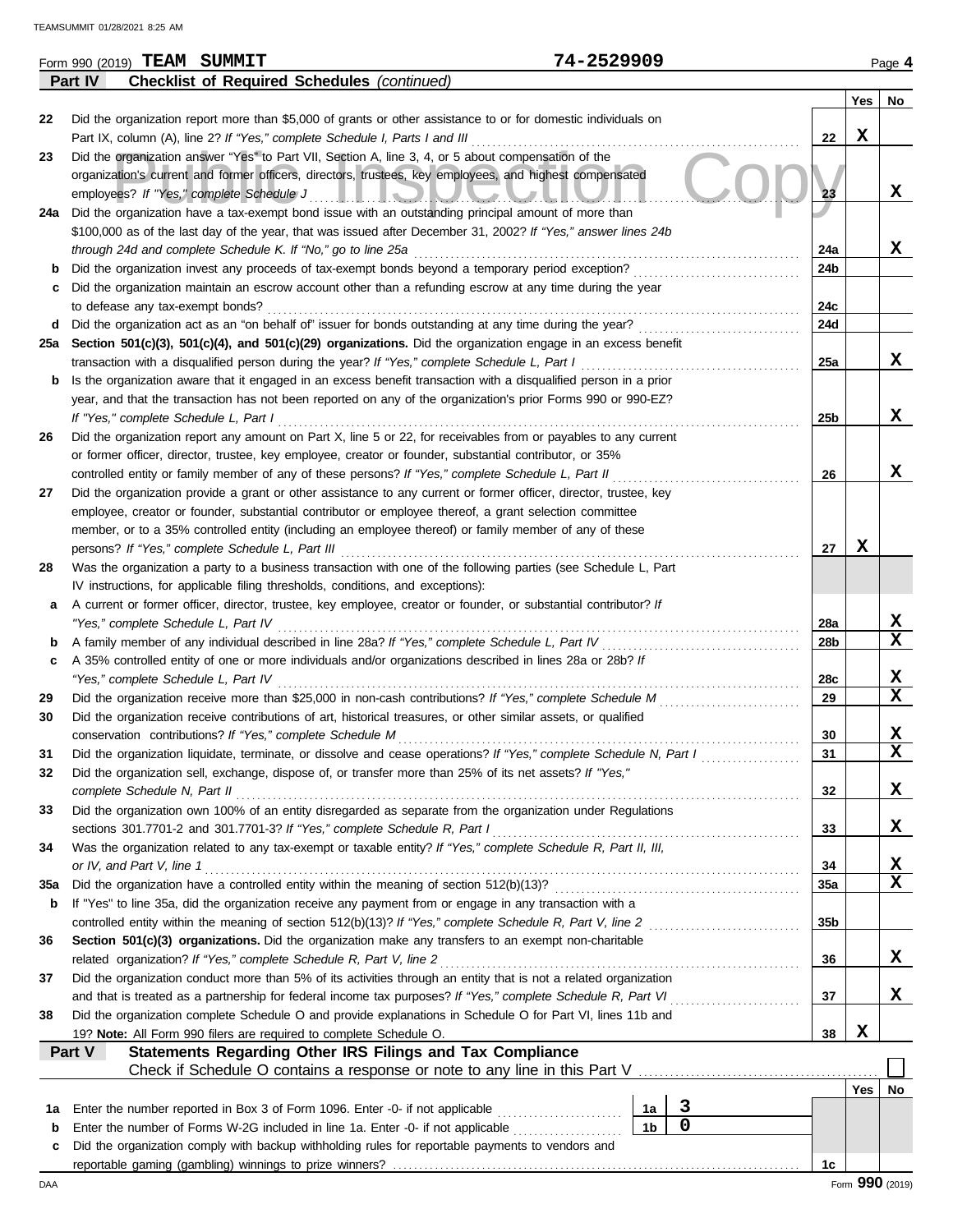Form 990 (2019) **TEAM SUMMIT** 74-2529909 Page **4**

## Part IV Checklist of Required Schedules *(continued)*

| | | | Yes | No |
|---|---|---|---|---|
| **22** | Did the organization report more than $5,000 of grants or other assistance to or for domestic individuals on Part IX, column (A), line 2? *If "Yes," complete Schedule I, Parts I and III* | 22 | X | |
| **23** | Did the organization answer "Yes" to Part VII, Section A, line 3, 4, or 5 about compensation of the organization's current and former officers, directors, trustees, key employees, and highest compensated employees? *If "Yes," complete Schedule J* | 23 | | X |
| **24a** | Did the organization have a tax-exempt bond issue with an outstanding principal amount of more than $100,000 as of the last day of the year, that was issued after December 31, 2002? *If "Yes," answer lines 24b through 24d and complete Schedule K. If "No," go to line 25a* | 24a | | X |
| **b** | Did the organization invest any proceeds of tax-exempt bonds beyond a temporary period exception? | 24b | | |
| **c** | Did the organization maintain an escrow account other than a refunding escrow at any time during the year to defease any tax-exempt bonds? | 24c | | |
| **d** | Did the organization act as an "on behalf of" issuer for bonds outstanding at any time during the year? | 24d | | |
| **25a** | **Section 501(c)(3), 501(c)(4), and 501(c)(29) organizations.** Did the organization engage in an excess benefit transaction with a disqualified person during the year? *If "Yes," complete Schedule L, Part I* | 25a | | X |
| **b** | Is the organization aware that it engaged in an excess benefit transaction with a disqualified person in a prior year, and that the transaction has not been reported on any of the organization's prior Forms 990 or 990-EZ? *If "Yes," complete Schedule L, Part I* | 25b | | X |
| **26** | Did the organization report any amount on Part X, line 5 or 22, for receivables from or payables to any current or former officer, director, trustee, key employee, creator or founder, substantial contributor, or 35% controlled entity or family member of any of these persons? *If "Yes," complete Schedule L, Part II* | 26 | | X |
| **27** | Did the organization provide a grant or other assistance to any current or former officer, director, trustee, key employee, creator or founder, substantial contributor or employee thereof, a grant selection committee member, or to a 35% controlled entity (including an employee thereof) or family member of any of these persons? *If "Yes," complete Schedule L, Part III* | 27 | X | |
| **28** | Was the organization a party to a business transaction with one of the following parties (see Schedule L, Part IV instructions, for applicable filing thresholds, conditions, and exceptions): | | | |
| **a** | A current or former officer, director, trustee, key employee, creator or founder, or substantial contributor? *If "Yes," complete Schedule L, Part IV* | 28a | | X |
| **b** | A family member of any individual described in line 28a? *If "Yes," complete Schedule L, Part IV* | 28b | | X |
| **c** | A 35% controlled entity of one or more individuals and/or organizations described in lines 28a or 28b? *If "Yes," complete Schedule L, Part IV* | 28c | | X |
| **29** | Did the organization receive more than $25,000 in non-cash contributions? *If "Yes," complete Schedule M* | 29 | | X |
| **30** | Did the organization receive contributions of art, historical treasures, or other similar assets, or qualified conservation contributions? *If "Yes," complete Schedule M* | 30 | | X |
| **31** | Did the organization liquidate, terminate, or dissolve and cease operations? *If "Yes," complete Schedule N, Part I* | 31 | | X |
| **32** | Did the organization sell, exchange, dispose of, or transfer more than 25% of its net assets? *If "Yes," complete Schedule N, Part II* | 32 | | X |
| **33** | Did the organization own 100% of an entity disregarded as separate from the organization under Regulations sections 301.7701-2 and 301.7701-3? *If "Yes," complete Schedule R, Part I* | 33 | | X |
| **34** | Was the organization related to any tax-exempt or taxable entity? *If "Yes," complete Schedule R, Part II, III, or IV, and Part V, line 1* | 34 | | X |
| **35a** | Did the organization have a controlled entity within the meaning of section 512(b)(13)? | 35a | | X |
| **b** | If "Yes" to line 35a, did the organization receive any payment from or engage in any transaction with a controlled entity within the meaning of section 512(b)(13)? *If "Yes," complete Schedule R, Part V, line 2* | 35b | | |
| **36** | **Section 501(c)(3) organizations.** Did the organization make any transfers to an exempt non-charitable related organization? *If "Yes," complete Schedule R, Part V, line 2* | 36 | | X |
| **37** | Did the organization conduct more than 5% of its activities through an entity that is not a related organization and that is treated as a partnership for federal income tax purposes? *If "Yes," complete Schedule R, Part VI* | 37 | | X |
| **38** | Did the organization complete Schedule O and provide explanations in Schedule O for Part VI, lines 11b and 19? **Note:** All Form 990 filers are required to complete Schedule O. | 38 | X | |

## Part V Statements Regarding Other IRS Filings and Tax Compliance

Check if Schedule O contains a response or note to any line in this Part V ☐

| | | | | Yes | No |
|---|---|---|---|---|---|
| **1a** | Enter the number reported in Box 3 of Form 1096. Enter -0- if not applicable | 1a | 3 | | |
| **b** | Enter the number of Forms W-2G included in line 1a. Enter -0- if not applicable | 1b | 0 | | |
| **c** | Did the organization comply with backup withholding rules for reportable payments to vendors and reportable gaming (gambling) winnings to prize winners? | 1c | | | |

Form **990** (2019)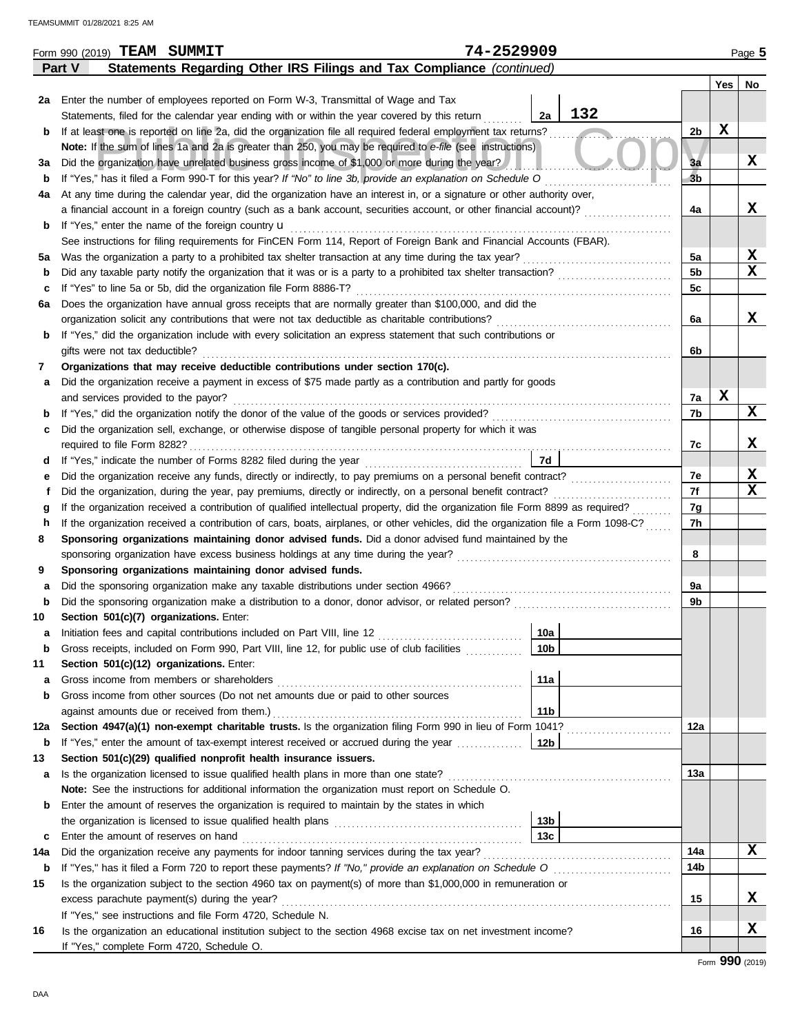Form 990 (2019) **TEAM SUMMIT** 74-2529909 Page 5

## Part V Statements Regarding Other IRS Filings and Tax Compliance *(continued)*

| | | | | Yes | No |
|---|---|---|---|---|---|
| **2a** | Enter the number of employees reported on Form W-3, Transmittal of Wage and Tax Statements, filed for the calendar year ending with or within the year covered by this return | 2a 132 | | | |
| **b** | If at least one is reported on line 2a, did the organization file all required federal employment tax returns? | | 2b | X | |
| | **Note:** If the sum of lines 1a and 2a is greater than 250, you may be required to *e-file* (see instructions) | | | | |
| **3a** | Did the organization have unrelated business gross income of $1,000 or more during the year? | | 3a | | X |
| **b** | If "Yes," has it filed a Form 990-T for this year? *If "No" to line 3b, provide an explanation on Schedule O* | | 3b | | |
| **4a** | At any time during the calendar year, did the organization have an interest in, or a signature or other authority over, a financial account in a foreign country (such as a bank account, securities account, or other financial account)? | | 4a | | X |
| **b** | If "Yes," enter the name of the foreign country u | | | | |
| | See instructions for filing requirements for FinCEN Form 114, Report of Foreign Bank and Financial Accounts (FBAR). | | | | |
| **5a** | Was the organization a party to a prohibited tax shelter transaction at any time during the tax year? | | 5a | | X |
| **b** | Did any taxable party notify the organization that it was or is a party to a prohibited tax shelter transaction? | | 5b | | X |
| **c** | If "Yes" to line 5a or 5b, did the organization file Form 8886-T? | | 5c | | |
| **6a** | Does the organization have annual gross receipts that are normally greater than $100,000, and did the organization solicit any contributions that were not tax deductible as charitable contributions? | | 6a | | X |
| **b** | If "Yes," did the organization include with every solicitation an express statement that such contributions or gifts were not tax deductible? | | 6b | | |
| **7** | **Organizations that may receive deductible contributions under section 170(c).** | | | | |
| **a** | Did the organization receive a payment in excess of $75 made partly as a contribution and partly for goods and services provided to the payor? | | 7a | X | |
| **b** | If "Yes," did the organization notify the donor of the value of the goods or services provided? | | 7b | | X |
| **c** | Did the organization sell, exchange, or otherwise dispose of tangible personal property for which it was required to file Form 8282? | | 7c | | X |
| **d** | If "Yes," indicate the number of Forms 8282 filed during the year | 7d | | | |
| **e** | Did the organization receive any funds, directly or indirectly, to pay premiums on a personal benefit contract? | | 7e | | X |
| **f** | Did the organization, during the year, pay premiums, directly or indirectly, on a personal benefit contract? | | 7f | | X |
| **g** | If the organization received a contribution of qualified intellectual property, did the organization file Form 8899 as required? | | 7g | | |
| **h** | If the organization received a contribution of cars, boats, airplanes, or other vehicles, did the organization file a Form 1098-C? | | 7h | | |
| **8** | **Sponsoring organizations maintaining donor advised funds.** Did a donor advised fund maintained by the sponsoring organization have excess business holdings at any time during the year? | | 8 | | |
| **9** | **Sponsoring organizations maintaining donor advised funds.** | | | | |
| **a** | Did the sponsoring organization make any taxable distributions under section 4966? | | 9a | | |
| **b** | Did the sponsoring organization make a distribution to a donor, donor advisor, or related person? | | 9b | | |
| **10** | **Section 501(c)(7) organizations.** Enter: | | | | |
| **a** | Initiation fees and capital contributions included on Part VIII, line 12 | 10a | | | |
| **b** | Gross receipts, included on Form 990, Part VIII, line 12, for public use of club facilities | 10b | | | |
| **11** | **Section 501(c)(12) organizations.** Enter: | | | | |
| **a** | Gross income from members or shareholders | 11a | | | |
| **b** | Gross income from other sources (Do not net amounts due or paid to other sources against amounts due or received from them.) | 11b | | | |
| **12a** | **Section 4947(a)(1) non-exempt charitable trusts.** Is the organization filing Form 990 in lieu of Form 1041? | | 12a | | |
| **b** | If "Yes," enter the amount of tax-exempt interest received or accrued during the year | 12b | | | |
| **13** | **Section 501(c)(29) qualified nonprofit health insurance issuers.** | | | | |
| **a** | Is the organization licensed to issue qualified health plans in more than one state? | | 13a | | |
| | **Note:** See the instructions for additional information the organization must report on Schedule O. | | | | |
| **b** | Enter the amount of reserves the organization is required to maintain by the states in which the organization is licensed to issue qualified health plans | 13b | | | |
| **c** | Enter the amount of reserves on hand | 13c | | | |
| **14a** | Did the organization receive any payments for indoor tanning services during the tax year? | | 14a | | X |
| **b** | If "Yes," has it filed a Form 720 to report these payments? *If "No," provide an explanation on Schedule O* | | 14b | | |
| **15** | Is the organization subject to the section 4960 tax on payment(s) of more than $1,000,000 in remuneration or excess parachute payment(s) during the year? | | 15 | | X |
| | If "Yes," see instructions and file Form 4720, Schedule N. | | | | |
| **16** | Is the organization an educational institution subject to the section 4968 excise tax on net investment income? | | 16 | | X |
| | If "Yes," complete Form 4720, Schedule O. | | | | |

Form **990** (2019)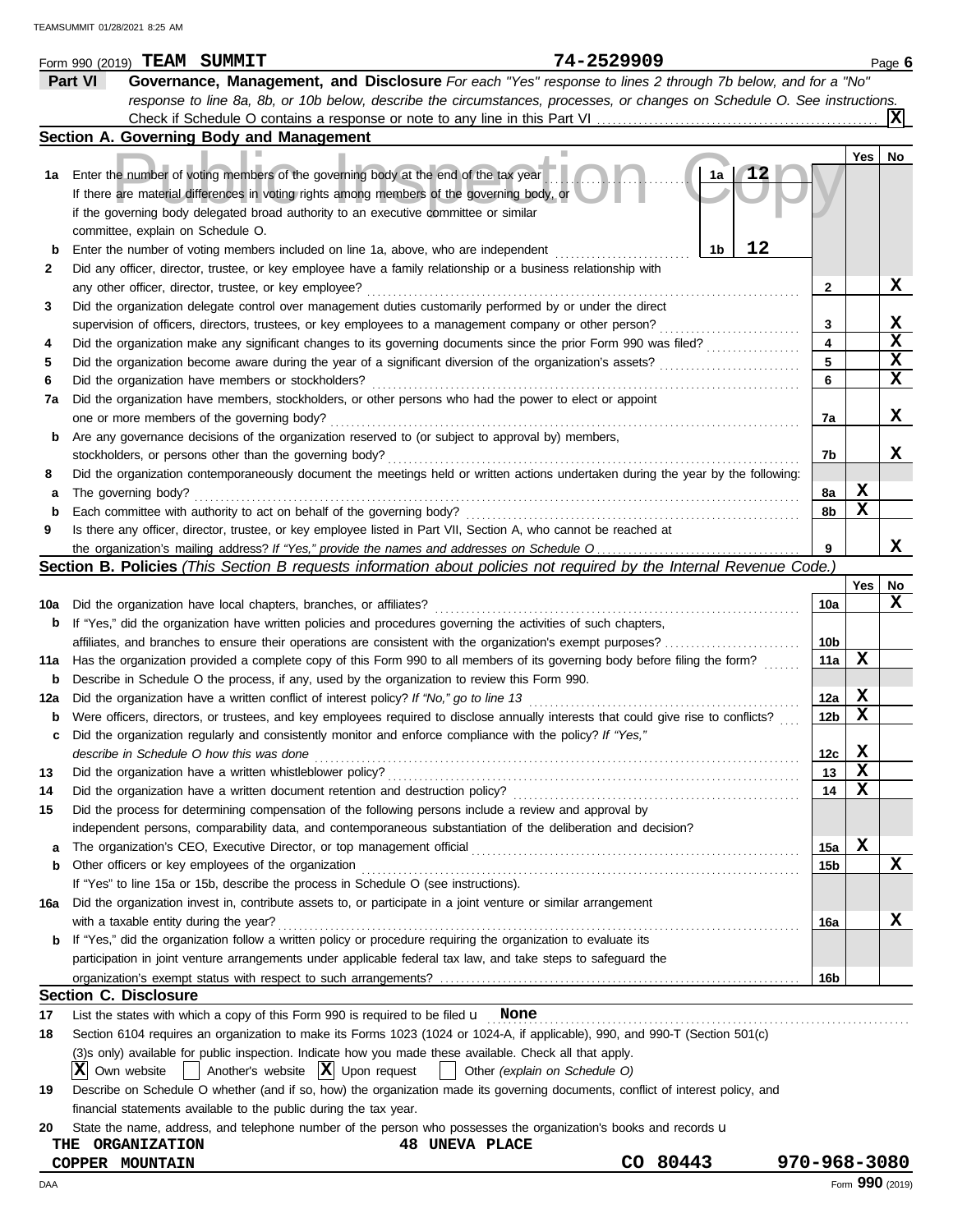Form 990 (2019) **TEAM SUMMIT** 74-2529909 Page **6**

## Part VI Governance, Management, and Disclosure

*For each "Yes" response to lines 2 through 7b below, and for a "No" response to line 8a, 8b, or 10b below, describe the circumstances, processes, or changes on Schedule O. See instructions.*

Check if Schedule O contains a response or note to any line in this Part VI .......... [X]

### Section A. Governing Body and Management

| | | | | Yes | No |
|---|---|---|---|---|---|
| **1a** | Enter the number of voting members of the governing body at the end of the tax year ... **1a** 12<br>If there are material differences in voting rights among members of the governing body, or if the governing body delegated broad authority to an executive committee or similar committee, explain on Schedule O. | | | | |
| **b** | Enter the number of voting members included on line 1a, above, who are independent ... **1b** 12 | | | | |
| **2** | Did any officer, director, trustee, or key employee have a family relationship or a business relationship with any other officer, director, trustee, or key employee? | **2** | | | X |
| **3** | Did the organization delegate control over management duties customarily performed by or under the direct supervision of officers, directors, trustees, or key employees to a management company or other person? | **3** | | | X |
| **4** | Did the organization make any significant changes to its governing documents since the prior Form 990 was filed? | **4** | | | X |
| **5** | Did the organization become aware during the year of a significant diversion of the organization's assets? | **5** | | | X |
| **6** | Did the organization have members or stockholders? | **6** | | | X |
| **7a** | Did the organization have members, stockholders, or other persons who had the power to elect or appoint one or more members of the governing body? | **7a** | | | X |
| **b** | Are any governance decisions of the organization reserved to (or subject to approval by) members, stockholders, or persons other than the governing body? | **7b** | | | X |
| **8** | Did the organization contemporaneously document the meetings held or written actions undertaken during the year by the following: | | | | |
| **a** | The governing body? | **8a** | | X | |
| **b** | Each committee with authority to act on behalf of the governing body? | **8b** | | X | |
| **9** | Is there any officer, director, trustee, or key employee listed in Part VII, Section A, who cannot be reached at the organization's mailing address? *If "Yes," provide the names and addresses on Schedule O* | **9** | | | X |

### Section B. Policies *(This Section B requests information about policies not required by the Internal Revenue Code.)*

| | | | Yes | No |
|---|---|---|---|---|
| **10a** | Did the organization have local chapters, branches, or affiliates? | **10a** | | X |
| **b** | If "Yes," did the organization have written policies and procedures governing the activities of such chapters, affiliates, and branches to ensure their operations are consistent with the organization's exempt purposes? | **10b** | | |
| **11a** | Has the organization provided a complete copy of this Form 990 to all members of its governing body before filing the form? | **11a** | X | |
| **b** | Describe in Schedule O the process, if any, used by the organization to review this Form 990. | | | |
| **12a** | Did the organization have a written conflict of interest policy? *If "No," go to line 13* | **12a** | X | |
| **b** | Were officers, directors, or trustees, and key employees required to disclose annually interests that could give rise to conflicts? | **12b** | X | |
| **c** | Did the organization regularly and consistently monitor and enforce compliance with the policy? *If "Yes," describe in Schedule O how this was done* | **12c** | X | |
| **13** | Did the organization have a written whistleblower policy? | **13** | X | |
| **14** | Did the organization have a written document retention and destruction policy? | **14** | X | |
| **15** | Did the process for determining compensation of the following persons include a review and approval by independent persons, comparability data, and contemporaneous substantiation of the deliberation and decision? | | | |
| **a** | The organization's CEO, Executive Director, or top management official | **15a** | X | |
| **b** | Other officers or key employees of the organization | **15b** | | X |
| | If "Yes" to line 15a or 15b, describe the process in Schedule O (see instructions). | | | |
| **16a** | Did the organization invest in, contribute assets to, or participate in a joint venture or similar arrangement with a taxable entity during the year? | **16a** | | X |
| **b** | If "Yes," did the organization follow a written policy or procedure requiring the organization to evaluate its participation in joint venture arrangements under applicable federal tax law, and take steps to safeguard the organization's exempt status with respect to such arrangements? | **16b** | | |

### Section C. Disclosure

**17** List the states with which a copy of this Form 990 is required to be filed u **None**

**18** Section 6104 requires an organization to make its Forms 1023 (1024 or 1024-A, if applicable), 990, and 990-T (Section 501(c)(3)s only) available for public inspection. Indicate how you made these available. Check all that apply.

[X] Own website [ ] Another's website [X] Upon request [ ] Other *(explain on Schedule O)*

**19** Describe on Schedule O whether (and if so, how) the organization made its governing documents, conflict of interest policy, and financial statements available to the public during the tax year.

**20** State the name, address, and telephone number of the person who possesses the organization's books and records u

THE ORGANIZATION 48 UNEVA PLACE
COPPER MOUNTAIN CO 80443 970-968-3080

DAA Form **990** (2019)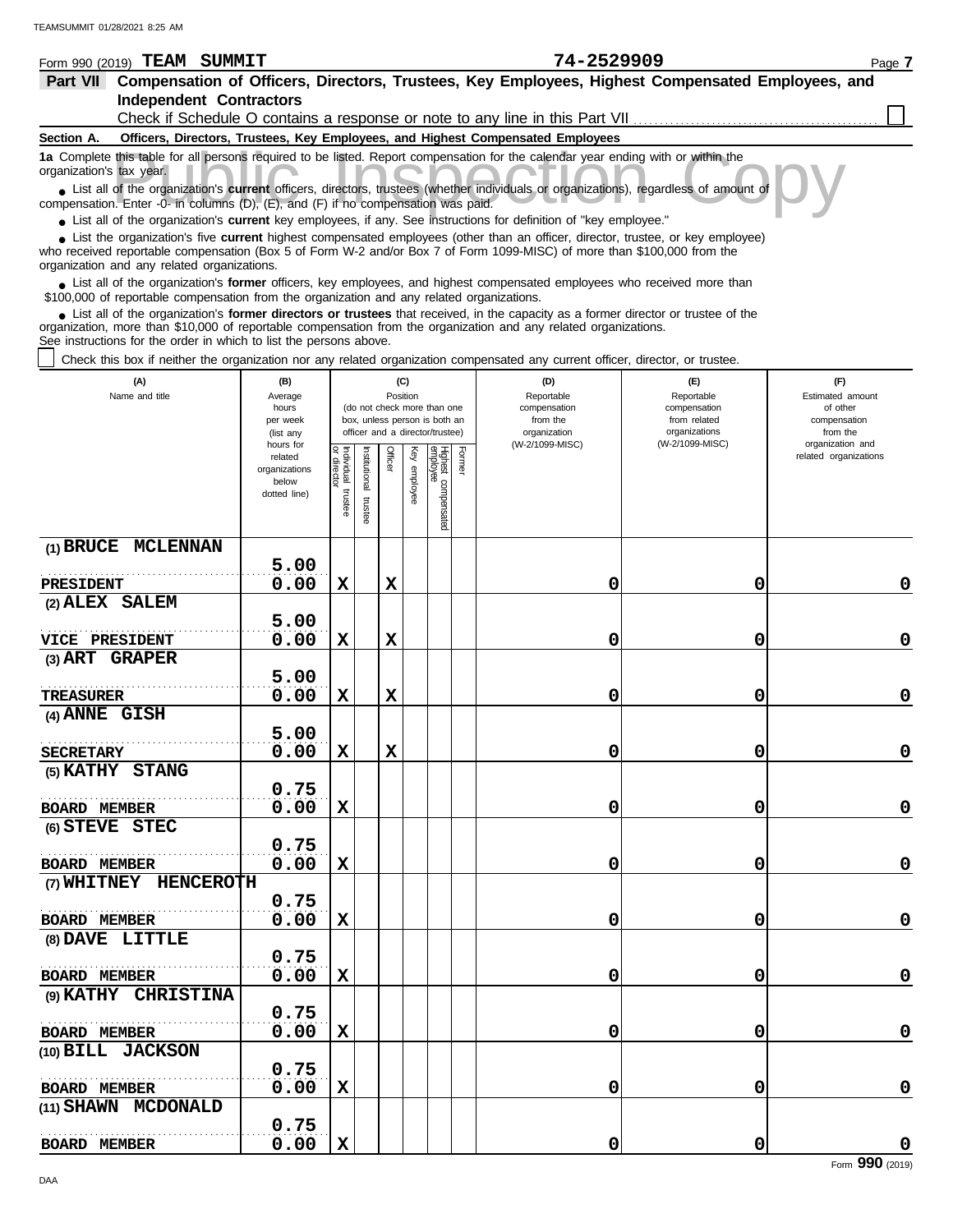Form 990 (2019) **TEAM SUMMIT** **74-2529909** Page **7**

## Part VII Compensation of Officers, Directors, Trustees, Key Employees, Highest Compensated Employees, and Independent Contractors

Check if Schedule O contains a response or note to any line in this Part VII ☐

### Section A. Officers, Directors, Trustees, Key Employees, and Highest Compensated Employees

**1a** Complete this table for all persons required to be listed. Report compensation for the calendar year ending with or within the organization's tax year.

- List all of the organization's **current** officers, directors, trustees (whether individuals or organizations), regardless of amount of compensation. Enter -0- in columns (D), (E), and (F) if no compensation was paid.
- List all of the organization's **current** key employees, if any. See instructions for definition of "key employee."
- List the organization's five **current** highest compensated employees (other than an officer, director, trustee, or key employee) who received reportable compensation (Box 5 of Form W-2 and/or Box 7 of Form 1099-MISC) of more than $100,000 from the organization and any related organizations.
- List all of the organization's **former** officers, key employees, and highest compensated employees who received more than $100,000 of reportable compensation from the organization and any related organizations.
- List all of the organization's **former directors or trustees** that received, in the capacity as a former director or trustee of the organization, more than $10,000 of reportable compensation from the organization and any related organizations.

See instructions for the order in which to list the persons above.

☐ Check this box if neither the organization nor any related organization compensated any current officer, director, or trustee.

| (A) Name and title | (B) Average hours per week (list any hours for related organizations below dotted line) | (C) Position (do not check more than one box, unless person is both an officer and a director/trustee) | | | | | | (D) Reportable compensation from the organization (W-2/1099-MISC) | (E) Reportable compensation from related organizations (W-2/1099-MISC) | (F) Estimated amount of other compensation from the organization and related organizations |
|---|---|---|---|---|---|---|---|---|---|---|
| | | Individual trustee or director | Institutional trustee | Officer | Key employee | Highest compensated employee | Former | | | |
| (1) BRUCE MCLENNAN<br>PRESIDENT | 5.00<br>0.00 | X | | X | | | | 0 | 0 | 0 |
| (2) ALEX SALEM<br>VICE PRESIDENT | 5.00<br>0.00 | X | | X | | | | 0 | 0 | 0 |
| (3) ART GRAPER<br>TREASURER | 5.00<br>0.00 | X | | X | | | | 0 | 0 | 0 |
| (4) ANNE GISH<br>SECRETARY | 5.00<br>0.00 | X | | X | | | | 0 | 0 | 0 |
| (5) KATHY STANG<br>BOARD MEMBER | 0.75<br>0.00 | X | | | | | | 0 | 0 | 0 |
| (6) STEVE STEC<br>BOARD MEMBER | 0.75<br>0.00 | X | | | | | | 0 | 0 | 0 |
| (7) WHITNEY HENCEROTH<br>BOARD MEMBER | 0.75<br>0.00 | X | | | | | | 0 | 0 | 0 |
| (8) DAVE LITTLE<br>BOARD MEMBER | 0.75<br>0.00 | X | | | | | | 0 | 0 | 0 |
| (9) KATHY CHRISTINA<br>BOARD MEMBER | 0.75<br>0.00 | X | | | | | | 0 | 0 | 0 |
| (10) BILL JACKSON<br>BOARD MEMBER | 0.75<br>0.00 | X | | | | | | 0 | 0 | 0 |
| (11) SHAWN MCDONALD<br>BOARD MEMBER | 0.75<br>0.00 | X | | | | | | 0 | 0 | 0 |

Form **990** (2019)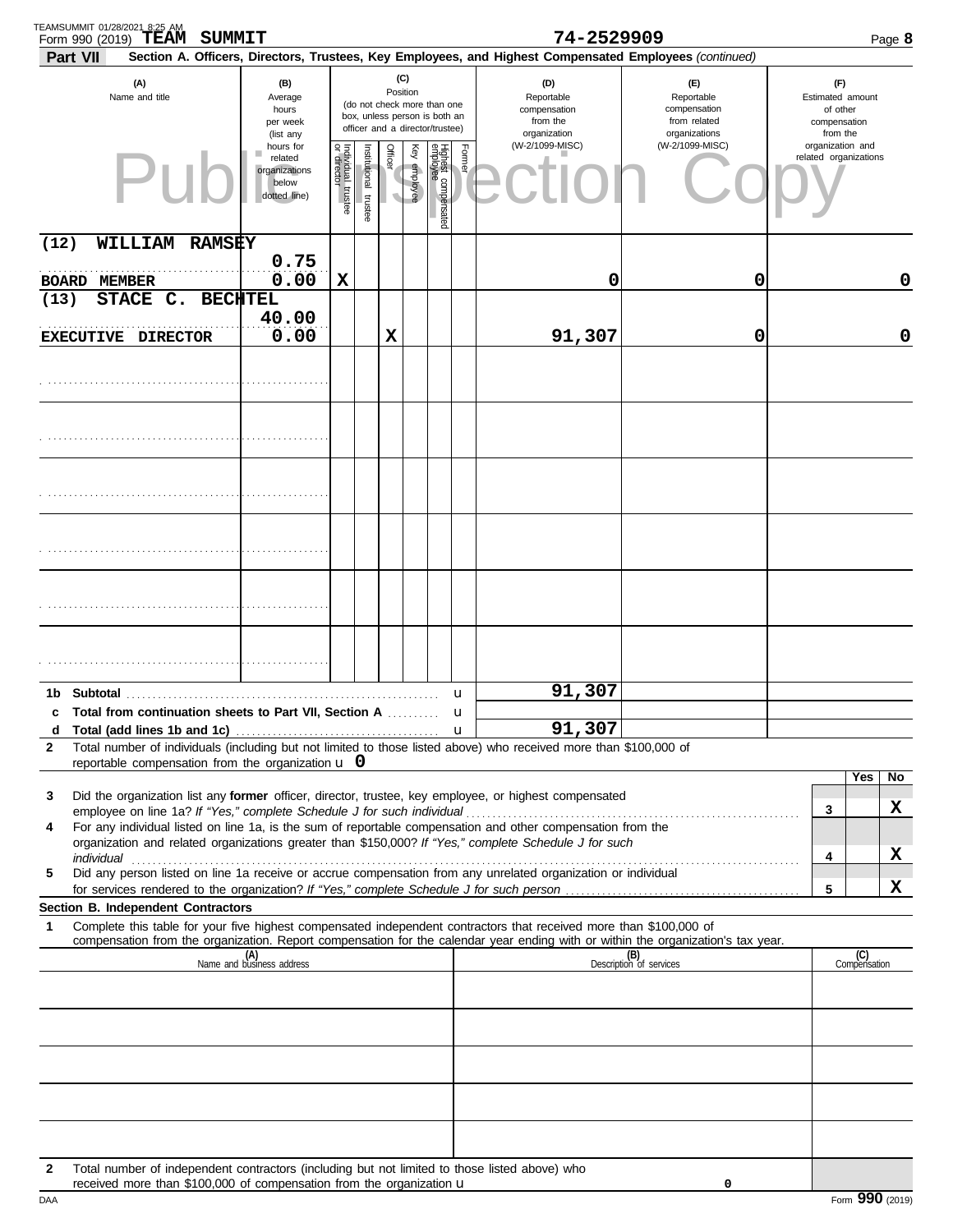Form 990 (2019) TEAM SUMMIT 74-2529909

**Part VII Section A. Officers, Directors, Trustees, Key Employees, and Highest Compensated Employees** *(continued)*

| (A) Name and title | (B) Average hours per week (list any hours for related organizations below dotted line) | (C) Position: Individual trustee or director | Institutional trustee | Officer | Key employee | Highest compensated employee | Former | (D) Reportable compensation from the organization (W-2/1099-MISC) | (E) Reportable compensation from related organizations (W-2/1099-MISC) | (F) Estimated amount of other compensation from the organization and related organizations |
|---|---|---|---|---|---|---|---|---|---|---|
| (12) WILLIAM RAMSEY BOARD MEMBER | 0.75 / 0.00 | X | | | | | | 0 | 0 | 0 |
| (13) STACE C. BECHTEL EXECUTIVE DIRECTOR | 40.00 / 0.00 | | | X | | | | 91,307 | 0 | 0 |
| | | | | | | | | | | |
| | | | | | | | | | | |
| | | | | | | | | | | |
| | | | | | | | | | | |
| | | | | | | | | | | |
| | | | | | | | | | | |

| | | (D) | (E) | (F) |
|---|---|---|---|---|
| **1b** | **Subtotal** | 91,307 | | |
| **c** | **Total from continuation sheets to Part VII, Section A** | | | |
| **d** | **Total (add lines 1b and 1c)** | 91,307 | | |

**2** Total number of individuals (including but not limited to those listed above) who received more than $100,000 of reportable compensation from the organization u 0

| | | | Yes | No |
|---|---|---|---|---|
| **3** | Did the organization list any **former** officer, director, trustee, key employee, or highest compensated employee on line 1a? *If "Yes," complete Schedule J for such individual* | 3 | | X |
| **4** | For any individual listed on line 1a, is the sum of reportable compensation and other compensation from the organization and related organizations greater than $150,000? *If "Yes," complete Schedule J for such individual* | 4 | | X |
| **5** | Did any person listed on line 1a receive or accrue compensation from any unrelated organization or individual for services rendered to the organization? *If "Yes," complete Schedule J for such person* | 5 | | X |

**Section B. Independent Contractors**

**1** Complete this table for your five highest compensated independent contractors that received more than $100,000 of compensation from the organization. Report compensation for the calendar year ending with or within the organization's tax year.

| (A) Name and business address | (B) Description of services | (C) Compensation |
|---|---|---|
| | | |
| | | |
| | | |
| | | |
| | | |

**2** Total number of independent contractors (including but not limited to those listed above) who received more than $100,000 of compensation from the organization u 0

Form **990** (2019)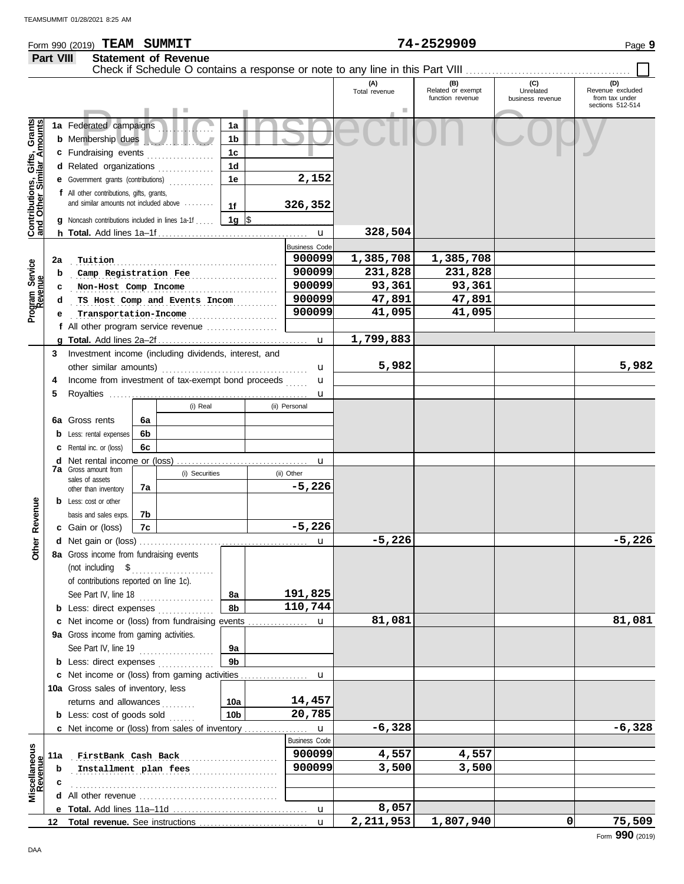Form 990 (2019) **TEAM SUMMIT** **74-2529909** Page **9**

**Part VIII** **Statement of Revenue**

Check if Schedule O contains a response or note to any line in this Part VIII ☐

| | | | | (A) Total revenue | (B) Related or exempt function revenue | (C) Unrelated business revenue | (D) Revenue excluded from tax under sections 512-514 |
|---|---|---|---|---|---|---|---|
| **Contributions, Gifts, Grants and Other Similar Amounts** | 1a Federated campaigns | 1a | | | | | |
| | b Membership dues | 1b | | | | | |
| | c Fundraising events | 1c | | | | | |
| | d Related organizations | 1d | | | | | |
| | e Government grants (contributions) | 1e | 2,152 | | | | |
| | f All other contributions, gifts, grants, and similar amounts not included above | 1f | 326,352 | | | | |
| | g Noncash contributions included in lines 1a-1f | 1g | $ | | | | |
| | h **Total.** Add lines 1a–1f | | | 328,504 | | | |
| **Program Service Revenue** | | | Business Code | | | | |
| | 2a Tuition | | 900099 | 1,385,708 | 1,385,708 | | |
| | b Camp Registration Fee | | 900099 | 231,828 | 231,828 | | |
| | c Non-Host Comp Income | | 900099 | 93,361 | 93,361 | | |
| | d TS Host Comp and Events Incom | | 900099 | 47,891 | 47,891 | | |
| | e Transportation-Income | | 900099 | 41,095 | 41,095 | | |
| | f All other program service revenue | | | | | | |
| | g **Total.** Add lines 2a–2f | | | 1,799,883 | | | |
| **Other Revenue** | 3 Investment income (including dividends, interest, and other similar amounts) | | | 5,982 | | | 5,982 |
| | 4 Income from investment of tax-exempt bond proceeds | | | | | | |
| | 5 Royalties | | | | | | |
| | | (i) Real | (ii) Personal | | | | |
| | 6a Gross rents (6a) | | | | | | |
| | b Less: rental expenses (6b) | | | | | | |
| | c Rental inc. or (loss) (6c) | | | | | | |
| | d Net rental income or (loss) | | | | | | |
| | | (i) Securities | (ii) Other | | | | |
| | 7a Gross amount from sales of assets other than inventory (7a) | | -5,226 | | | | |
| | b Less: cost or other basis and sales exps. (7b) | | | | | | |
| | c Gain or (loss) (7c) | | -5,226 | | | | |
| | d Net gain or (loss) | | | -5,226 | | | -5,226 |
| | 8a Gross income from fundraising events (not including $ of contributions reported on line 1c). See Part IV, line 18 | 8a | 191,825 | | | | |
| | b Less: direct expenses | 8b | 110,744 | | | | |
| | c Net income or (loss) from fundraising events | | | 81,081 | | | 81,081 |
| | 9a Gross income from gaming activities. See Part IV, line 19 | 9a | | | | | |
| | b Less: direct expenses | 9b | | | | | |
| | c Net income or (loss) from gaming activities | | | | | | |
| | 10a Gross sales of inventory, less returns and allowances | 10a | 14,457 | | | | |
| | b Less: cost of goods sold | 10b | 20,785 | | | | |
| | c Net income or (loss) from sales of inventory | | | -6,328 | | | -6,328 |
| **Miscellaneous Revenue** | | | Business Code | | | | |
| | 11a FirstBank Cash Back | | 900099 | 4,557 | 4,557 | | |
| | b Installment plan fees | | 900099 | 3,500 | 3,500 | | |
| | c | | | | | | |
| | d All other revenue | | | | | | |
| | e **Total.** Add lines 11a–11d | | | 8,057 | | | |
| | 12 **Total revenue.** See instructions | | | 2,211,953 | 1,807,940 | 0 | 75,509 |

Form **990** (2019)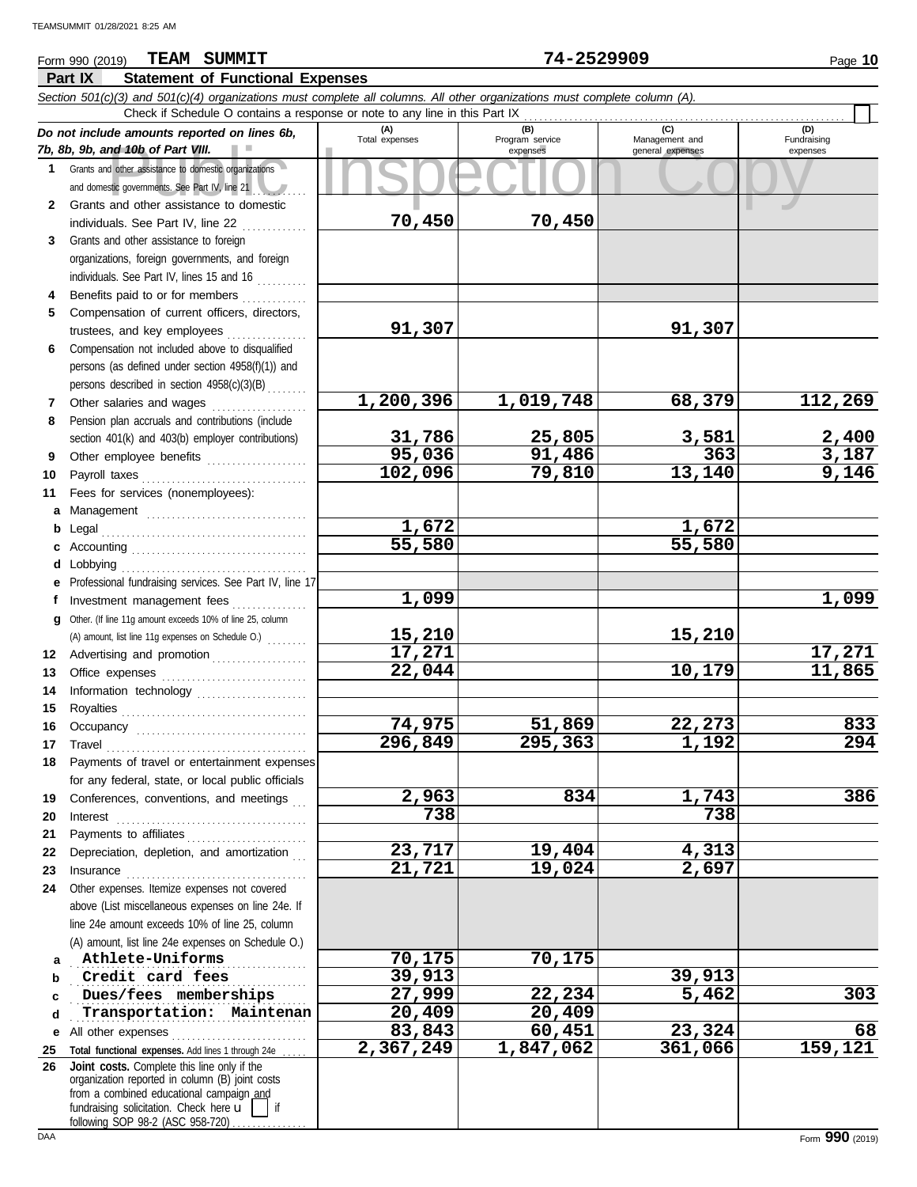Form 990 (2019) **TEAM SUMMIT** **74-2529909**

## Part IX Statement of Functional Expenses

*Section 501(c)(3) and 501(c)(4) organizations must complete all columns. All other organizations must complete column (A).*

Check if Schedule O contains a response or note to any line in this Part IX

| *Do not include amounts reported on lines 6b, 7b, 8b, 9b, and 10b of Part VIII.* | (A) Total expenses | (B) Program service expenses | (C) Management and general expenses | (D) Fundraising expenses |
|---|---|---|---|---|
| **1** Grants and other assistance to domestic organizations and domestic governments. See Part IV, line 21 | | | | |
| **2** Grants and other assistance to domestic individuals. See Part IV, line 22 | 70,450 | 70,450 | | |
| **3** Grants and other assistance to foreign organizations, foreign governments, and foreign individuals. See Part IV, lines 15 and 16 | | | | |
| **4** Benefits paid to or for members | | | | |
| **5** Compensation of current officers, directors, trustees, and key employees | 91,307 | | 91,307 | |
| **6** Compensation not included above to disqualified persons (as defined under section 4958(f)(1)) and persons described in section 4958(c)(3)(B) | | | | |
| **7** Other salaries and wages | 1,200,396 | 1,019,748 | 68,379 | 112,269 |
| **8** Pension plan accruals and contributions (include section 401(k) and 403(b) employer contributions) | 31,786 | 25,805 | 3,581 | 2,400 |
| **9** Other employee benefits | 95,036 | 91,486 | 363 | 3,187 |
| **10** Payroll taxes | 102,096 | 79,810 | 13,140 | 9,146 |
| **11** Fees for services (nonemployees): | | | | |
| **a** Management | | | | |
| **b** Legal | 1,672 | | 1,672 | |
| **c** Accounting | 55,580 | | 55,580 | |
| **d** Lobbying | | | | |
| **e** Professional fundraising services. See Part IV, line 17 | | | | |
| **f** Investment management fees | 1,099 | | | 1,099 |
| **g** Other. (If line 11g amount exceeds 10% of line 25, column (A) amount, list line 11g expenses on Schedule O.) | 15,210 | | 15,210 | |
| **12** Advertising and promotion | 17,271 | | | 17,271 |
| **13** Office expenses | 22,044 | | 10,179 | 11,865 |
| **14** Information technology | | | | |
| **15** Royalties | | | | |
| **16** Occupancy | 74,975 | 51,869 | 22,273 | 833 |
| **17** Travel | 296,849 | 295,363 | 1,192 | 294 |
| **18** Payments of travel or entertainment expenses for any federal, state, or local public officials | | | | |
| **19** Conferences, conventions, and meetings | 2,963 | 834 | 1,743 | 386 |
| **20** Interest | 738 | | 738 | |
| **21** Payments to affiliates | | | | |
| **22** Depreciation, depletion, and amortization | 23,717 | 19,404 | 4,313 | |
| **23** Insurance | 21,721 | 19,024 | 2,697 | |
| **24** Other expenses. Itemize expenses not covered above (List miscellaneous expenses on line 24e. If line 24e amount exceeds 10% of line 25, column (A) amount, list line 24e expenses on Schedule O.) | | | | |
| **a** Athlete-Uniforms | 70,175 | 70,175 | | |
| **b** Credit card fees | 39,913 | | 39,913 | |
| **c** Dues/fees memberships | 27,999 | 22,234 | 5,462 | 303 |
| **d** Transportation: Maintenan | 20,409 | 20,409 | | |
| **e** All other expenses | 83,843 | 60,451 | 23,324 | 68 |
| **25 Total functional expenses.** Add lines 1 through 24e | 2,367,249 | 1,847,062 | 361,066 | 159,121 |
| **26 Joint costs.** Complete this line only if the organization reported in column (B) joint costs from a combined educational campaign and fundraising solicitation. Check here ☐ if following SOP 98-2 (ASC 958-720) | | | | |

Form **990** (2019)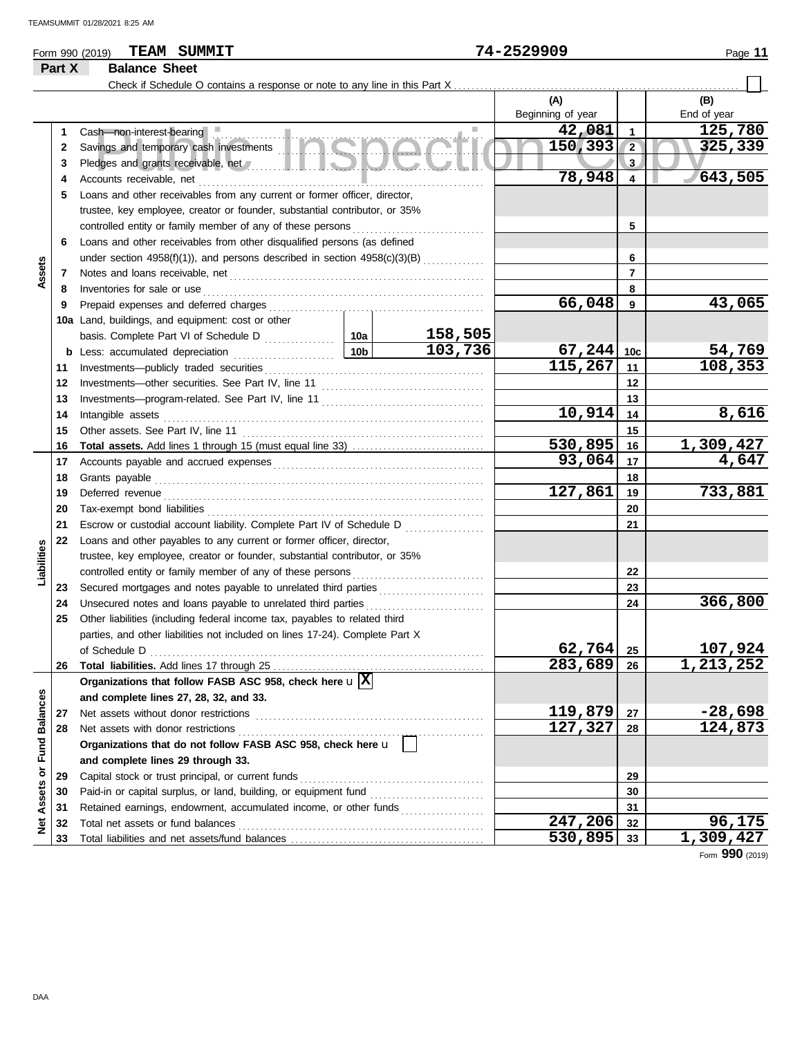Form 990 (2019) **TEAM SUMMIT** 74-2529909

## Part X Balance Sheet

Check if Schedule O contains a response or note to any line in this Part X ☐

| | | | | (A) Beginning of year | | (B) End of year |
|---|---|---|---|---|---|---|
| **Assets** | 1 | Cash—non-interest-bearing | | 42,081 | 1 | 125,780 |
| | 2 | Savings and temporary cash investments | | 150,393 | 2 | 325,339 |
| | 3 | Pledges and grants receivable, net | | | 3 | |
| | 4 | Accounts receivable, net | | 78,948 | 4 | 643,505 |
| | 5 | Loans and other receivables from any current or former officer, director, trustee, key employee, creator or founder, substantial contributor, or 35% controlled entity or family member of any of these persons | | | 5 | |
| | 6 | Loans and other receivables from other disqualified persons (as defined under section 4958(f)(1)), and persons described in section 4958(c)(3)(B) | | | 6 | |
| | 7 | Notes and loans receivable, net | | | 7 | |
| | 8 | Inventories for sale or use | | | 8 | |
| | 9 | Prepaid expenses and deferred charges | | 66,048 | 9 | 43,065 |
| | 10a | Land, buildings, and equipment: cost or other basis. Complete Part VI of Schedule D | 10a: 158,505 | | | |
| | b | Less: accumulated depreciation | 10b: 103,736 | 67,244 | 10c | 54,769 |
| | 11 | Investments—publicly traded securities | | 115,267 | 11 | 108,353 |
| | 12 | Investments—other securities. See Part IV, line 11 | | | 12 | |
| | 13 | Investments—program-related. See Part IV, line 11 | | | 13 | |
| | 14 | Intangible assets | | 10,914 | 14 | 8,616 |
| | 15 | Other assets. See Part IV, line 11 | | | 15 | |
| | 16 | **Total assets.** Add lines 1 through 15 (must equal line 33) | | 530,895 | 16 | 1,309,427 |
| **Liabilities** | 17 | Accounts payable and accrued expenses | | 93,064 | 17 | 4,647 |
| | 18 | Grants payable | | | 18 | |
| | 19 | Deferred revenue | | 127,861 | 19 | 733,881 |
| | 20 | Tax-exempt bond liabilities | | | 20 | |
| | 21 | Escrow or custodial account liability. Complete Part IV of Schedule D | | | 21 | |
| | 22 | Loans and other payables to any current or former officer, director, trustee, key employee, creator or founder, substantial contributor, or 35% controlled entity or family member of any of these persons | | | 22 | |
| | 23 | Secured mortgages and notes payable to unrelated third parties | | | 23 | |
| | 24 | Unsecured notes and loans payable to unrelated third parties | | | 24 | 366,800 |
| | 25 | Other liabilities (including federal income tax, payables to related third parties, and other liabilities not included on lines 17-24). Complete Part X of Schedule D | | 62,764 | 25 | 107,924 |
| | 26 | **Total liabilities.** Add lines 17 through 25 | | 283,689 | 26 | 1,213,252 |
| **Net Assets or Fund Balances** | | **Organizations that follow FASB ASC 958, check here** ☒ **and complete lines 27, 28, 32, and 33.** | | | | |
| | 27 | Net assets without donor restrictions | | 119,879 | 27 | -28,698 |
| | 28 | Net assets with donor restrictions | | 127,327 | 28 | 124,873 |
| | | **Organizations that do not follow FASB ASC 958, check here** ☐ **and complete lines 29 through 33.** | | | | |
| | 29 | Capital stock or trust principal, or current funds | | | 29 | |
| | 30 | Paid-in or capital surplus, or land, building, or equipment fund | | | 30 | |
| | 31 | Retained earnings, endowment, accumulated income, or other funds | | | 31 | |
| | 32 | Total net assets or fund balances | | 247,206 | 32 | 96,175 |
| | 33 | Total liabilities and net assets/fund balances | | 530,895 | 33 | 1,309,427 |

Form **990** (2019)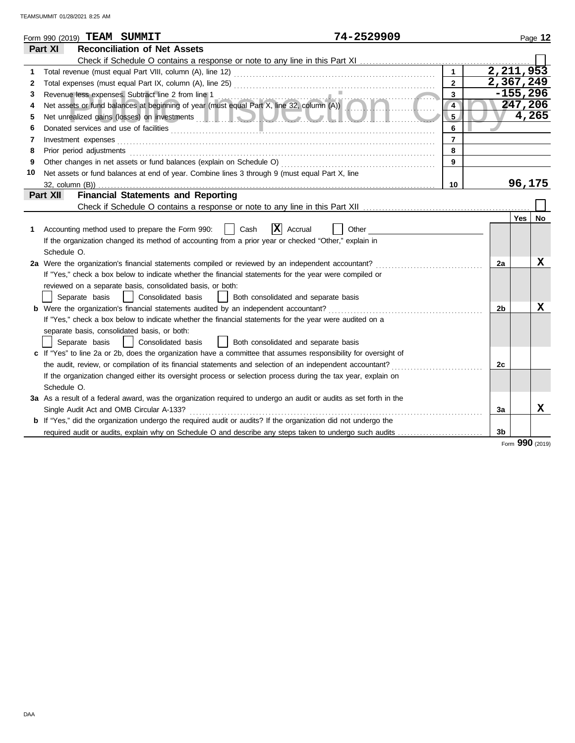Form 990 (2019) **TEAM SUMMIT** **74-2529909**

## Part XI Reconciliation of Net Assets

Check if Schedule O contains a response or note to any line in this Part XI ☐

| | | | |
|---|---|---|---|
| 1 | Total revenue (must equal Part VIII, column (A), line 12) | 1 | 2,211,953 |
| 2 | Total expenses (must equal Part IX, column (A), line 25) | 2 | 2,367,249 |
| 3 | Revenue less expenses. Subtract line 2 from line 1 | 3 | -155,296 |
| 4 | Net assets or fund balances at beginning of year (must equal Part X, line 32, column (A)) | 4 | 247,206 |
| 5 | Net unrealized gains (losses) on investments | 5 | 4,265 |
| 6 | Donated services and use of facilities | 6 | |
| 7 | Investment expenses | 7 | |
| 8 | Prior period adjustments | 8 | |
| 9 | Other changes in net assets or fund balances (explain on Schedule O) | 9 | |
| 10 | Net assets or fund balances at end of year. Combine lines 3 through 9 (must equal Part X, line 32, column (B)) | 10 | 96,175 |

## Part XII Financial Statements and Reporting

Check if Schedule O contains a response or note to any line in this Part XII ☐

| | | | Yes | No |
|---|---|---|---|---|
| 1 | Accounting method used to prepare the Form 990: ☐ Cash ☒ Accrual ☐ Other ________ <br> If the organization changed its method of accounting from a prior year or checked "Other," explain in Schedule O. | | | |
| 2a | Were the organization's financial statements compiled or reviewed by an independent accountant? <br> If "Yes," check a box below to indicate whether the financial statements for the year were compiled or reviewed on a separate basis, consolidated basis, or both: <br> ☐ Separate basis ☐ Consolidated basis ☐ Both consolidated and separate basis | 2a | | X |
| b | Were the organization's financial statements audited by an independent accountant? <br> If "Yes," check a box below to indicate whether the financial statements for the year were audited on a separate basis, consolidated basis, or both: <br> ☐ Separate basis ☐ Consolidated basis ☐ Both consolidated and separate basis | 2b | | X |
| c | If "Yes" to line 2a or 2b, does the organization have a committee that assumes responsibility for oversight of the audit, review, or compilation of its financial statements and selection of an independent accountant? <br> If the organization changed either its oversight process or selection process during the tax year, explain on Schedule O. | 2c | | |
| 3a | As a result of a federal award, was the organization required to undergo an audit or audits as set forth in the Single Audit Act and OMB Circular A-133? | 3a | | X |
| b | If "Yes," did the organization undergo the required audit or audits? If the organization did not undergo the required audit or audits, explain why on Schedule O and describe any steps taken to undergo such audits | 3b | | |

Form **990** (2019)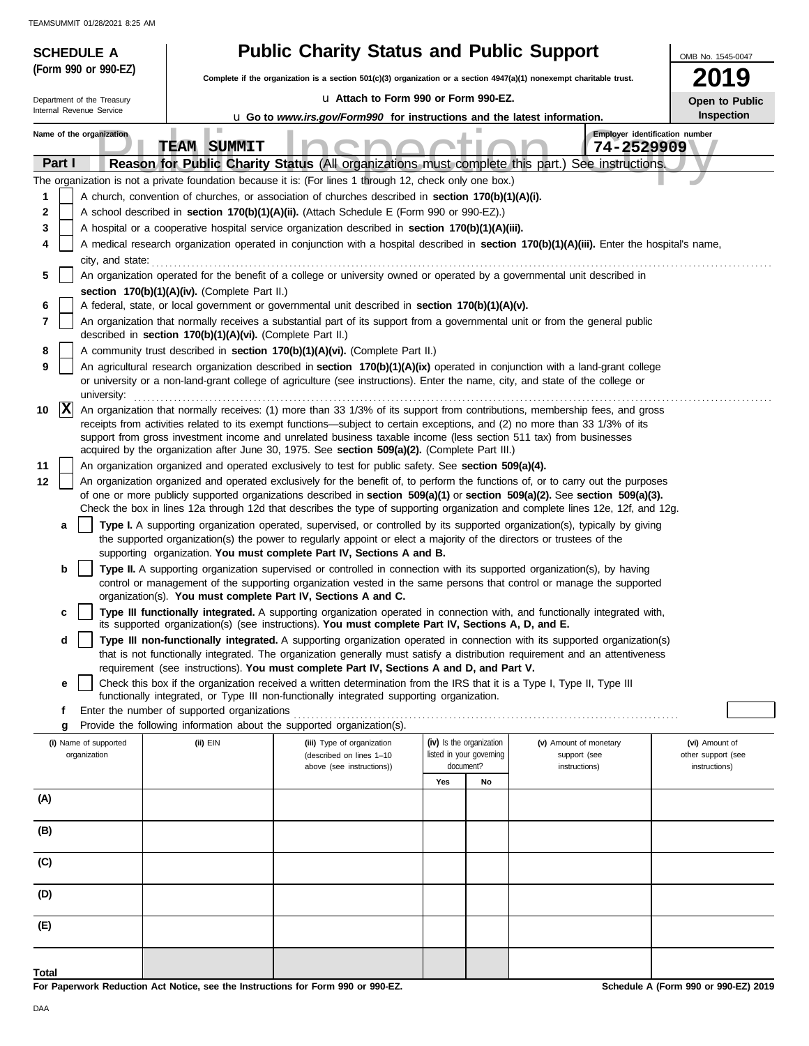**SCHEDULE A (Form 990 or 990-EZ)**

Department of the Treasury
Internal Revenue Service

# Public Charity Status and Public Support

**Complete if the organization is a section 501(c)(3) organization or a section 4947(a)(1) nonexempt charitable trust.**

u **Attach to Form 990 or Form 990-EZ.**

u **Go to *www.irs.gov/Form990* for instructions and the latest information.**

OMB No. 1545-0047

**2019**

**Open to Public Inspection**

**Name of the organization:** TEAM SUMMIT

**Employer identification number:** 74-2529909

## Part I — Reason for Public Charity Status (All organizations must complete this part.) See instructions.

The organization is not a private foundation because it is: (For lines 1 through 12, check only one box.)

1. [ ] A church, convention of churches, or association of churches described in **section 170(b)(1)(A)(i).**
2. [ ] A school described in **section 170(b)(1)(A)(ii).** (Attach Schedule E (Form 990 or 990-EZ).)
3. [ ] A hospital or a cooperative hospital service organization described in **section 170(b)(1)(A)(iii).**
4. [ ] A medical research organization operated in conjunction with a hospital described in **section 170(b)(1)(A)(iii).** Enter the hospital's name, city, and state:
5. [ ] An organization operated for the benefit of a college or university owned or operated by a governmental unit described in **section 170(b)(1)(A)(iv).** (Complete Part II.)
6. [ ] A federal, state, or local government or governmental unit described in **section 170(b)(1)(A)(v).**
7. [ ] An organization that normally receives a substantial part of its support from a governmental unit or from the general public described in **section 170(b)(1)(A)(vi).** (Complete Part II.)
8. [ ] A community trust described in **section 170(b)(1)(A)(vi).** (Complete Part II.)
9. [ ] An agricultural research organization described in **section 170(b)(1)(A)(ix)** operated in conjunction with a land-grant college or university or a non-land-grant college of agriculture (see instructions). Enter the name, city, and state of the college or university:
10. [X] An organization that normally receives: (1) more than 33 1/3% of its support from contributions, membership fees, and gross receipts from activities related to its exempt functions—subject to certain exceptions, and (2) no more than 33 1/3% of its support from gross investment income and unrelated business taxable income (less section 511 tax) from businesses acquired by the organization after June 30, 1975. See **section 509(a)(2).** (Complete Part III.)
11. [ ] An organization organized and operated exclusively to test for public safety. See **section 509(a)(4).**
12. [ ] An organization organized and operated exclusively for the benefit of, to perform the functions of, or to carry out the purposes of one or more publicly supported organizations described in **section 509(a)(1)** or **section 509(a)(2).** See **section 509(a)(3).** Check the box in lines 12a through 12d that describes the type of supporting organization and complete lines 12e, 12f, and 12g.
   - **a** [ ] **Type I.** A supporting organization operated, supervised, or controlled by its supported organization(s), typically by giving the supported organization(s) the power to regularly appoint or elect a majority of the directors or trustees of the supporting organization. **You must complete Part IV, Sections A and B.**
   - **b** [ ] **Type II.** A supporting organization supervised or controlled in connection with its supported organization(s), by having control or management of the supporting organization vested in the same persons that control or manage the supported organization(s). **You must complete Part IV, Sections A and C.**
   - **c** [ ] **Type III functionally integrated.** A supporting organization operated in connection with, and functionally integrated with, its supported organization(s) (see instructions). **You must complete Part IV, Sections A, D, and E.**
   - **d** [ ] **Type III non-functionally integrated.** A supporting organization operated in connection with its supported organization(s) that is not functionally integrated. The organization generally must satisfy a distribution requirement and an attentiveness requirement (see instructions). **You must complete Part IV, Sections A and D, and Part V.**
   - **e** [ ] Check this box if the organization received a written determination from the IRS that it is a Type I, Type II, Type III functionally integrated, or Type III non-functionally integrated supporting organization.
   - **f** Enter the number of supported organizations
   - **g** Provide the following information about the supported organization(s).

| (i) Name of supported organization | (ii) EIN | (iii) Type of organization (described on lines 1–10 above (see instructions)) | (iv) Is the organization listed in your governing document? Yes | No | (v) Amount of monetary support (see instructions) | (vi) Amount of other support (see instructions) |
|---|---|---|---|---|---|---|
| (A) | | | | | | |
| (B) | | | | | | |
| (C) | | | | | | |
| (D) | | | | | | |
| (E) | | | | | | |
| **Total** | | | | | | |

**For Paperwork Reduction Act Notice, see the Instructions for Form 990 or 990-EZ.**

**Schedule A (Form 990 or 990-EZ) 2019**

DAA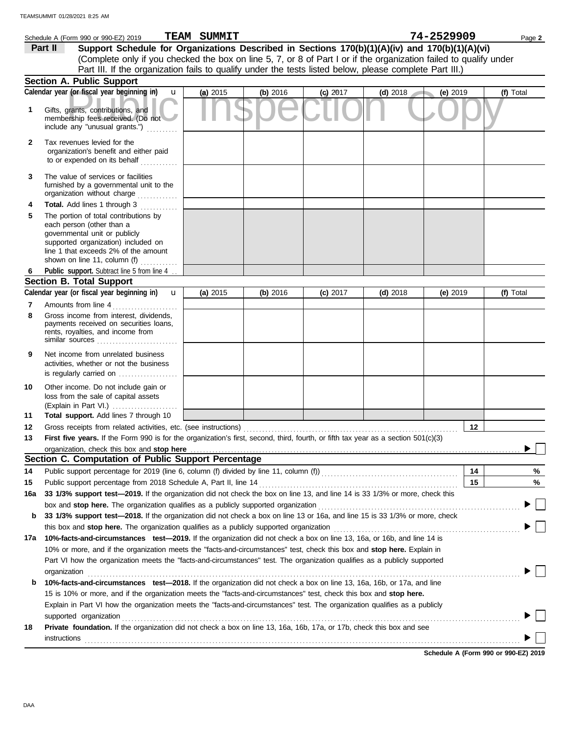Schedule A (Form 990 or 990-EZ) 2019 **TEAM SUMMIT** **74-2529909** Page **2**

**Part II** **Support Schedule for Organizations Described in Sections 170(b)(1)(A)(iv) and 170(b)(1)(A)(vi)**
(Complete only if you checked the box on line 5, 7, or 8 of Part I or if the organization failed to qualify under Part III. If the organization fails to qualify under the tests listed below, please complete Part III.)

## Section A. Public Support

| Calendar year (or fiscal year beginning in) | (a) 2015 | (b) 2016 | (c) 2017 | (d) 2018 | (e) 2019 | (f) Total |
|---|---|---|---|---|---|---|
| 1 Gifts, grants, contributions, and membership fees received. (Do not include any "unusual grants.") | | | | | | |
| 2 Tax revenues levied for the organization's benefit and either paid to or expended on its behalf | | | | | | |
| 3 The value of services or facilities furnished by a governmental unit to the organization without charge | | | | | | |
| 4 **Total.** Add lines 1 through 3 | | | | | | |
| 5 The portion of total contributions by each person (other than a governmental unit or publicly supported organization) included on line 1 that exceeds 2% of the amount shown on line 11, column (f) | | | | | | |
| 6 **Public support.** Subtract line 5 from line 4 | | | | | | |

## Section B. Total Support

| Calendar year (or fiscal year beginning in) | (a) 2015 | (b) 2016 | (c) 2017 | (d) 2018 | (e) 2019 | (f) Total |
|---|---|---|---|---|---|---|
| 7 Amounts from line 4 | | | | | | |
| 8 Gross income from interest, dividends, payments received on securities loans, rents, royalties, and income from similar sources | | | | | | |
| 9 Net income from unrelated business activities, whether or not the business is regularly carried on | | | | | | |
| 10 Other income. Do not include gain or loss from the sale of capital assets (Explain in Part VI.) | | | | | | |
| 11 **Total support.** Add lines 7 through 10 | | | | | | |

12 Gross receipts from related activities, etc. (see instructions) | 12 |

13 **First five years.** If the Form 990 is for the organization's first, second, third, fourth, or fifth tax year as a section 501(c)(3) organization, check this box and **stop here** ☐

## Section C. Computation of Public Support Percentage

14 Public support percentage for 2019 (line 6, column (f) divided by line 11, column (f)) | 14 | %

15 Public support percentage from 2018 Schedule A, Part II, line 14 | 15 | %

16a **33 1/3% support test—2019.** If the organization did not check the box on line 13, and line 14 is 33 1/3% or more, check this box and **stop here.** The organization qualifies as a publicly supported organization ☐

b **33 1/3% support test—2018.** If the organization did not check a box on line 13 or 16a, and line 15 is 33 1/3% or more, check this box and **stop here.** The organization qualifies as a publicly supported organization ☐

17a **10%-facts-and-circumstances test—2019.** If the organization did not check a box on line 13, 16a, or 16b, and line 14 is 10% or more, and if the organization meets the "facts-and-circumstances" test, check this box and **stop here.** Explain in Part VI how the organization meets the "facts-and-circumstances" test. The organization qualifies as a publicly supported organization ☐

b **10%-facts-and-circumstances test—2018.** If the organization did not check a box on line 13, 16a, 16b, or 17a, and line 15 is 10% or more, and if the organization meets the "facts-and-circumstances" test, check this box and **stop here.** Explain in Part VI how the organization meets the "facts-and-circumstances" test. The organization qualifies as a publicly supported organization ☐

18 **Private foundation.** If the organization did not check a box on line 13, 16a, 16b, 17a, or 17b, check this box and see instructions ☐

**Schedule A (Form 990 or 990-EZ) 2019**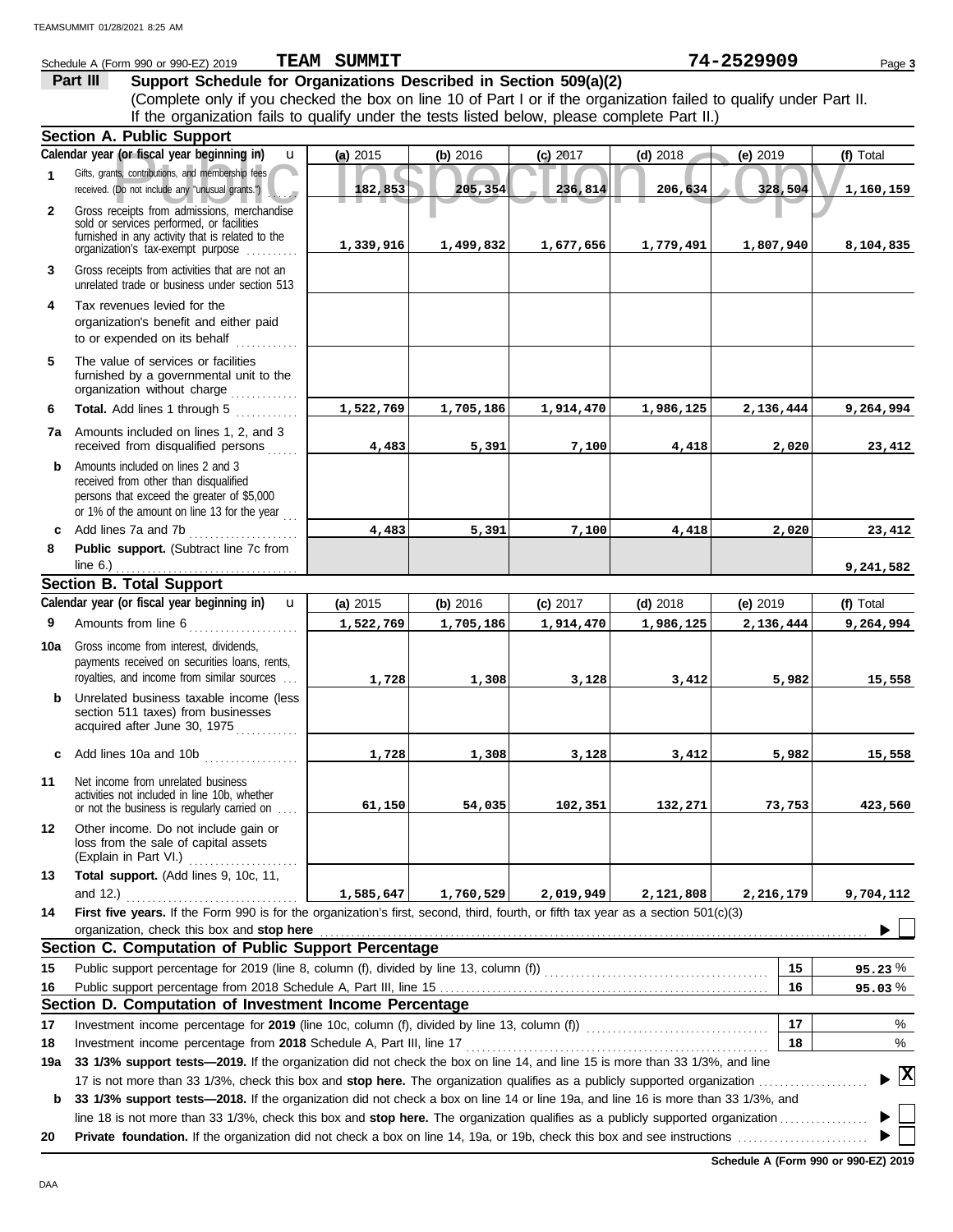Schedule A (Form 990 or 990-EZ) 2019 **TEAM SUMMIT** **74-2529909**

## Part III — Support Schedule for Organizations Described in Section 509(a)(2)

(Complete only if you checked the box on line 10 of Part I or if the organization failed to qualify under Part II. If the organization fails to qualify under the tests listed below, please complete Part II.)

### Section A. Public Support

| Calendar year (or fiscal year beginning in) | (a) 2015 | (b) 2016 | (c) 2017 | (d) 2018 | (e) 2019 | (f) Total |
|---|---|---|---|---|---|---|
| 1 Gifts, grants, contributions, and membership fees received. (Do not include any "unusual grants.") | 182,853 | 205,354 | 236,814 | 206,634 | 328,504 | 1,160,159 |
| 2 Gross receipts from admissions, merchandise sold or services performed, or facilities furnished in any activity that is related to the organization's tax-exempt purpose | 1,339,916 | 1,499,832 | 1,677,656 | 1,779,491 | 1,807,940 | 8,104,835 |
| 3 Gross receipts from activities that are not an unrelated trade or business under section 513 | | | | | | |
| 4 Tax revenues levied for the organization's benefit and either paid to or expended on its behalf | | | | | | |
| 5 The value of services or facilities furnished by a governmental unit to the organization without charge | | | | | | |
| 6 **Total.** Add lines 1 through 5 | 1,522,769 | 1,705,186 | 1,914,470 | 1,986,125 | 2,136,444 | 9,264,994 |
| 7a Amounts included on lines 1, 2, and 3 received from disqualified persons | 4,483 | 5,391 | 7,100 | 4,418 | 2,020 | 23,412 |
| b Amounts included on lines 2 and 3 received from other than disqualified persons that exceed the greater of $5,000 or 1% of the amount on line 13 for the year | | | | | | |
| c Add lines 7a and 7b | 4,483 | 5,391 | 7,100 | 4,418 | 2,020 | 23,412 |
| 8 **Public support.** (Subtract line 7c from line 6.) | | | | | | 9,241,582 |

### Section B. Total Support

| Calendar year (or fiscal year beginning in) | (a) 2015 | (b) 2016 | (c) 2017 | (d) 2018 | (e) 2019 | (f) Total |
|---|---|---|---|---|---|---|
| 9 Amounts from line 6 | 1,522,769 | 1,705,186 | 1,914,470 | 1,986,125 | 2,136,444 | 9,264,994 |
| 10a Gross income from interest, dividends, payments received on securities loans, rents, royalties, and income from similar sources | 1,728 | 1,308 | 3,128 | 3,412 | 5,982 | 15,558 |
| b Unrelated business taxable income (less section 511 taxes) from businesses acquired after June 30, 1975 | | | | | | |
| c Add lines 10a and 10b | 1,728 | 1,308 | 3,128 | 3,412 | 5,982 | 15,558 |
| 11 Net income from unrelated business activities not included in line 10b, whether or not the business is regularly carried on | 61,150 | 54,035 | 102,351 | 132,271 | 73,753 | 423,560 |
| 12 Other income. Do not include gain or loss from the sale of capital assets (Explain in Part VI.) | | | | | | |
| 13 **Total support.** (Add lines 9, 10c, 11, and 12.) | 1,585,647 | 1,760,529 | 2,019,949 | 2,121,808 | 2,216,179 | 9,704,112 |

**14** **First five years.** If the Form 990 is for the organization's first, second, third, fourth, or fifth tax year as a section 501(c)(3) organization, check this box and **stop here** ☐

### Section C. Computation of Public Support Percentage

| | | | |
|---|---|---|---|
| 15 | Public support percentage for 2019 (line 8, column (f), divided by line 13, column (f)) | 15 | 95.23 % |
| 16 | Public support percentage from 2018 Schedule A, Part III, line 15 | 16 | 95.03 % |

### Section D. Computation of Investment Income Percentage

| | | | |
|---|---|---|---|
| 17 | Investment income percentage for **2019** (line 10c, column (f), divided by line 13, column (f)) | 17 | % |
| 18 | Investment income percentage from **2018** Schedule A, Part III, line 17 | 18 | % |

**19a** **33 1/3% support tests—2019.** If the organization did not check the box on line 14, and line 15 is more than 33 1/3%, and line 17 is not more than 33 1/3%, check this box and **stop here.** The organization qualifies as a publicly supported organization ☒

**b** **33 1/3% support tests—2018.** If the organization did not check a box on line 14 or line 19a, and line 16 is more than 33 1/3%, and line 18 is not more than 33 1/3%, check this box and **stop here.** The organization qualifies as a publicly supported organization ☐

**20** **Private foundation.** If the organization did not check a box on line 14, 19a, or 19b, check this box and see instructions ☐

**Schedule A (Form 990 or 990-EZ) 2019**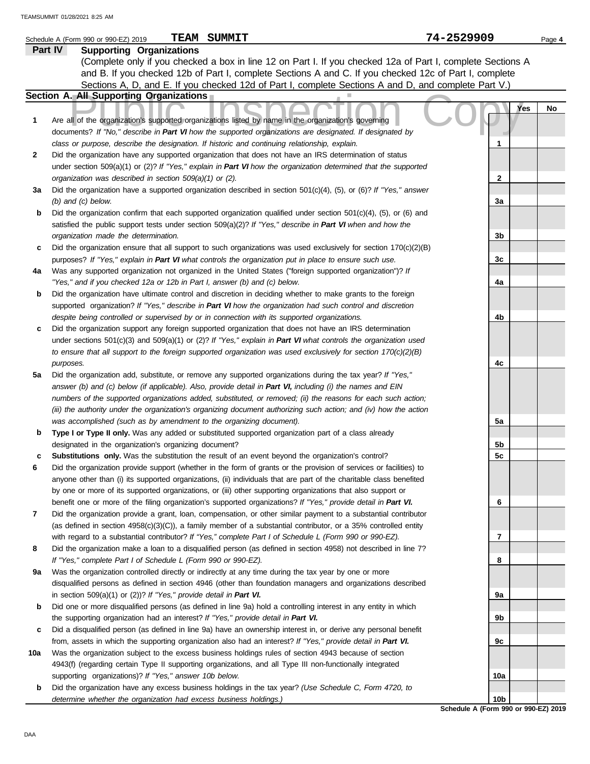Schedule A (Form 990 or 990-EZ) 2019 **TEAM SUMMIT** 74-2529909

## Part IV Supporting Organizations

(Complete only if you checked a box in line 12 on Part I. If you checked 12a of Part I, complete Sections A and B. If you checked 12b of Part I, complete Sections A and C. If you checked 12c of Part I, complete Sections A, D, and E. If you checked 12d of Part I, complete Sections A and D, and complete Part V.)

### Section A. All Supporting Organizations

Public Inspection Copy

| | | | Yes | No |
|---|---|---|---|---|
| **1** | Are all of the organization's supported organizations listed by name in the organization's governing documents? *If "No," describe in **Part VI** how the supported organizations are designated. If designated by class or purpose, describe the designation. If historic and continuing relationship, explain.* | 1 | | |
| **2** | Did the organization have any supported organization that does not have an IRS determination of status under section 509(a)(1) or (2)? *If "Yes," explain in **Part VI** how the organization determined that the supported organization was described in section 509(a)(1) or (2).* | 2 | | |
| **3a** | Did the organization have a supported organization described in section 501(c)(4), (5), or (6)? *If "Yes," answer (b) and (c) below.* | 3a | | |
| **b** | Did the organization confirm that each supported organization qualified under section 501(c)(4), (5), or (6) and satisfied the public support tests under section 509(a)(2)? *If "Yes," describe in **Part VI** when and how the organization made the determination.* | 3b | | |
| **c** | Did the organization ensure that all support to such organizations was used exclusively for section 170(c)(2)(B) purposes? *If "Yes," explain in **Part VI** what controls the organization put in place to ensure such use.* | 3c | | |
| **4a** | Was any supported organization not organized in the United States ("foreign supported organization")? *If "Yes," and if you checked 12a or 12b in Part I, answer (b) and (c) below.* | 4a | | |
| **b** | Did the organization have ultimate control and discretion in deciding whether to make grants to the foreign supported organization? *If "Yes," describe in **Part VI** how the organization had such control and discretion despite being controlled or supervised by or in connection with its supported organizations.* | 4b | | |
| **c** | Did the organization support any foreign supported organization that does not have an IRS determination under sections 501(c)(3) and 509(a)(1) or (2)? *If "Yes," explain in **Part VI** what controls the organization used to ensure that all support to the foreign supported organization was used exclusively for section 170(c)(2)(B) purposes.* | 4c | | |
| **5a** | Did the organization add, substitute, or remove any supported organizations during the tax year? *If "Yes," answer (b) and (c) below (if applicable). Also, provide detail in **Part VI,** including (i) the names and EIN numbers of the supported organizations added, substituted, or removed; (ii) the reasons for each such action; (iii) the authority under the organization's organizing document authorizing such action; and (iv) how the action was accomplished (such as by amendment to the organizing document).* | 5a | | |
| **b** | **Type I or Type II only.** Was any added or substituted supported organization part of a class already designated in the organization's organizing document? | 5b | | |
| **c** | **Substitutions only.** Was the substitution the result of an event beyond the organization's control? | 5c | | |
| **6** | Did the organization provide support (whether in the form of grants or the provision of services or facilities) to anyone other than (i) its supported organizations, (ii) individuals that are part of the charitable class benefited by one or more of its supported organizations, or (iii) other supporting organizations that also support or benefit one or more of the filing organization's supported organizations? *If "Yes," provide detail in **Part VI.*** | 6 | | |
| **7** | Did the organization provide a grant, loan, compensation, or other similar payment to a substantial contributor (as defined in section 4958(c)(3)(C)), a family member of a substantial contributor, or a 35% controlled entity with regard to a substantial contributor? *If "Yes," complete Part I of Schedule L (Form 990 or 990-EZ).* | 7 | | |
| **8** | Did the organization make a loan to a disqualified person (as defined in section 4958) not described in line 7? *If "Yes," complete Part I of Schedule L (Form 990 or 990-EZ).* | 8 | | |
| **9a** | Was the organization controlled directly or indirectly at any time during the tax year by one or more disqualified persons as defined in section 4946 (other than foundation managers and organizations described in section 509(a)(1) or (2))? *If "Yes," provide detail in **Part VI.*** | 9a | | |
| **b** | Did one or more disqualified persons (as defined in line 9a) hold a controlling interest in any entity in which the supporting organization had an interest? *If "Yes," provide detail in **Part VI.*** | 9b | | |
| **c** | Did a disqualified person (as defined in line 9a) have an ownership interest in, or derive any personal benefit from, assets in which the supporting organization also had an interest? *If "Yes," provide detail in **Part VI.*** | 9c | | |
| **10a** | Was the organization subject to the excess business holdings rules of section 4943 because of section 4943(f) (regarding certain Type II supporting organizations, and all Type III non-functionally integrated supporting organizations)? *If "Yes," answer 10b below.* | 10a | | |
| **b** | Did the organization have any excess business holdings in the tax year? *(Use Schedule C, Form 4720, to determine whether the organization had excess business holdings.)* | 10b | | |

**Schedule A (Form 990 or 990-EZ) 2019**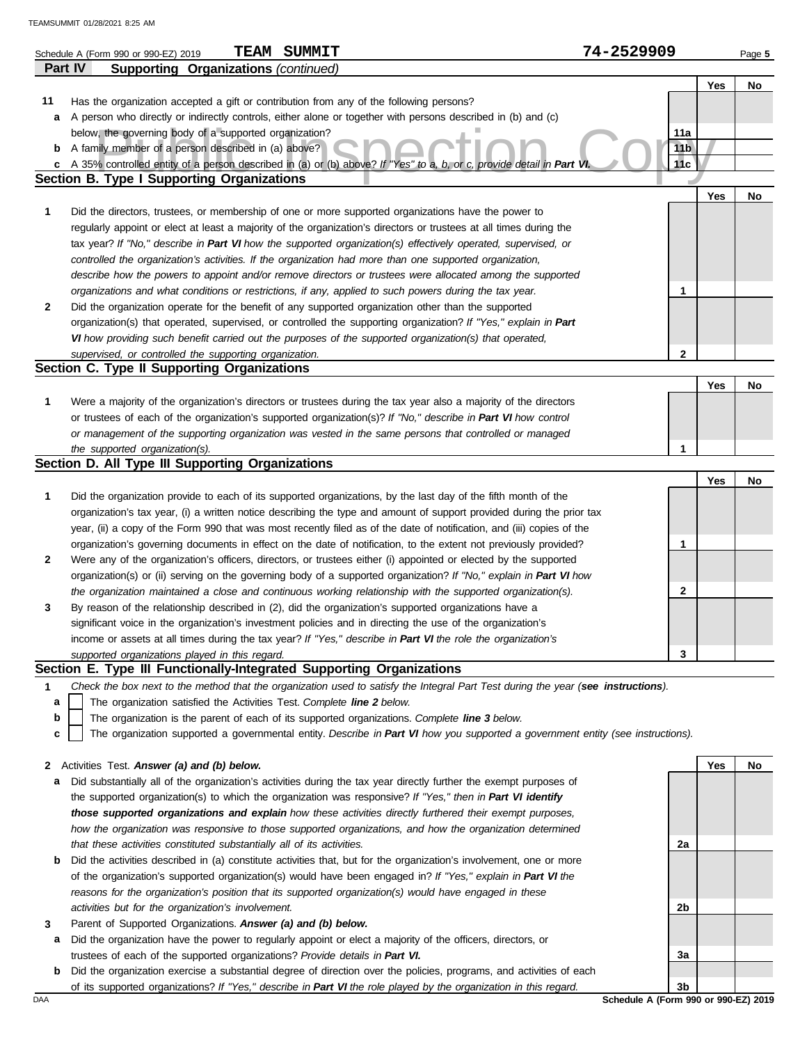Schedule A (Form 990 or 990-EZ) 2019 **TEAM SUMMIT** **74-2529909** Page **5**

**Part IV Supporting Organizations** *(continued)*

| | | | Yes | No |
|---|---|---|---|---|
| **11** | Has the organization accepted a gift or contribution from any of the following persons? | | | |
| **a** | A person who directly or indirectly controls, either alone or together with persons described in (b) and (c) below, the governing body of a supported organization? | **11a** | | |
| **b** | A family member of a person described in (a) above? | **11b** | | |
| **c** | A 35% controlled entity of a person described in (a) or (b) above? *If "Yes" to a, b, or c, provide detail in* ***Part VI.*** | **11c** | | |

**Section B. Type I Supporting Organizations**

| | | | Yes | No |
|---|---|---|---|---|
| **1** | Did the directors, trustees, or membership of one or more supported organizations have the power to regularly appoint or elect at least a majority of the organization's directors or trustees at all times during the tax year? *If "No," describe in* ***Part VI*** *how the supported organization(s) effectively operated, supervised, or controlled the organization's activities. If the organization had more than one supported organization, describe how the powers to appoint and/or remove directors or trustees were allocated among the supported organizations and what conditions or restrictions, if any, applied to such powers during the tax year.* | **1** | | |
| **2** | Did the organization operate for the benefit of any supported organization other than the supported organization(s) that operated, supervised, or controlled the supporting organization? *If "Yes," explain in* ***Part VI*** *how providing such benefit carried out the purposes of the supported organization(s) that operated, supervised, or controlled the supporting organization.* | **2** | | |

**Section C. Type II Supporting Organizations**

| | | | Yes | No |
|---|---|---|---|---|
| **1** | Were a majority of the organization's directors or trustees during the tax year also a majority of the directors or trustees of each of the organization's supported organization(s)? *If "No," describe in* ***Part VI*** *how control or management of the supporting organization was vested in the same persons that controlled or managed the supported organization(s).* | **1** | | |

**Section D. All Type III Supporting Organizations**

| | | | Yes | No |
|---|---|---|---|---|
| **1** | Did the organization provide to each of its supported organizations, by the last day of the fifth month of the organization's tax year, (i) a written notice describing the type and amount of support provided during the prior tax year, (ii) a copy of the Form 990 that was most recently filed as of the date of notification, and (iii) copies of the organization's governing documents in effect on the date of notification, to the extent not previously provided? | **1** | | |
| **2** | Were any of the organization's officers, directors, or trustees either (i) appointed or elected by the supported organization(s) or (ii) serving on the governing body of a supported organization? *If "No," explain in* ***Part VI*** *how the organization maintained a close and continuous working relationship with the supported organization(s).* | **2** | | |
| **3** | By reason of the relationship described in (2), did the organization's supported organizations have a significant voice in the organization's investment policies and in directing the use of the organization's income or assets at all times during the tax year? *If "Yes," describe in* ***Part VI*** *the role the organization's supported organizations played in this regard.* | **3** | | |

**Section E. Type III Functionally-Integrated Supporting Organizations**

**1** *Check the box next to the method that the organization used to satisfy the Integral Part Test during the year (****see instructions****).*

- **a** ☐ The organization satisfied the Activities Test. *Complete* ***line 2*** *below.*
- **b** ☐ The organization is the parent of each of its supported organizations. *Complete* ***line 3*** *below.*
- **c** ☐ The organization supported a governmental entity. *Describe in* ***Part VI*** *how you supported a government entity (see instructions).*

| | | | Yes | No |
|---|---|---|---|---|
| **2** | Activities Test. ***Answer (a) and (b) below.*** | | | |
| **a** | Did substantially all of the organization's activities during the tax year directly further the exempt purposes of the supported organization(s) to which the organization was responsive? *If "Yes," then in* ***Part VI identify those supported organizations and explain*** *how these activities directly furthered their exempt purposes, how the organization was responsive to those supported organizations, and how the organization determined that these activities constituted substantially all of its activities.* | **2a** | | |
| **b** | Did the activities described in (a) constitute activities that, but for the organization's involvement, one or more of the organization's supported organization(s) would have been engaged in? *If "Yes," explain in* ***Part VI*** *the reasons for the organization's position that its supported organization(s) would have engaged in these activities but for the organization's involvement.* | **2b** | | |
| **3** | Parent of Supported Organizations. ***Answer (a) and (b) below.*** | | | |
| **a** | Did the organization have the power to regularly appoint or elect a majority of the officers, directors, or trustees of each of the supported organizations? *Provide details in* ***Part VI.*** | **3a** | | |
| **b** | Did the organization exercise a substantial degree of direction over the policies, programs, and activities of each of its supported organizations? *If "Yes," describe in* ***Part VI*** *the role played by the organization in this regard.* | **3b** | | |

DAA **Schedule A (Form 990 or 990-EZ) 2019**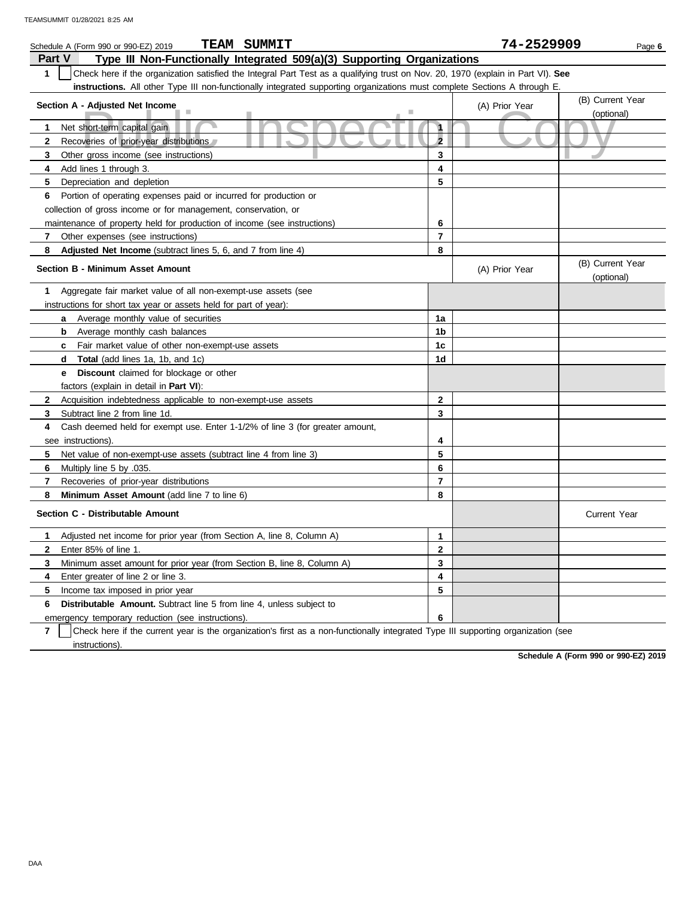Schedule A (Form 990 or 990-EZ) 2019 **TEAM SUMMIT** **74-2529909** Page **6**

## Part V Type III Non-Functionally Integrated 509(a)(3) Supporting Organizations

**1** ☐ Check here if the organization satisfied the Integral Part Test as a qualifying trust on Nov. 20, 1970 (explain in Part VI). **See instructions.** All other Type III non-functionally integrated supporting organizations must complete Sections A through E.

| Section A - Adjusted Net Income | | (A) Prior Year | (B) Current Year (optional) |
|---|---|---|---|
| **1** Net short-term capital gain | 1 | | |
| **2** Recoveries of prior-year distributions | 2 | | |
| **3** Other gross income (see instructions) | 3 | | |
| **4** Add lines 1 through 3. | 4 | | |
| **5** Depreciation and depletion | 5 | | |
| **6** Portion of operating expenses paid or incurred for production or collection of gross income or for management, conservation, or maintenance of property held for production of income (see instructions) | 6 | | |
| **7** Other expenses (see instructions) | 7 | | |
| **8** **Adjusted Net Income** (subtract lines 5, 6, and 7 from line 4) | 8 | | |

| Section B - Minimum Asset Amount | | (A) Prior Year | (B) Current Year (optional) |
|---|---|---|---|
| **1** Aggregate fair market value of all non-exempt-use assets (see instructions for short tax year or assets held for part of year): | | | |
| **a** Average monthly value of securities | 1a | | |
| **b** Average monthly cash balances | 1b | | |
| **c** Fair market value of other non-exempt-use assets | 1c | | |
| **d** **Total** (add lines 1a, 1b, and 1c) | 1d | | |
| **e** **Discount** claimed for blockage or other factors (explain in detail in **Part VI**): | | | |
| **2** Acquisition indebtedness applicable to non-exempt-use assets | 2 | | |
| **3** Subtract line 2 from line 1d. | 3 | | |
| **4** Cash deemed held for exempt use. Enter 1-1/2% of line 3 (for greater amount, see instructions). | 4 | | |
| **5** Net value of non-exempt-use assets (subtract line 4 from line 3) | 5 | | |
| **6** Multiply line 5 by .035. | 6 | | |
| **7** Recoveries of prior-year distributions | 7 | | |
| **8** **Minimum Asset Amount** (add line 7 to line 6) | 8 | | |

| Section C - Distributable Amount | | | Current Year |
|---|---|---|---|
| **1** Adjusted net income for prior year (from Section A, line 8, Column A) | 1 | | |
| **2** Enter 85% of line 1. | 2 | | |
| **3** Minimum asset amount for prior year (from Section B, line 8, Column A) | 3 | | |
| **4** Enter greater of line 2 or line 3. | 4 | | |
| **5** Income tax imposed in prior year | 5 | | |
| **6** **Distributable Amount.** Subtract line 5 from line 4, unless subject to emergency temporary reduction (see instructions). | 6 | | |

**7** ☐ Check here if the current year is the organization's first as a non-functionally integrated Type III supporting organization (see instructions).

**Schedule A (Form 990 or 990-EZ) 2019**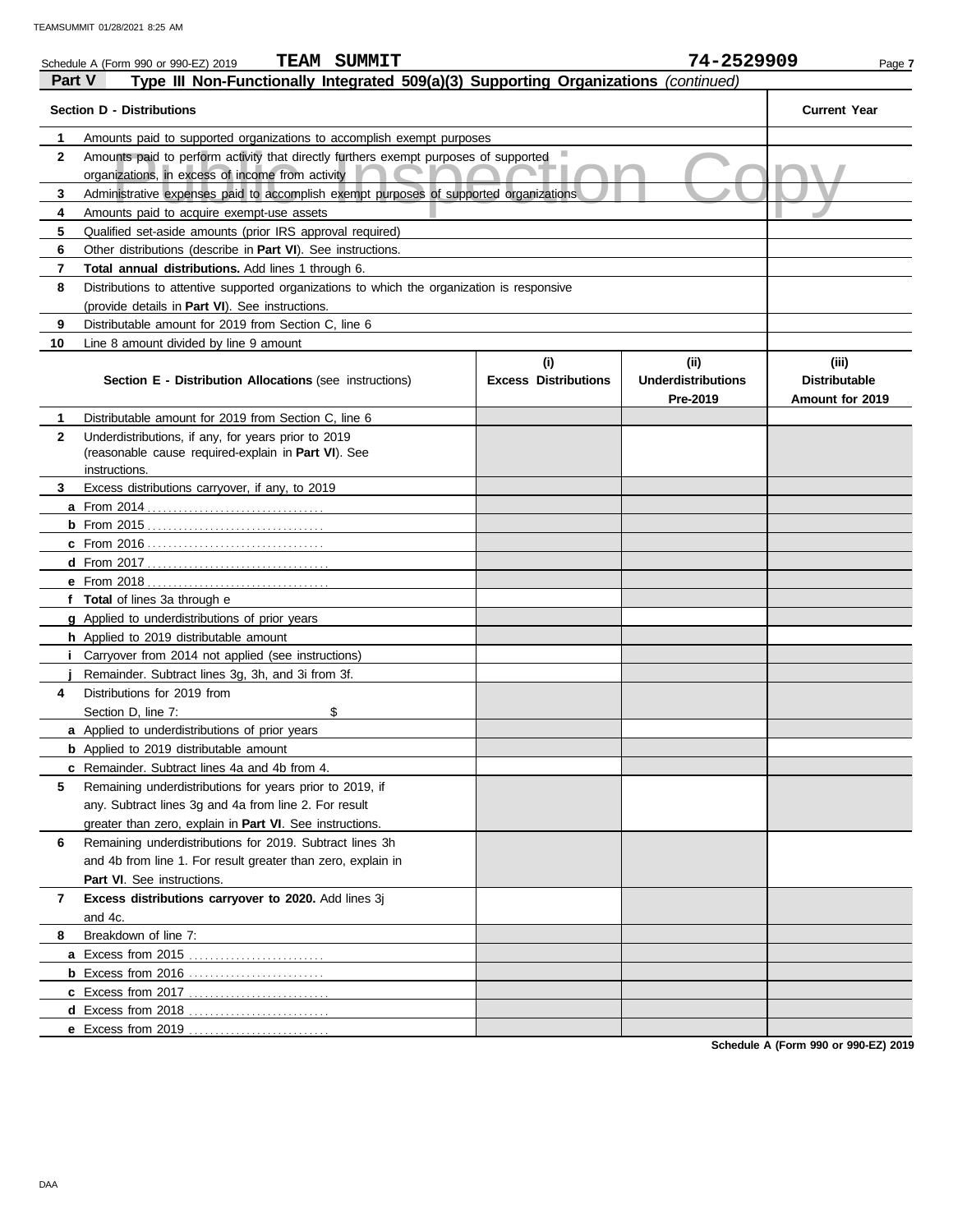Schedule A (Form 990 or 990-EZ) 2019 **TEAM SUMMIT** **74-2529909**

## Part V Type III Non-Functionally Integrated 509(a)(3) Supporting Organizations *(continued)*

| | **Section D - Distributions** | **Current Year** |
|---|---|---|
| **1** | Amounts paid to supported organizations to accomplish exempt purposes | |
| **2** | Amounts paid to perform activity that directly furthers exempt purposes of supported organizations, in excess of income from activity | |
| **3** | Administrative expenses paid to accomplish exempt purposes of supported organizations | |
| **4** | Amounts paid to acquire exempt-use assets | |
| **5** | Qualified set-aside amounts (prior IRS approval required) | |
| **6** | Other distributions (describe in **Part VI**). See instructions. | |
| **7** | **Total annual distributions.** Add lines 1 through 6. | |
| **8** | Distributions to attentive supported organizations to which the organization is responsive (provide details in **Part VI**). See instructions. | |
| **9** | Distributable amount for 2019 from Section C, line 6 | |
| **10** | Line 8 amount divided by line 9 amount | |

| | **Section E - Distribution Allocations** (see instructions) | **(i) Excess Distributions** | **(ii) Underdistributions Pre-2019** | **(iii) Distributable Amount for 2019** |
|---|---|---|---|---|
| **1** | Distributable amount for 2019 from Section C, line 6 | | | |
| **2** | Underdistributions, if any, for years prior to 2019 (reasonable cause required-explain in **Part VI**). See instructions. | | | |
| **3** | Excess distributions carryover, if any, to 2019 | | | |
| **a** | From 2014 | | | |
| **b** | From 2015 | | | |
| **c** | From 2016 | | | |
| **d** | From 2017 | | | |
| **e** | From 2018 | | | |
| **f** | **Total** of lines 3a through e | | | |
| **g** | Applied to underdistributions of prior years | | | |
| **h** | Applied to 2019 distributable amount | | | |
| **i** | Carryover from 2014 not applied (see instructions) | | | |
| **j** | Remainder. Subtract lines 3g, 3h, and 3i from 3f. | | | |
| **4** | Distributions for 2019 from Section D, line 7: $ | | | |
| **a** | Applied to underdistributions of prior years | | | |
| **b** | Applied to 2019 distributable amount | | | |
| **c** | Remainder. Subtract lines 4a and 4b from 4. | | | |
| **5** | Remaining underdistributions for years prior to 2019, if any. Subtract lines 3g and 4a from line 2. For result greater than zero, explain in **Part VI**. See instructions. | | | |
| **6** | Remaining underdistributions for 2019. Subtract lines 3h and 4b from line 1. For result greater than zero, explain in **Part VI**. See instructions. | | | |
| **7** | **Excess distributions carryover to 2020.** Add lines 3j and 4c. | | | |
| **8** | Breakdown of line 7: | | | |
| **a** | Excess from 2015 | | | |
| **b** | Excess from 2016 | | | |
| **c** | Excess from 2017 | | | |
| **d** | Excess from 2018 | | | |
| **e** | Excess from 2019 | | | |

**Schedule A (Form 990 or 990-EZ) 2019**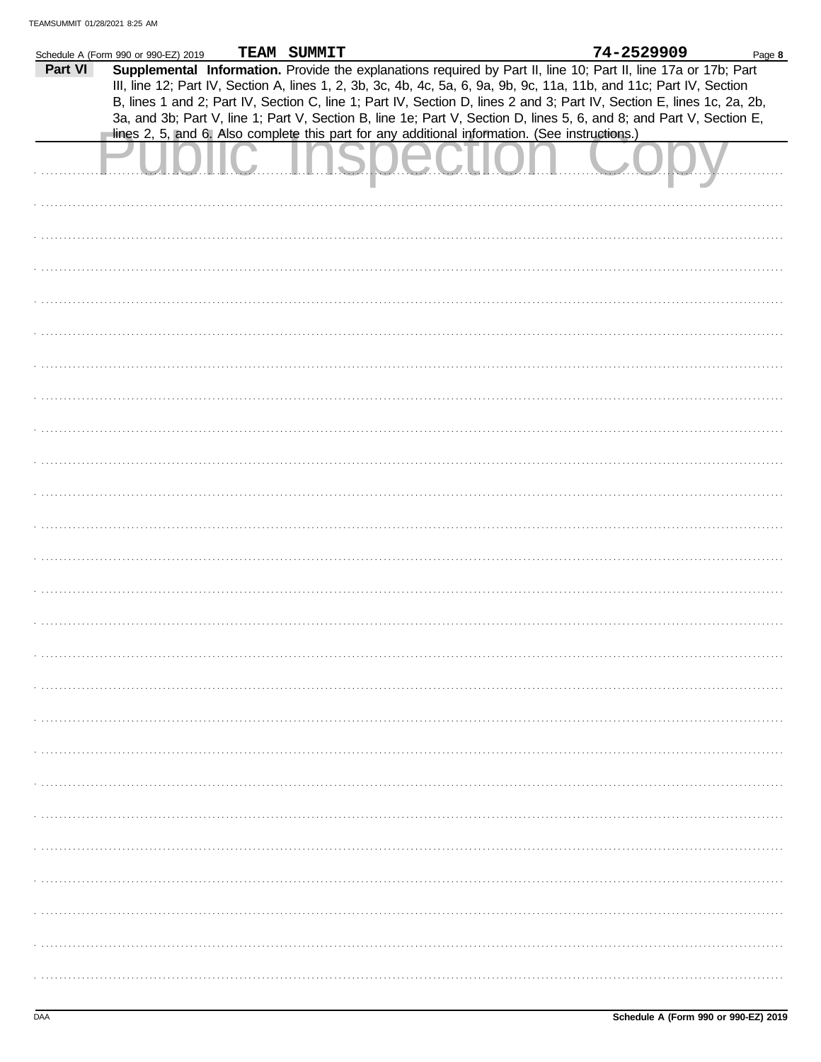Schedule A (Form 990 or 990-EZ) 2019 TEAM SUMMIT 74-2529909 Page **8**

**Part VI** **Supplemental Information.** Provide the explanations required by Part II, line 10; Part II, line 17a or 17b; Part III, line 12; Part IV, Section A, lines 1, 2, 3b, 3c, 4b, 4c, 5a, 6, 9a, 9b, 9c, 11a, 11b, and 11c; Part IV, Section B, lines 1 and 2; Part IV, Section C, line 1; Part IV, Section D, lines 2 and 3; Part IV, Section E, lines 1c, 2a, 2b, 3a, and 3b; Part V, line 1; Part V, Section B, line 1e; Part V, Section D, lines 5, 6, and 8; and Part V, Section E, lines 2, 5, and 6. Also complete this part for any additional information. (See instructions.)

Public Inspection Copy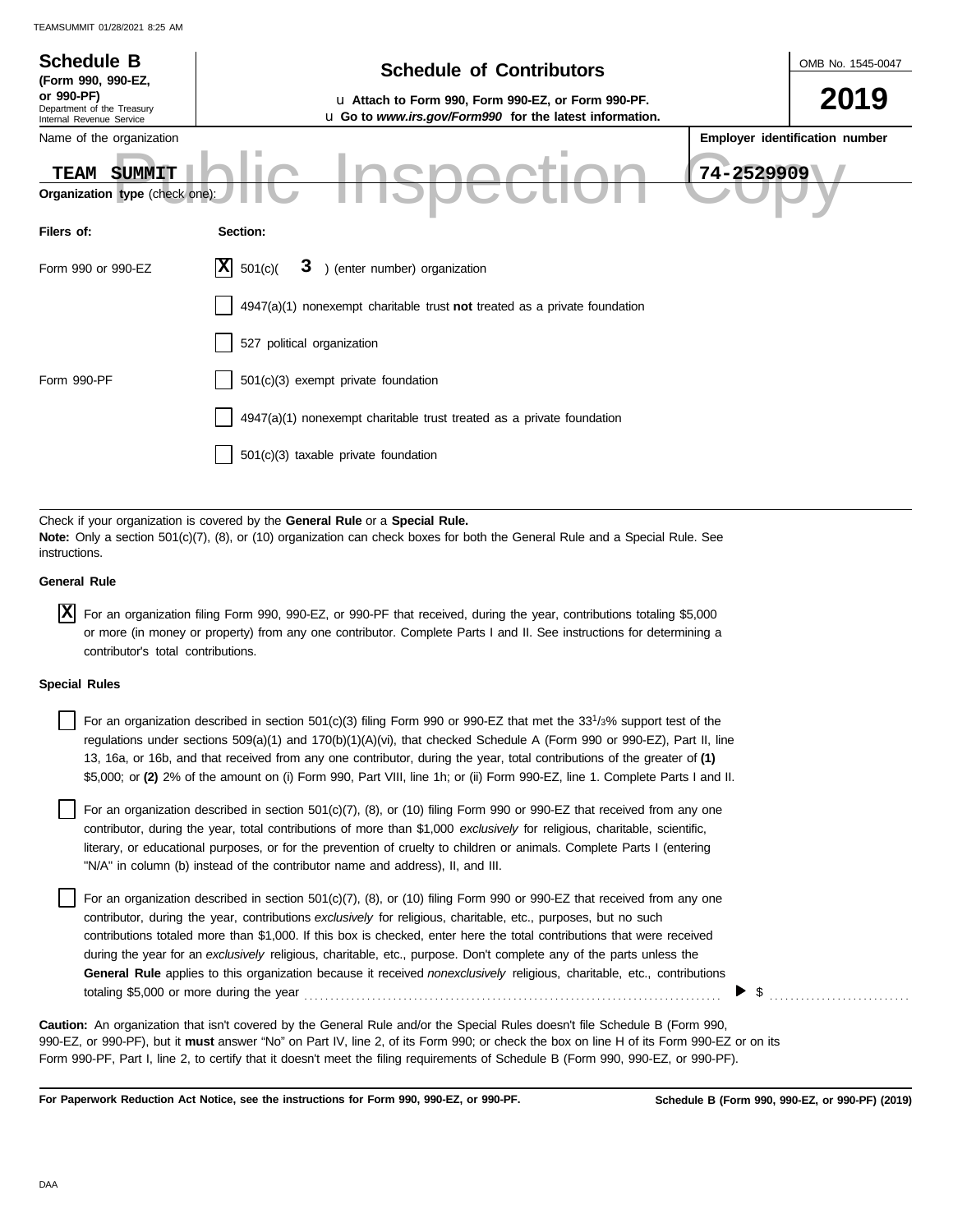**Schedule B**
**(Form 990, 990-EZ, or 990-PF)**
Department of the Treasury
Internal Revenue Service

# Schedule of Contributors

u **Attach to Form 990, Form 990-EZ, or Form 990-PF.**
u **Go to *www.irs.gov/Form990* for the latest information.**

OMB No. 1545-0047

**2019**

Name of the organization: **TEAM SUMMIT**

**Employer identification number:** **74-2529909**

Public Inspection Copy

**Organization type** (check one):

| Filers of: | Section: |
|---|---|
| Form 990 or 990-EZ | [X] 501(c)( **3** ) (enter number) organization |
| | [ ] 4947(a)(1) nonexempt charitable trust **not** treated as a private foundation |
| | [ ] 527 political organization |
| Form 990-PF | [ ] 501(c)(3) exempt private foundation |
| | [ ] 4947(a)(1) nonexempt charitable trust treated as a private foundation |
| | [ ] 501(c)(3) taxable private foundation |

Check if your organization is covered by the **General Rule** or a **Special Rule.**
**Note:** Only a section 501(c)(7), (8), or (10) organization can check boxes for both the General Rule and a Special Rule. See instructions.

**General Rule**

[X] For an organization filing Form 990, 990-EZ, or 990-PF that received, during the year, contributions totaling $5,000 or more (in money or property) from any one contributor. Complete Parts I and II. See instructions for determining a contributor's total contributions.

**Special Rules**

[ ] For an organization described in section 501(c)(3) filing Form 990 or 990-EZ that met the 33 1/3% support test of the regulations under sections 509(a)(1) and 170(b)(1)(A)(vi), that checked Schedule A (Form 990 or 990-EZ), Part II, line 13, 16a, or 16b, and that received from any one contributor, during the year, total contributions of the greater of **(1)** $5,000; or **(2)** 2% of the amount on (i) Form 990, Part VIII, line 1h; or (ii) Form 990-EZ, line 1. Complete Parts I and II.

[ ] For an organization described in section 501(c)(7), (8), or (10) filing Form 990 or 990-EZ that received from any one contributor, during the year, total contributions of more than $1,000 *exclusively* for religious, charitable, scientific, literary, or educational purposes, or for the prevention of cruelty to children or animals. Complete Parts I (entering "N/A" in column (b) instead of the contributor name and address), II, and III.

[ ] For an organization described in section 501(c)(7), (8), or (10) filing Form 990 or 990-EZ that received from any one contributor, during the year, contributions *exclusively* for religious, charitable, etc., purposes, but no such contributions totaled more than $1,000. If this box is checked, enter here the total contributions that were received during the year for an *exclusively* religious, charitable, etc., purpose. Don't complete any of the parts unless the **General Rule** applies to this organization because it received *nonexclusively* religious, charitable, etc., contributions totaling $5,000 or more during the year ..................... ▶ $ ..........

**Caution:** An organization that isn't covered by the General Rule and/or the Special Rules doesn't file Schedule B (Form 990, 990-EZ, or 990-PF), but it **must** answer "No" on Part IV, line 2, of its Form 990; or check the box on line H of its Form 990-EZ or on its Form 990-PF, Part I, line 2, to certify that it doesn't meet the filing requirements of Schedule B (Form 990, 990-EZ, or 990-PF).

**For Paperwork Reduction Act Notice, see the instructions for Form 990, 990-EZ, or 990-PF.** **Schedule B (Form 990, 990-EZ, or 990-PF) (2019)**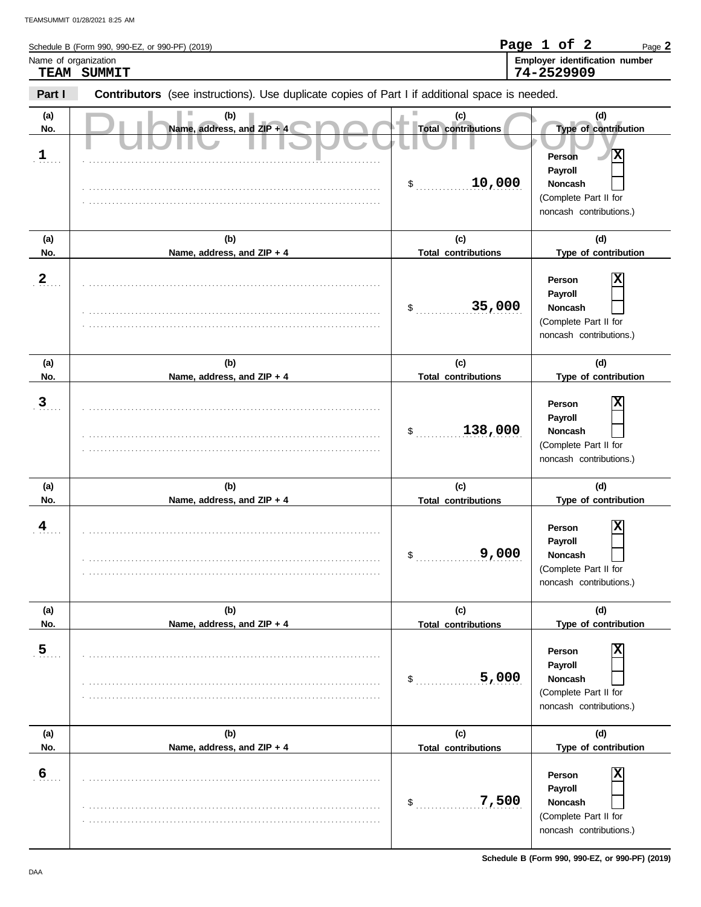Schedule B (Form 990, 990-EZ, or 990-PF) (2019)

Name of organization: **TEAM SUMMIT**

Employer identification number: **74-2529909**

**Part I** **Contributors** (see instructions). Use duplicate copies of Part I if additional space is needed.

Public Inspection Copy

| (a) No. | (b) Name, address, and ZIP + 4 | (c) Total contributions | (d) Type of contribution |
|---|---|---|---|
| 1 | | $ 10,000 | Person [X] Payroll [ ] Noncash [ ] (Complete Part II for noncash contributions.) |
| 2 | | $ 35,000 | Person [X] Payroll [ ] Noncash [ ] (Complete Part II for noncash contributions.) |
| 3 | | $ 138,000 | Person [X] Payroll [ ] Noncash [ ] (Complete Part II for noncash contributions.) |
| 4 | | $ 9,000 | Person [X] Payroll [ ] Noncash [ ] (Complete Part II for noncash contributions.) |
| 5 | | $ 5,000 | Person [X] Payroll [ ] Noncash [ ] (Complete Part II for noncash contributions.) |
| 6 | | $ 7,500 | Person [X] Payroll [ ] Noncash [ ] (Complete Part II for noncash contributions.) |

Schedule B (Form 990, 990-EZ, or 990-PF) (2019)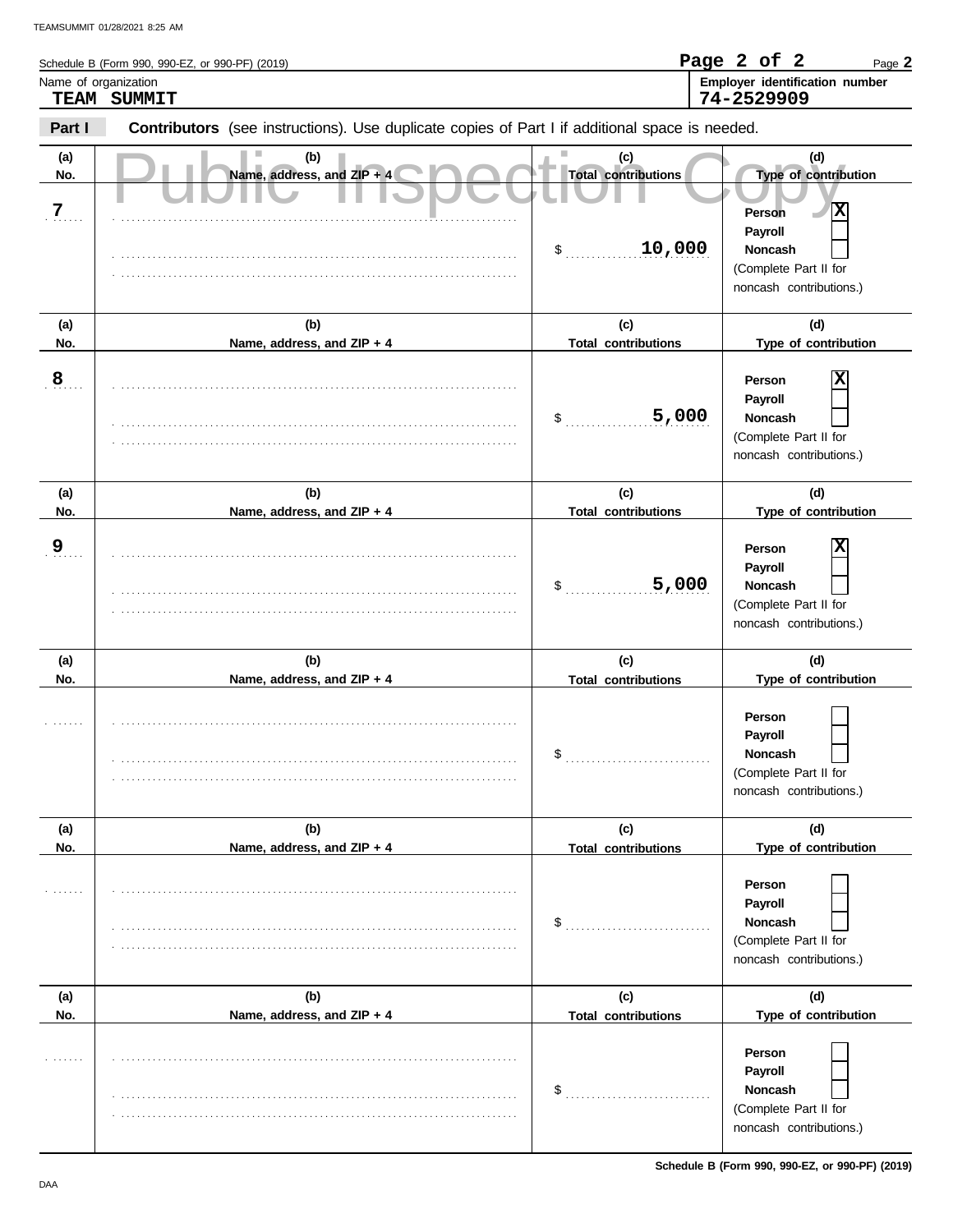Schedule B (Form 990, 990-EZ, or 990-PF) (2019)

Name of organization
**TEAM SUMMIT**

**Employer identification number**
**74-2529909**

**Part I** **Contributors** (see instructions). Use duplicate copies of Part I if additional space is needed.

Public Inspection Copy

| (a) No. | (b) Name, address, and ZIP + 4 | (c) Total contributions | (d) Type of contribution |
|---|---|---|---|
| 7 | | $ 10,000 | Person [X] Payroll [ ] Noncash [ ] (Complete Part II for noncash contributions.) |
| 8 | | $ 5,000 | Person [X] Payroll [ ] Noncash [ ] (Complete Part II for noncash contributions.) |
| 9 | | $ 5,000 | Person [X] Payroll [ ] Noncash [ ] (Complete Part II for noncash contributions.) |
| | | $ | Person [ ] Payroll [ ] Noncash [ ] (Complete Part II for noncash contributions.) |
| | | $ | Person [ ] Payroll [ ] Noncash [ ] (Complete Part II for noncash contributions.) |
| | | $ | Person [ ] Payroll [ ] Noncash [ ] (Complete Part II for noncash contributions.) |

**Schedule B (Form 990, 990-EZ, or 990-PF) (2019)**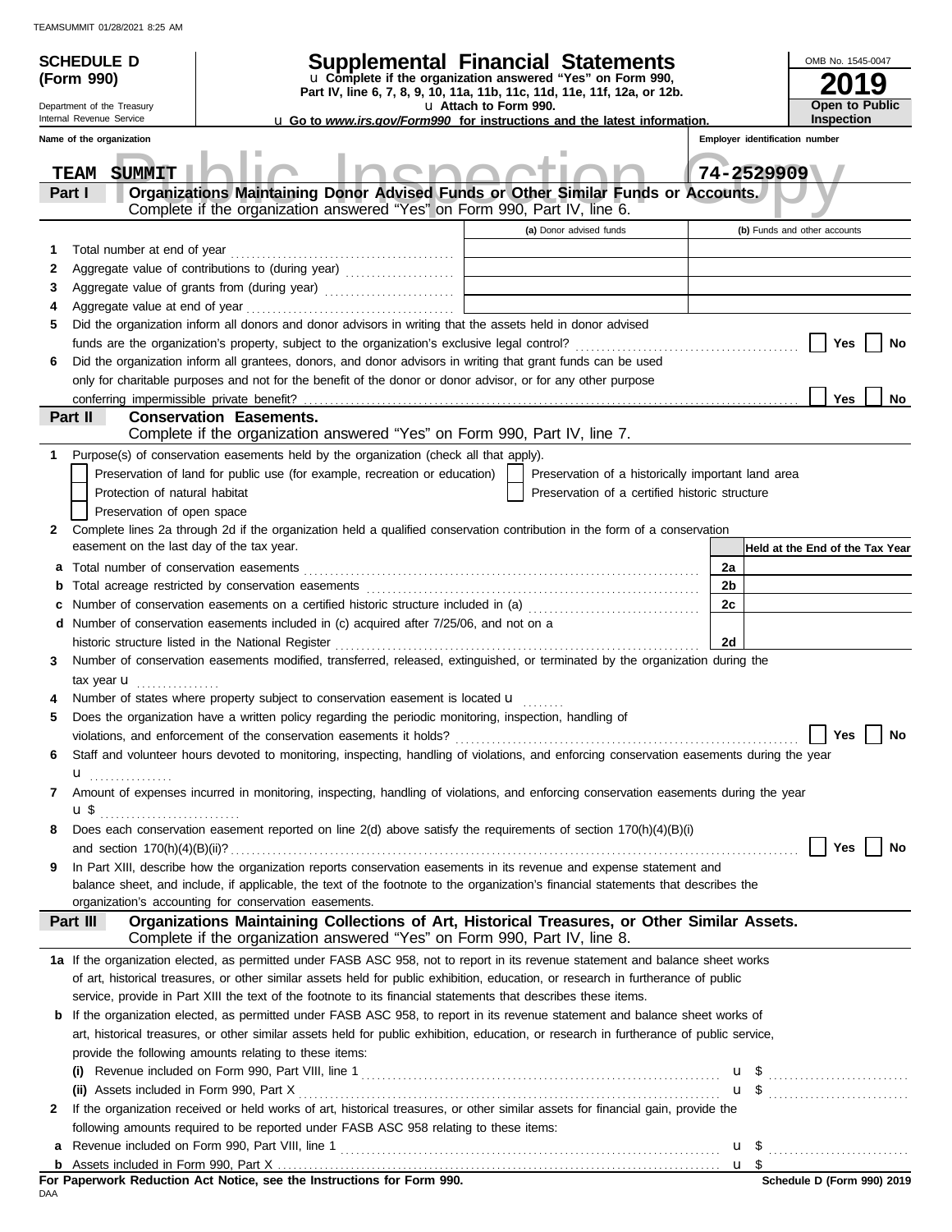**SCHEDULE D (Form 990)**

Department of the Treasury
Internal Revenue Service

# Supplemental Financial Statements

u Complete if the organization answered "Yes" on Form 990, Part IV, line 6, 7, 8, 9, 10, 11a, 11b, 11c, 11d, 11e, 11f, 12a, or 12b.

u Attach to Form 990.

u Go to *www.irs.gov/Form990* for instructions and the latest information.

OMB No. 1545-0047

**2019**

**Open to Public Inspection**

**Name of the organization:** TEAM SUMMIT

**Employer identification number:** 74-2529909

## Part I — Organizations Maintaining Donor Advised Funds or Other Similar Funds or Accounts.
Complete if the organization answered "Yes" on Form 990, Part IV, line 6.

| | | (a) Donor advised funds | (b) Funds and other accounts |
|---|---|---|---|
| 1 | Total number at end of year | | |
| 2 | Aggregate value of contributions to (during year) | | |
| 3 | Aggregate value of grants from (during year) | | |
| 4 | Aggregate value at end of year | | |

5 Did the organization inform all donors and donor advisors in writing that the assets held in donor advised funds are the organization's property, subject to the organization's exclusive legal control? ☐ Yes ☐ No

6 Did the organization inform all grantees, donors, and donor advisors in writing that grant funds can be used only for charitable purposes and not for the benefit of the donor or donor advisor, or for any other purpose conferring impermissible private benefit? ☐ Yes ☐ No

## Part II — Conservation Easements.
Complete if the organization answered "Yes" on Form 990, Part IV, line 7.

1 Purpose(s) of conservation easements held by the organization (check all that apply).

- ☐ Preservation of land for public use (for example, recreation or education)
- ☐ Preservation of a historically important land area
- ☐ Protection of natural habitat
- ☐ Preservation of a certified historic structure
- ☐ Preservation of open space

2 Complete lines 2a through 2d if the organization held a qualified conservation contribution in the form of a conservation easement on the last day of the tax year.

| | | | Held at the End of the Tax Year |
|---|---|---|---|
| a | Total number of conservation easements | 2a | |
| b | Total acreage restricted by conservation easements | 2b | |
| c | Number of conservation easements on a certified historic structure included in (a) | 2c | |
| d | Number of conservation easements included in (c) acquired after 7/25/06, and not on a historic structure listed in the National Register | 2d | |

3 Number of conservation easements modified, transferred, released, extinguished, or terminated by the organization during the tax year u ..............

4 Number of states where property subject to conservation easement is located u ........

5 Does the organization have a written policy regarding the periodic monitoring, inspection, handling of violations, and enforcement of the conservation easements it holds? ☐ Yes ☐ No

6 Staff and volunteer hours devoted to monitoring, inspecting, handling of violations, and enforcing conservation easements during the year u ..............

7 Amount of expenses incurred in monitoring, inspecting, handling of violations, and enforcing conservation easements during the year u $ ..............

8 Does each conservation easement reported on line 2(d) above satisfy the requirements of section 170(h)(4)(B)(i) and section 170(h)(4)(B)(ii)? ☐ Yes ☐ No

9 In Part XIII, describe how the organization reports conservation easements in its revenue and expense statement and balance sheet, and include, if applicable, the text of the footnote to the organization's financial statements that describes the organization's accounting for conservation easements.

## Part III — Organizations Maintaining Collections of Art, Historical Treasures, or Other Similar Assets.
Complete if the organization answered "Yes" on Form 990, Part IV, line 8.

1a If the organization elected, as permitted under FASB ASC 958, not to report in its revenue statement and balance sheet works of art, historical treasures, or other similar assets held for public exhibition, education, or research in furtherance of public service, provide in Part XIII the text of the footnote to its financial statements that describes these items.

b If the organization elected, as permitted under FASB ASC 958, to report in its revenue statement and balance sheet works of art, historical treasures, or other similar assets held for public exhibition, education, or research in furtherance of public service, provide the following amounts relating to these items:

(i) Revenue included on Form 990, Part VIII, line 1 u $ ..............

(ii) Assets included in Form 990, Part X u $ ..............

2 If the organization received or held works of art, historical treasures, or other similar assets for financial gain, provide the following amounts required to be reported under FASB ASC 958 relating to these items:

a Revenue included on Form 990, Part VIII, line 1 u $ ..............

b Assets included in Form 990, Part X u $

**For Paperwork Reduction Act Notice, see the Instructions for Form 990.**

Schedule D (Form 990) 2019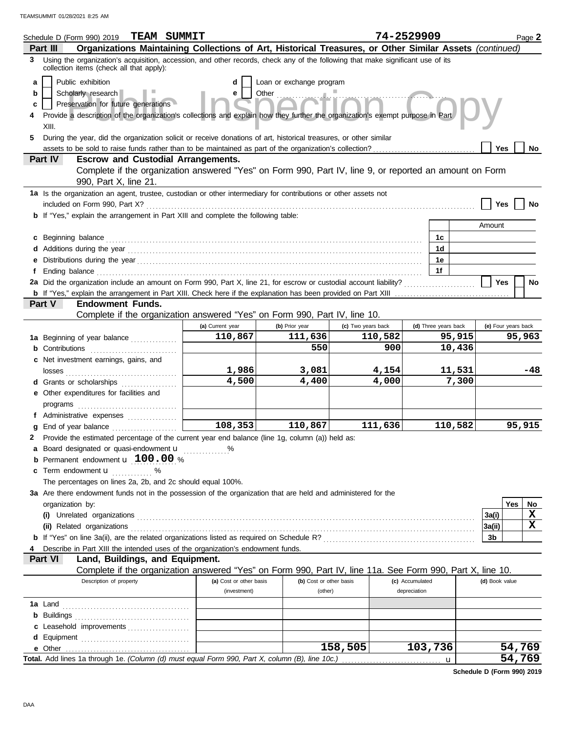TEAMSUMMIT 01/28/2021 8:25 AM

Schedule D (Form 990) 2019 **TEAM SUMMIT** **74-2529909** Page **2**

**Part III** **Organizations Maintaining Collections of Art, Historical Treasures, or Other Similar Assets** *(continued)*

**3** Using the organization's acquisition, accession, and other records, check any of the following that make significant use of its collection items (check all that apply):

- **a** ☐ Public exhibition
- **b** ☐ Scholarly research
- **c** ☐ Preservation for future generations
- **d** ☐ Loan or exchange program
- **e** ☐ Other

**4** Provide a description of the organization's collections and explain how they further the organization's exempt purpose in Part XIII.

**5** During the year, did the organization solicit or receive donations of art, historical treasures, or other similar assets to be sold to raise funds rather than to be maintained as part of the organization's collection? ☐ Yes ☐ No

**Part IV** **Escrow and Custodial Arrangements.**
Complete if the organization answered "Yes" on Form 990, Part IV, line 9, or reported an amount on Form 990, Part X, line 21.

**1a** Is the organization an agent, trustee, custodian or other intermediary for contributions or other assets not included on Form 990, Part X? ☐ Yes ☐ No

**b** If "Yes," explain the arrangement in Part XIII and complete the following table:

| | | Amount |
|---|---|---|
| **c** Beginning balance | 1c | |
| **d** Additions during the year | 1d | |
| **e** Distributions during the year | 1e | |
| **f** Ending balance | 1f | |

**2a** Did the organization include an amount on Form 990, Part X, line 21, for escrow or custodial account liability? ☐ Yes ☐ No

**b** If "Yes," explain the arrangement in Part XIII. Check here if the explanation has been provided on Part XIII ☐

**Part V** **Endowment Funds.**
Complete if the organization answered "Yes" on Form 990, Part IV, line 10.

| | (a) Current year | (b) Prior year | (c) Two years back | (d) Three years back | (e) Four years back |
|---|---|---|---|---|---|
| **1a** Beginning of year balance | 110,867 | 111,636 | 110,582 | 95,915 | 95,963 |
| **b** Contributions | | 550 | 900 | 10,436 | |
| **c** Net investment earnings, gains, and losses | 1,986 | 3,081 | 4,154 | 11,531 | -48 |
| **d** Grants or scholarships | 4,500 | 4,400 | 4,000 | 7,300 | |
| **e** Other expenditures for facilities and programs | | | | | |
| **f** Administrative expenses | | | | | |
| **g** End of year balance | 108,353 | 110,867 | 111,636 | 110,582 | 95,915 |

**2** Provide the estimated percentage of the current year end balance (line 1g, column (a)) held as:

- **a** Board designated or quasi-endowment u ............%
- **b** Permanent endowment u **100.00** %
- **c** Term endowment u ............ %

The percentages on lines 2a, 2b, and 2c should equal 100%.

**3a** Are there endowment funds not in the possession of the organization that are held and administered for the organization by:

| | | Yes | No |
|---|---|---|---|
| **(i)** Unrelated organizations | 3a(i) | | X |
| **(ii)** Related organizations | 3a(ii) | | X |
| **b** If "Yes" on line 3a(ii), are the related organizations listed as required on Schedule R? | 3b | | |

**4** Describe in Part XIII the intended uses of the organization's endowment funds.

**Part VI** **Land, Buildings, and Equipment.**
Complete if the organization answered "Yes" on Form 990, Part IV, line 11a. See Form 990, Part X, line 10.

| Description of property | (a) Cost or other basis (investment) | (b) Cost or other basis (other) | (c) Accumulated depreciation | (d) Book value |
|---|---|---|---|---|
| **1a** Land | | | | |
| **b** Buildings | | | | |
| **c** Leasehold improvements | | | | |
| **d** Equipment | | | | |
| **e** Other | | 158,505 | 103,736 | 54,769 |
| **Total.** Add lines 1a through 1e. *(Column (d) must equal Form 990, Part X, column (B), line 10c.)* u | | | | 54,769 |

**Schedule D (Form 990) 2019**

DAA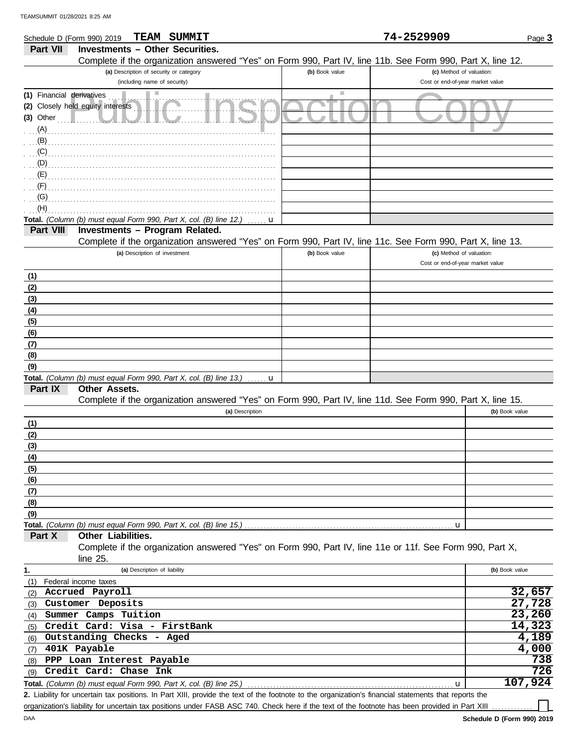Schedule D (Form 990) 2019 **TEAM SUMMIT** **74-2529909** Page **3**

## Part VII Investments – Other Securities.

Complete if the organization answered "Yes" on Form 990, Part IV, line 11b. See Form 990, Part X, line 12.

| (a) Description of security or category (including name of security) | (b) Book value | (c) Method of valuation: Cost or end-of-year market value |
|---|---|---|
| (1) Financial derivatives | | |
| (2) Closely held equity interests | | |
| (3) Other | | |
| (A) | | |
| (B) | | |
| (C) | | |
| (D) | | |
| (E) | | |
| (F) | | |
| (G) | | |
| (H) | | |
| **Total.** *(Column (b) must equal Form 990, Part X, col. (B) line 12.)* u | | |

## Part VIII Investments – Program Related.

Complete if the organization answered "Yes" on Form 990, Part IV, line 11c. See Form 990, Part X, line 13.

| (a) Description of investment | (b) Book value | (c) Method of valuation: Cost or end-of-year market value |
|---|---|---|
| (1) | | |
| (2) | | |
| (3) | | |
| (4) | | |
| (5) | | |
| (6) | | |
| (7) | | |
| (8) | | |
| (9) | | |
| **Total.** *(Column (b) must equal Form 990, Part X, col. (B) line 13.)* u | | |

## Part IX Other Assets.

Complete if the organization answered "Yes" on Form 990, Part IV, line 11d. See Form 990, Part X, line 15.

| (a) Description | (b) Book value |
|---|---|
| (1) | |
| (2) | |
| (3) | |
| (4) | |
| (5) | |
| (6) | |
| (7) | |
| (8) | |
| (9) | |
| **Total.** *(Column (b) must equal Form 990, Part X, col. (B) line 15.)* u | |

## Part X Other Liabilities.

Complete if the organization answered "Yes" on Form 990, Part IV, line 11e or 11f. See Form 990, Part X, line 25.

| 1. (a) Description of liability | (b) Book value |
|---|---|
| (1) Federal income taxes | |
| (2) Accrued Payroll | 32,657 |
| (3) Customer Deposits | 27,728 |
| (4) Summer Camps Tuition | 23,260 |
| (5) Credit Card: Visa - FirstBank | 14,323 |
| (6) Outstanding Checks - Aged | 4,189 |
| (7) 401K Payable | 4,000 |
| (8) PPP Loan Interest Payable | 738 |
| (9) Credit Card: Chase Ink | 726 |
| **Total.** *(Column (b) must equal Form 990, Part X, col. (B) line 25.)* u | 107,924 |

**2.** Liability for uncertain tax positions. In Part XIII, provide the text of the footnote to the organization's financial statements that reports the organization's liability for uncertain tax positions under FASB ASC 740. Check here if the text of the footnote has been provided in Part XIII ☐

DAA **Schedule D (Form 990) 2019**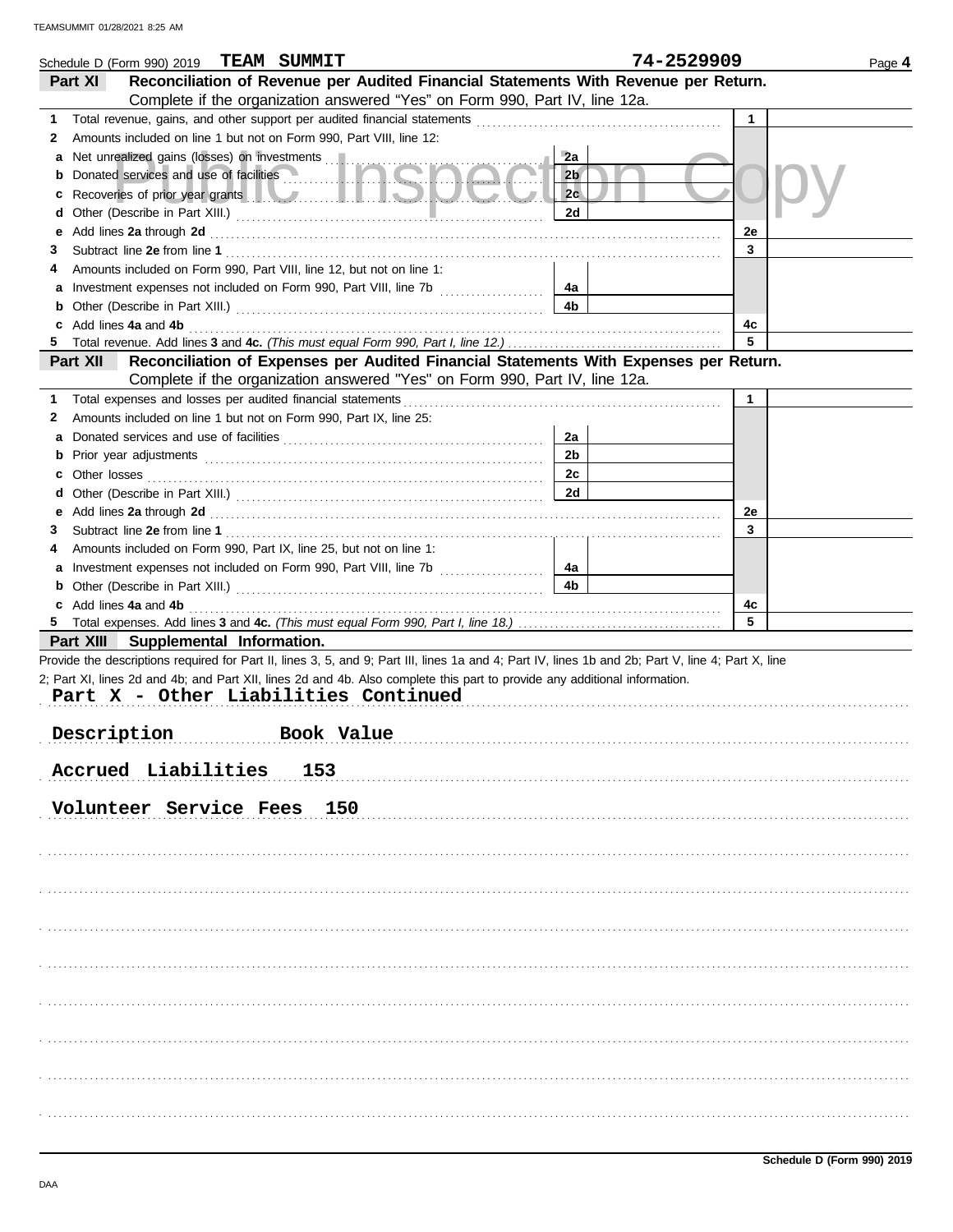Schedule D (Form 990) 2019 **TEAM SUMMIT** **74-2529909** Page **4**

## Part XI — Reconciliation of Revenue per Audited Financial Statements With Revenue per Return.

Complete if the organization answered "Yes" on Form 990, Part IV, line 12a.

| | | | | | |
|---|---|---|---|---|---|
| **1** | Total revenue, gains, and other support per audited financial statements | | | 1 | |
| **2** | Amounts included on line 1 but not on Form 990, Part VIII, line 12: | | | | |
| **a** | Net unrealized gains (losses) on investments | 2a | | | |
| **b** | Donated services and use of facilities | 2b | | | |
| **c** | Recoveries of prior year grants | 2c | | | |
| **d** | Other (Describe in Part XIII.) | 2d | | | |
| **e** | Add lines **2a** through **2d** | | | 2e | |
| **3** | Subtract line **2e** from line **1** | | | 3 | |
| **4** | Amounts included on Form 990, Part VIII, line 12, but not on line 1: | | | | |
| **a** | Investment expenses not included on Form 990, Part VIII, line 7b | 4a | | | |
| **b** | Other (Describe in Part XIII.) | 4b | | | |
| **c** | Add lines **4a** and **4b** | | | 4c | |
| **5** | Total revenue. Add lines **3** and **4c.** *(This must equal Form 990, Part I, line 12.)* | | | 5 | |

## Part XII — Reconciliation of Expenses per Audited Financial Statements With Expenses per Return.

Complete if the organization answered "Yes" on Form 990, Part IV, line 12a.

| | | | | | |
|---|---|---|---|---|---|
| **1** | Total expenses and losses per audited financial statements | | | 1 | |
| **2** | Amounts included on line 1 but not on Form 990, Part IX, line 25: | | | | |
| **a** | Donated services and use of facilities | 2a | | | |
| **b** | Prior year adjustments | 2b | | | |
| **c** | Other losses | 2c | | | |
| **d** | Other (Describe in Part XIII.) | 2d | | | |
| **e** | Add lines **2a** through **2d** | | | 2e | |
| **3** | Subtract line **2e** from line **1** | | | 3 | |
| **4** | Amounts included on Form 990, Part IX, line 25, but not on line 1: | | | | |
| **a** | Investment expenses not included on Form 990, Part VIII, line 7b | 4a | | | |
| **b** | Other (Describe in Part XIII.) | 4b | | | |
| **c** | Add lines **4a** and **4b** | | | 4c | |
| **5** | Total expenses. Add lines **3** and **4c.** *(This must equal Form 990, Part I, line 18.)* | | | 5 | |

## Part XIII — Supplemental Information.

Provide the descriptions required for Part II, lines 3, 5, and 9; Part III, lines 1a and 4; Part IV, lines 1b and 2b; Part V, line 4; Part X, line 2; Part XI, lines 2d and 4b; and Part XII, lines 2d and 4b. Also complete this part to provide any additional information.

Part X - Other Liabilities Continued

| Description | Book Value |
|---|---|
| Accrued Liabilities | 153 |
| Volunteer Service Fees | 150 |

Schedule D (Form 990) 2019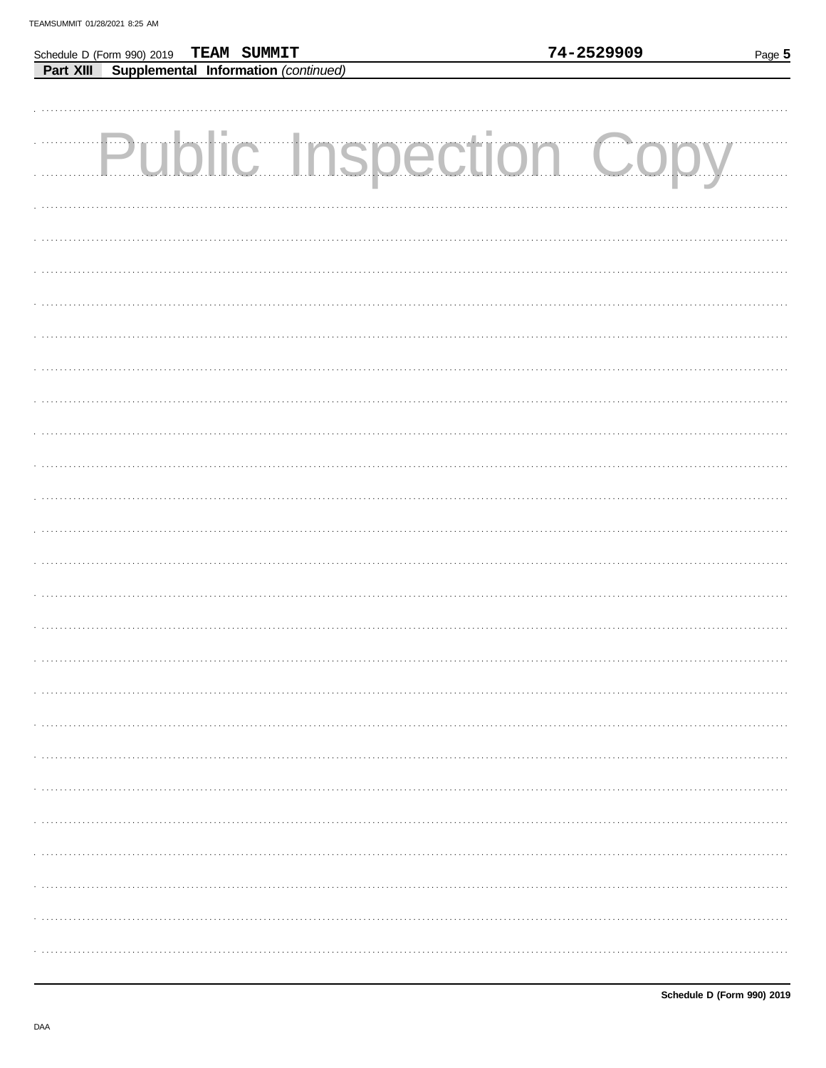Schedule D (Form 990) 2019 TEAM SUMMIT 74-2529909

**Part XIII Supplemental Information** *(continued)*

Public Inspection Copy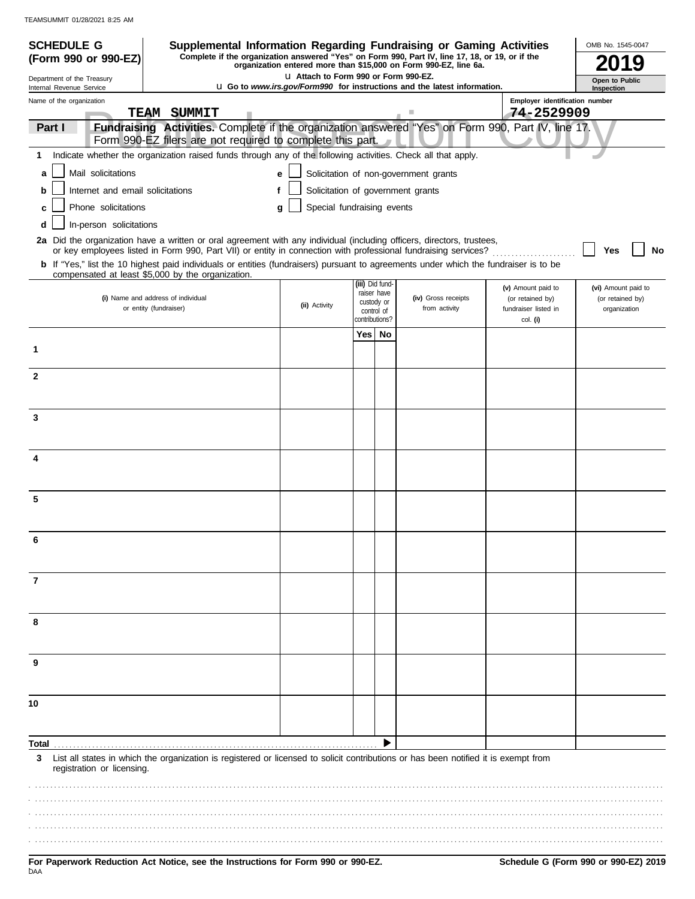**SCHEDULE G (Form 990 or 990-EZ)**

Department of the Treasury
Internal Revenue Service

# Supplemental Information Regarding Fundraising or Gaming Activities

**Complete if the organization answered "Yes" on Form 990, Part IV, line 17, 18, or 19, or if the organization entered more than $15,000 on Form 990-EZ, line 6a.**

**u Attach to Form 990 or Form 990-EZ.**

**u Go to *www.irs.gov/Form990* for instructions and the latest information.**

OMB No. 1545-0047

**2019**

**Open to Public Inspection**

Name of the organization: TEAM SUMMIT

Employer identification number: 74-2529909

**Part I** **Fundraising Activities.** Complete if the organization answered "Yes" on Form 990, Part IV, line 17. Form 990-EZ filers are not required to complete this part.

**1** Indicate whether the organization raised funds through any of the following activities. Check all that apply.

- **a** ☐ Mail solicitations
- **b** ☐ Internet and email solicitations
- **c** ☐ Phone solicitations
- **d** ☐ In-person solicitations
- **e** ☐ Solicitation of non-government grants
- **f** ☐ Solicitation of government grants
- **g** ☐ Special fundraising events

**2a** Did the organization have a written or oral agreement with any individual (including officers, directors, trustees, or key employees listed in Form 990, Part VII) or entity in connection with professional fundraising services? ☐ Yes ☐ No

**b** If "Yes," list the 10 highest paid individuals or entities (fundraisers) pursuant to agreements under which the fundraiser is to be compensated at least $5,000 by the organization.

| | (i) Name and address of individual or entity (fundraiser) | (ii) Activity | (iii) Did fund-raiser have custody or control of contributions? Yes | No | (iv) Gross receipts from activity | (v) Amount paid to (or retained by) fundraiser listed in col. (i) | (vi) Amount paid to (or retained by) organization |
|---|---|---|---|---|---|---|---|
| 1 | | | | | | | |
| 2 | | | | | | | |
| 3 | | | | | | | |
| 4 | | | | | | | |
| 5 | | | | | | | |
| 6 | | | | | | | |
| 7 | | | | | | | |
| 8 | | | | | | | |
| 9 | | | | | | | |
| 10 | | | | | | | |
| **Total** | | | | ▶ | | | |

**3** List all states in which the organization is registered or licensed to solicit contributions or has been notified it is exempt from registration or licensing.

**For Paperwork Reduction Act Notice, see the Instructions for Form 990 or 990-EZ.** **Schedule G (Form 990 or 990-EZ) 2019**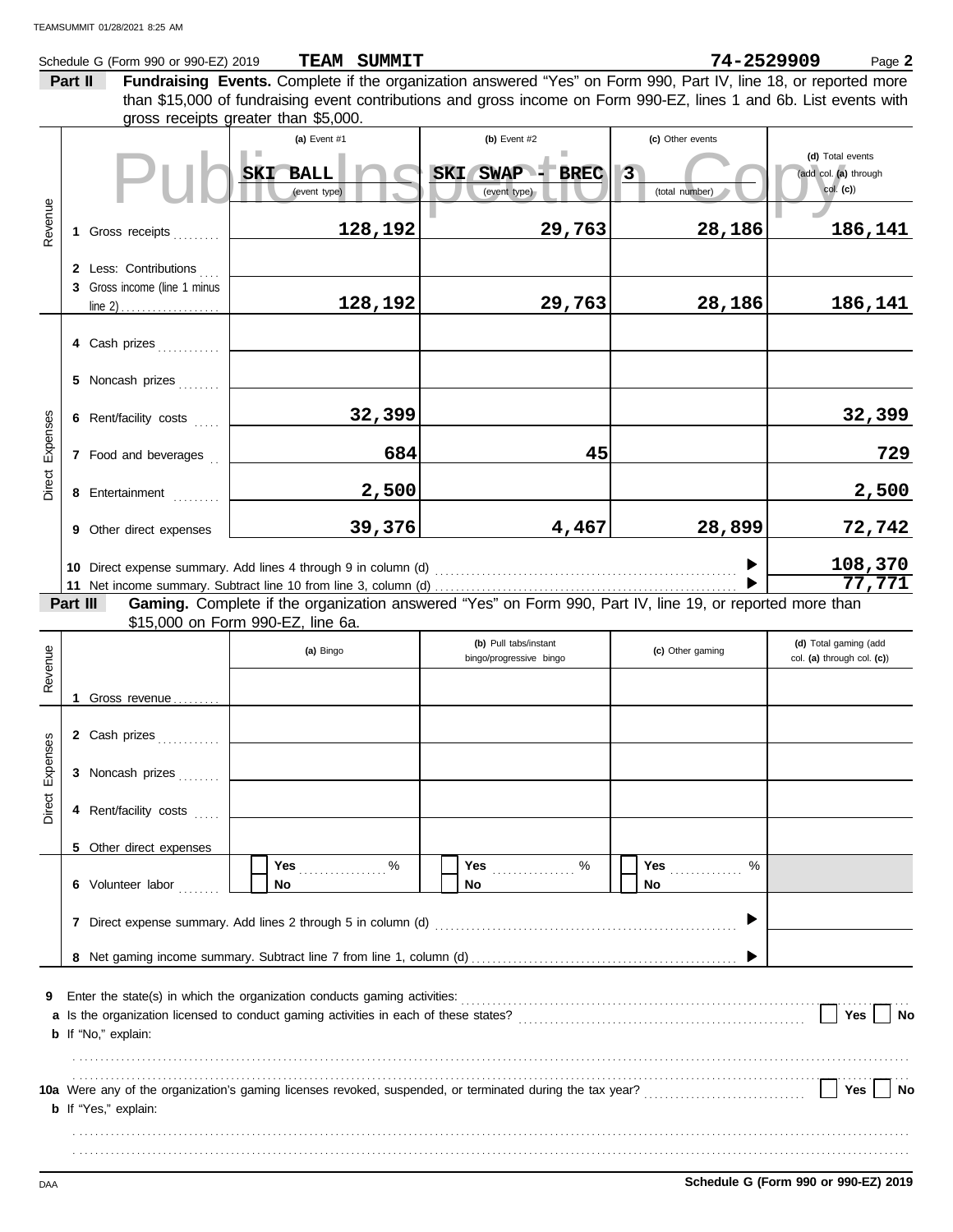Schedule G (Form 990 or 990-EZ) 2019 **TEAM SUMMIT** **74-2529909** Page **2**

## Part II Fundraising Events.

Complete if the organization answered "Yes" on Form 990, Part IV, line 18, or reported more than $15,000 of fundraising event contributions and gross income on Form 990-EZ, lines 1 and 6b. List events with gross receipts greater than $5,000.

| | | (a) Event #1 | (b) Event #2 | (c) Other events | (d) Total events (add col. (a) through col. (c)) |
|---|---|---|---|---|---|
| | | SKI BALL (event type) | SKI SWAP - BREC (event type) | 3 (total number) | |
| Revenue | 1 Gross receipts | 128,192 | 29,763 | 28,186 | 186,141 |
| | 2 Less: Contributions | | | | |
| | 3 Gross income (line 1 minus line 2) | 128,192 | 29,763 | 28,186 | 186,141 |
| Direct Expenses | 4 Cash prizes | | | | |
| | 5 Noncash prizes | | | | |
| | 6 Rent/facility costs | 32,399 | | | 32,399 |
| | 7 Food and beverages | 684 | 45 | | 729 |
| | 8 Entertainment | 2,500 | | | 2,500 |
| | 9 Other direct expenses | 39,376 | 4,467 | 28,899 | 72,742 |
| | 10 Direct expense summary. Add lines 4 through 9 in column (d) | | | | 108,370 |
| | 11 Net income summary. Subtract line 10 from line 3, column (d) | | | | 77,771 |

## Part III Gaming.

Complete if the organization answered "Yes" on Form 990, Part IV, line 19, or reported more than $15,000 on Form 990-EZ, line 6a.

| | | (a) Bingo | (b) Pull tabs/instant bingo/progressive bingo | (c) Other gaming | (d) Total gaming (add col. (a) through col. (c)) |
|---|---|---|---|---|---|
| Revenue | 1 Gross revenue | | | | |
| Direct Expenses | 2 Cash prizes | | | | |
| | 3 Noncash prizes | | | | |
| | 4 Rent/facility costs | | | | |
| | 5 Other direct expenses | | | | |
| | 6 Volunteer labor | Yes ___ % No | Yes ___ % No | Yes ___ % No | |
| | 7 Direct expense summary. Add lines 2 through 5 in column (d) | | | | |
| | 8 Net gaming income summary. Subtract line 7 from line 1, column (d) | | | | |

**9** Enter the state(s) in which the organization conducts gaming activities:

**a** Is the organization licensed to conduct gaming activities in each of these states? Yes No

**b** If "No," explain:

**10a** Were any of the organization's gaming licenses revoked, suspended, or terminated during the tax year? Yes No

**b** If "Yes," explain:

**Schedule G (Form 990 or 990-EZ) 2019**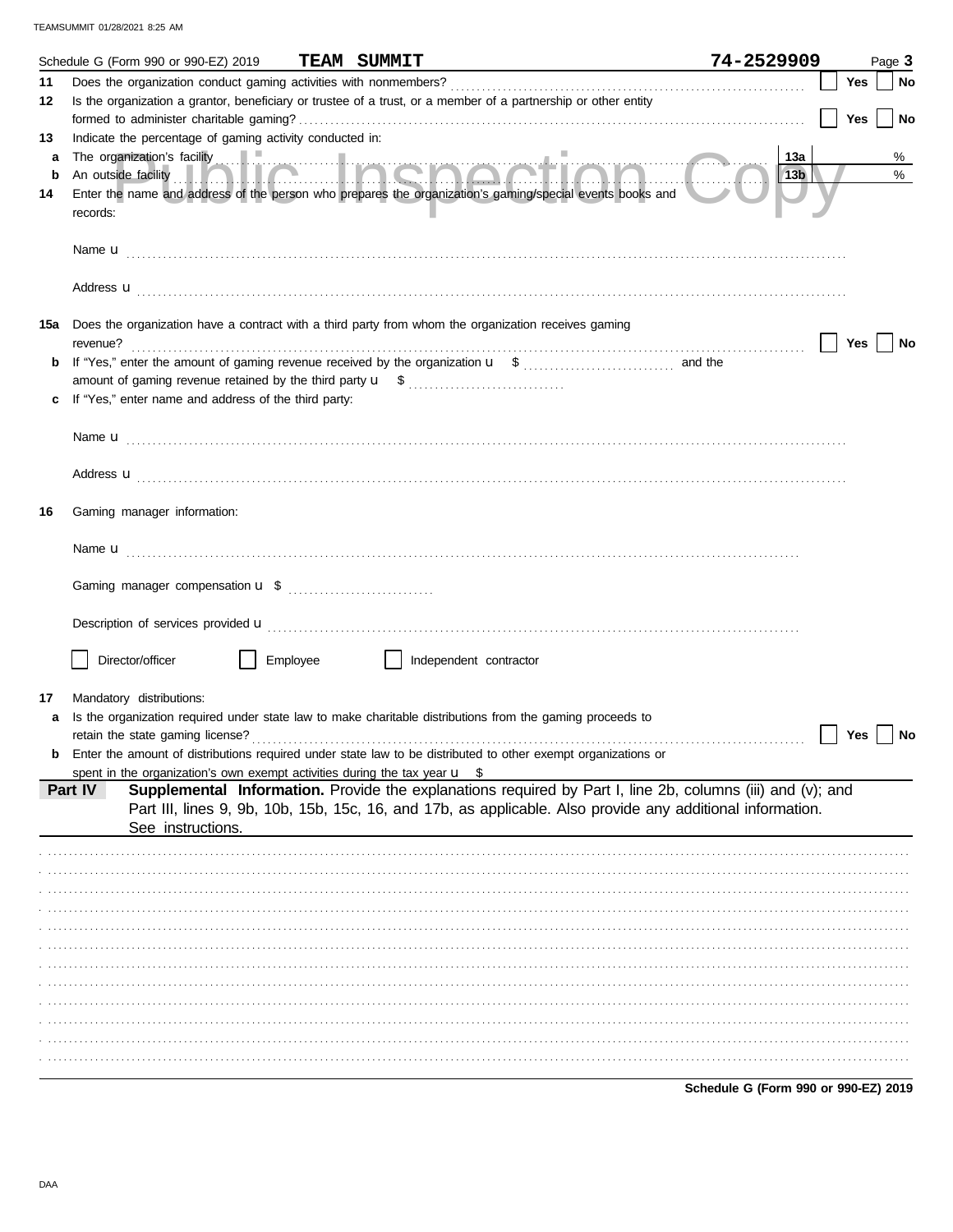Schedule G (Form 990 or 990-EZ) 2019 **TEAM SUMMIT** **74-2529909** Page **3**

**11** Does the organization conduct gaming activities with nonmembers? ☐ Yes ☐ No

**12** Is the organization a grantor, beneficiary or trustee of a trust, or a member of a partnership or other entity formed to administer charitable gaming? ☐ Yes ☐ No

**13** Indicate the percentage of gaming activity conducted in:

**a** The organization's facility **13a** %

**b** An outside facility **13b** %

**14** Enter the name and address of the person who prepares the organization's gaming/special events books and records:

Name u

Address u

**15a** Does the organization have a contract with a third party from whom the organization receives gaming revenue? ☐ Yes ☐ No

**b** If "Yes," enter the amount of gaming revenue received by the organization u $ and the amount of gaming revenue retained by the third party u $

**c** If "Yes," enter name and address of the third party:

Name u

Address u

**16** Gaming manager information:

Name u

Gaming manager compensation u $

Description of services provided u

☐ Director/officer ☐ Employee ☐ Independent contractor

**17** Mandatory distributions:

**a** Is the organization required under state law to make charitable distributions from the gaming proceeds to retain the state gaming license? ☐ Yes ☐ No

**b** Enter the amount of distributions required under state law to be distributed to other exempt organizations or spent in the organization's own exempt activities during the tax year u $

**Part IV** **Supplemental Information.** Provide the explanations required by Part I, line 2b, columns (iii) and (v); and Part III, lines 9, 9b, 10b, 15b, 15c, 16, and 17b, as applicable. Also provide any additional information. See instructions.

**Schedule G (Form 990 or 990-EZ) 2019**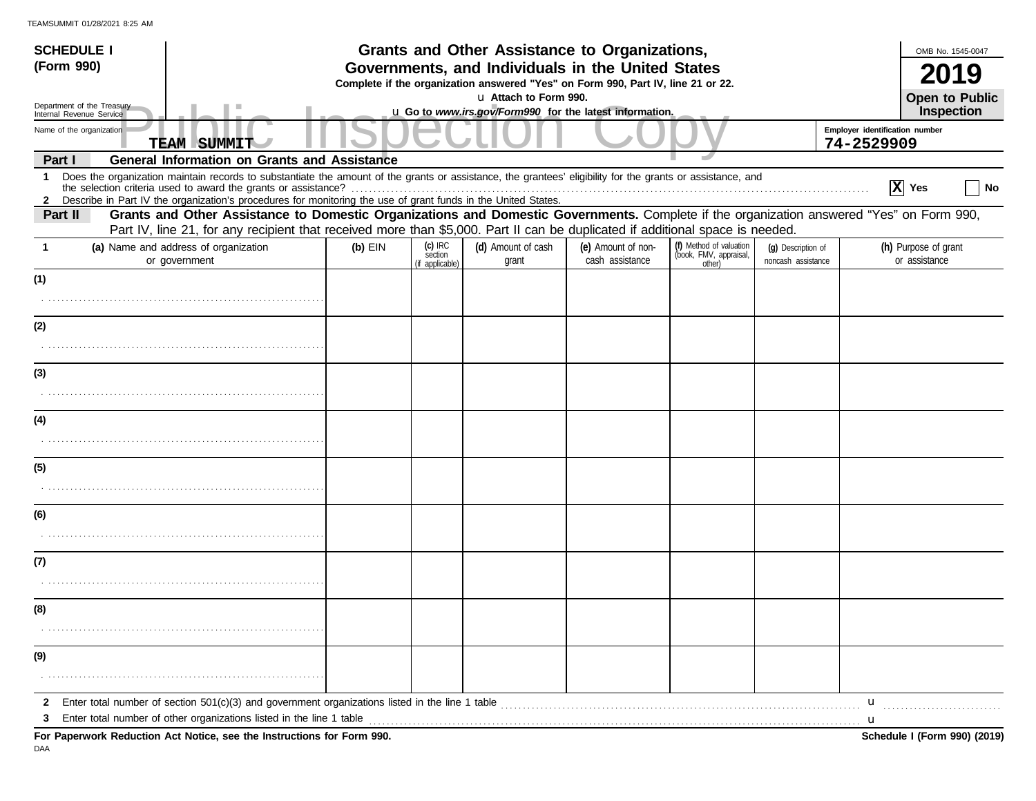TEAMSUMMIT 01/28/2021 8:25 AM

**SCHEDULE I (Form 990)**

Department of the Treasury Internal Revenue Service

# Grants and Other Assistance to Organizations, Governments, and Individuals in the United States

**Complete if the organization answered "Yes" on Form 990, Part IV, line 21 or 22.**

u Attach to Form 990.

u Go to *www.irs.gov/Form990* for the latest information.

OMB No. 1545-0047

**2019**

**Open to Public Inspection**

Name of the organization: **TEAM SUMMIT**

Employer identification number: **74-2529909**

**Part I — General Information on Grants and Assistance**

1 Does the organization maintain records to substantiate the amount of the grants or assistance, the grantees' eligibility for the grants or assistance, and the selection criteria used to award the grants or assistance? .......... [X] Yes [ ] No

2 Describe in Part IV the organization's procedures for monitoring the use of grant funds in the United States.

**Part II — Grants and Other Assistance to Domestic Organizations and Domestic Governments.** Complete if the organization answered "Yes" on Form 990, Part IV, line 21, for any recipient that received more than $5,000. Part II can be duplicated if additional space is needed.

| 1 | (a) Name and address of organization or government | (b) EIN | (c) IRC section (if applicable) | (d) Amount of cash grant | (e) Amount of non-cash assistance | (f) Method of valuation (book, FMV, appraisal, other) | (g) Description of noncash assistance | (h) Purpose of grant or assistance |
|---|---|---|---|---|---|---|---|---|
| (1) | | | | | | | | |
| (2) | | | | | | | | |
| (3) | | | | | | | | |
| (4) | | | | | | | | |
| (5) | | | | | | | | |
| (6) | | | | | | | | |
| (7) | | | | | | | | |
| (8) | | | | | | | | |
| (9) | | | | | | | | |

2 Enter total number of section 501(c)(3) and government organizations listed in the line 1 table .......... u

3 Enter total number of other organizations listed in the line 1 table .......... u

**For Paperwork Reduction Act Notice, see the Instructions for Form 990.**

**Schedule I (Form 990) (2019)**

DAA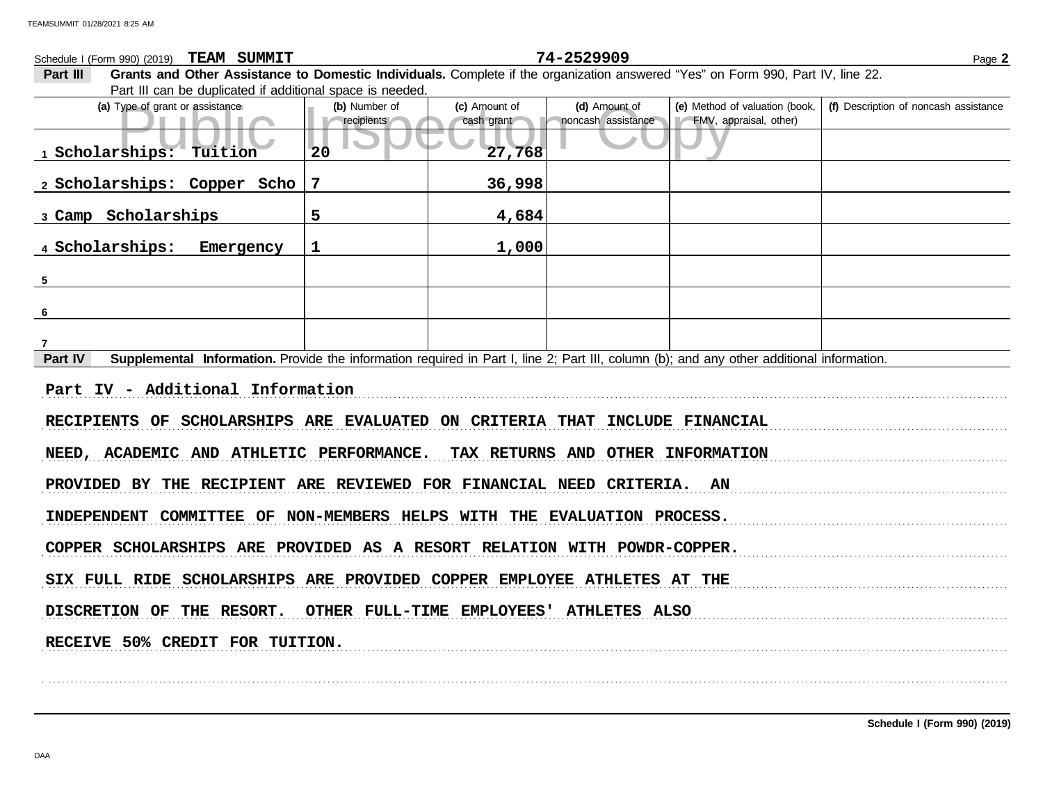Schedule I (Form 990) (2019) **TEAM SUMMIT** 74-2529909

**Part III** **Grants and Other Assistance to Domestic Individuals.** Complete if the organization answered "Yes" on Form 990, Part IV, line 22. Part III can be duplicated if additional space is needed.

| (a) Type of grant or assistance | (b) Number of recipients | (c) Amount of cash grant | (d) Amount of noncash assistance | (e) Method of valuation (book, FMV, appraisal, other) | (f) Description of noncash assistance |
|---|---|---|---|---|---|
| 1 Scholarships: Tuition | 20 | 27,768 | | | |
| 2 Scholarships: Copper Scho | 7 | 36,998 | | | |
| 3 Camp Scholarships | 5 | 4,684 | | | |
| 4 Scholarships: Emergency | 1 | 1,000 | | | |
| 5 | | | | | |
| 6 | | | | | |
| 7 | | | | | |

**Part IV** **Supplemental Information.** Provide the information required in Part I, line 2; Part III, column (b); and any other additional information.

Part IV - Additional Information

RECIPIENTS OF SCHOLARSHIPS ARE EVALUATED ON CRITERIA THAT INCLUDE FINANCIAL NEED, ACADEMIC AND ATHLETIC PERFORMANCE. TAX RETURNS AND OTHER INFORMATION PROVIDED BY THE RECIPIENT ARE REVIEWED FOR FINANCIAL NEED CRITERIA. AN INDEPENDENT COMMITTEE OF NON-MEMBERS HELPS WITH THE EVALUATION PROCESS. COPPER SCHOLARSHIPS ARE PROVIDED AS A RESORT RELATION WITH POWDR-COPPER. SIX FULL RIDE SCHOLARSHIPS ARE PROVIDED COPPER EMPLOYEE ATHLETES AT THE DISCRETION OF THE RESORT. OTHER FULL-TIME EMPLOYEES' ATHLETES ALSO RECEIVE 50% CREDIT FOR TUITION.

**Schedule I (Form 990) (2019)**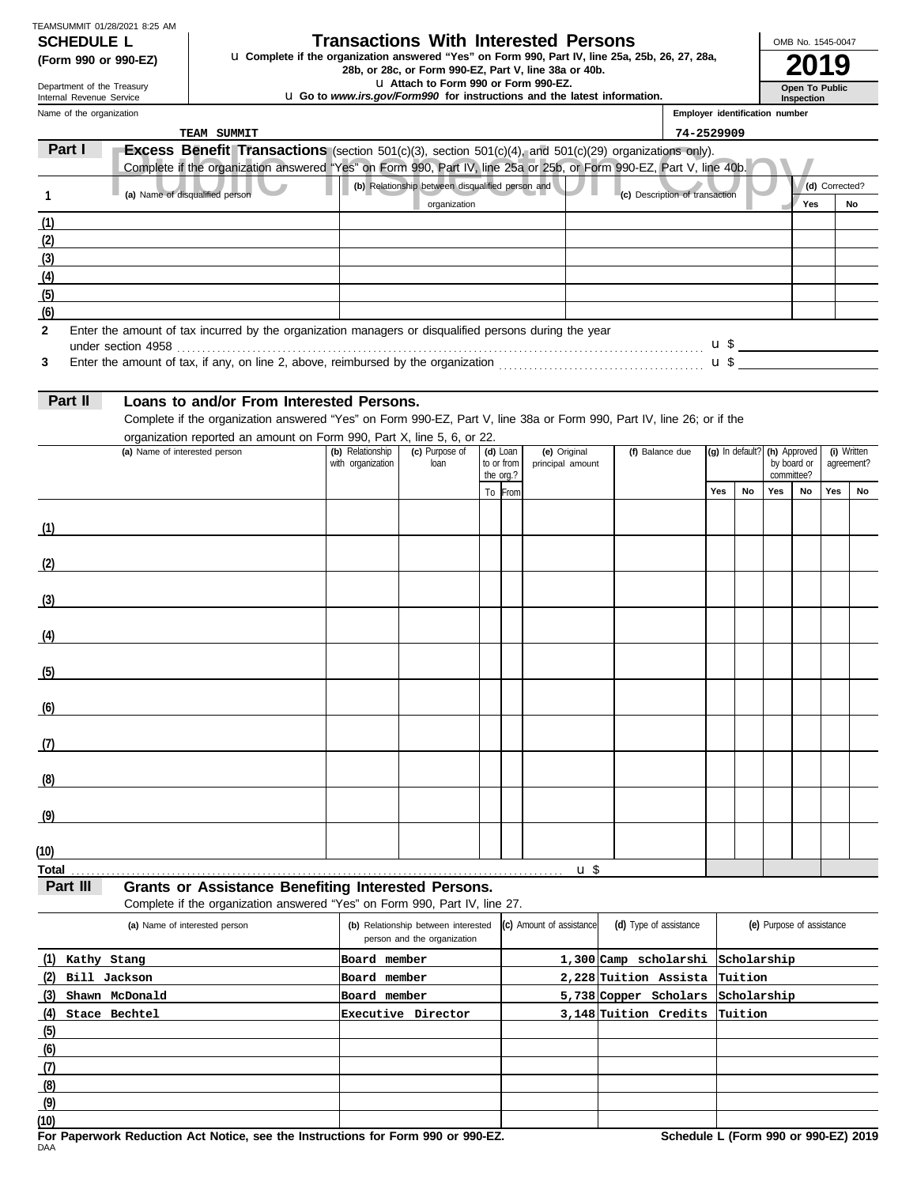TEAMSUMMIT 01/28/2021 8:25 AM

# SCHEDULE L (Form 990 or 990-EZ)

Department of the Treasury
Internal Revenue Service

## Transactions With Interested Persons

u Complete if the organization answered "Yes" on Form 990, Part IV, line 25a, 25b, 26, 27, 28a, 28b, or 28c, or Form 990-EZ, Part V, line 38a or 40b.
u Attach to Form 990 or Form 990-EZ.
u Go to *www.irs.gov/Form990* for instructions and the latest information.

OMB No. 1545-0047

**2019**

**Open To Public Inspection**

Name of the organization: TEAM SUMMIT

Employer identification number: 74-2529909

### Part I Excess Benefit Transactions (section 501(c)(3), section 501(c)(4), and 501(c)(29) organizations only).

Complete if the organization answered "Yes" on Form 990, Part IV, line 25a or 25b, or Form 990-EZ, Part V, line 40b.

| 1 (a) Name of disqualified person | (b) Relationship between disqualified person and organization | (c) Description of transaction | (d) Corrected? Yes | No |
|---|---|---|---|---|
| (1) | | | | |
| (2) | | | | |
| (3) | | | | |
| (4) | | | | |
| (5) | | | | |
| (6) | | | | |

2 Enter the amount of tax incurred by the organization managers or disqualified persons during the year under section 4958 . . . u $

3 Enter the amount of tax, if any, on line 2, above, reimbursed by the organization . . . u $

### Part II Loans to and/or From Interested Persons.

Complete if the organization answered "Yes" on Form 990-EZ, Part V, line 38a or Form 990, Part IV, line 26; or if the organization reported an amount on Form 990, Part X, line 5, 6, or 22.

| (a) Name of interested person | (b) Relationship with organization | (c) Purpose of loan | (d) Loan to or from the org.? To | From | (e) Original principal amount | (f) Balance due | (g) In default? Yes | No | (h) Approved by board or committee? Yes | No | (i) Written agreement? Yes | No |
|---|---|---|---|---|---|---|---|---|---|---|---|---|
| (1) | | | | | | | | | | | | |
| (2) | | | | | | | | | | | | |
| (3) | | | | | | | | | | | | |
| (4) | | | | | | | | | | | | |
| (5) | | | | | | | | | | | | |
| (6) | | | | | | | | | | | | |
| (7) | | | | | | | | | | | | |
| (8) | | | | | | | | | | | | |
| (9) | | | | | | | | | | | | |
| (10) | | | | | | | | | | | | |
| Total . . . | | | | | u $ | | | | | | | |

### Part III Grants or Assistance Benefiting Interested Persons.

Complete if the organization answered "Yes" on Form 990, Part IV, line 27.

| (a) Name of interested person | (b) Relationship between interested person and the organization | (c) Amount of assistance | (d) Type of assistance | (e) Purpose of assistance |
|---|---|---|---|---|
| (1) Kathy Stang | Board member | 1,300 | Camp scholarshi | Scholarship |
| (2) Bill Jackson | Board member | 2,228 | Tuition Assista | Tuition |
| (3) Shawn McDonald | Board member | 5,738 | Copper Scholars | Scholarship |
| (4) Stace Bechtel | Executive Director | 3,148 | Tuition Credits | Tuition |
| (5) | | | | |
| (6) | | | | |
| (7) | | | | |
| (8) | | | | |
| (9) | | | | |
| (10) | | | | |

**For Paperwork Reduction Act Notice, see the Instructions for Form 990 or 990-EZ.** **Schedule L (Form 990 or 990-EZ) 2019**

DAA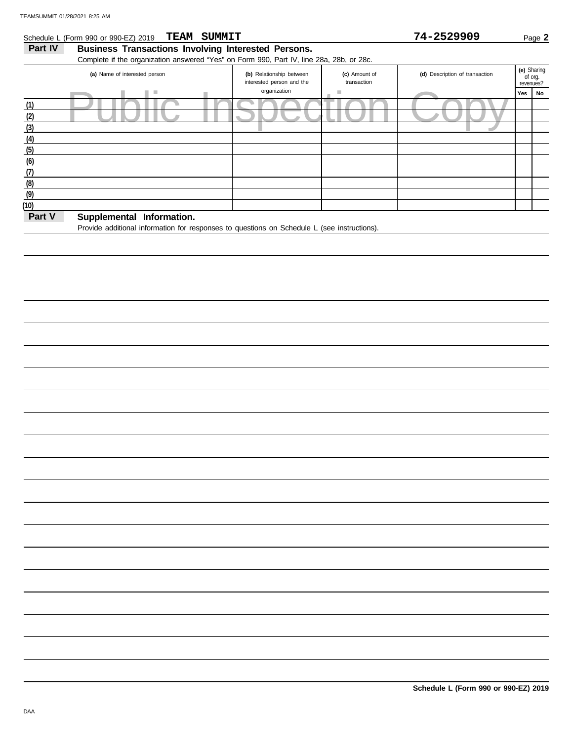Schedule L (Form 990 or 990-EZ) 2019 **TEAM SUMMIT** **74-2529909**

## Part IV Business Transactions Involving Interested Persons.

Complete if the organization answered "Yes" on Form 990, Part IV, line 28a, 28b, or 28c.

| | (a) Name of interested person | (b) Relationship between interested person and the organization | (c) Amount of transaction | (d) Description of transaction | (e) Sharing of org. revenues? Yes | No |
|---|---|---|---|---|---|---|
| (1) | | | | | | |
| (2) | | | | | | |
| (3) | | | | | | |
| (4) | | | | | | |
| (5) | | | | | | |
| (6) | | | | | | |
| (7) | | | | | | |
| (8) | | | | | | |
| (9) | | | | | | |
| (10) | | | | | | |

Public Inspection Copy

## Part V Supplemental Information.

Provide additional information for responses to questions on Schedule L (see instructions).

**Schedule L (Form 990 or 990-EZ) 2019**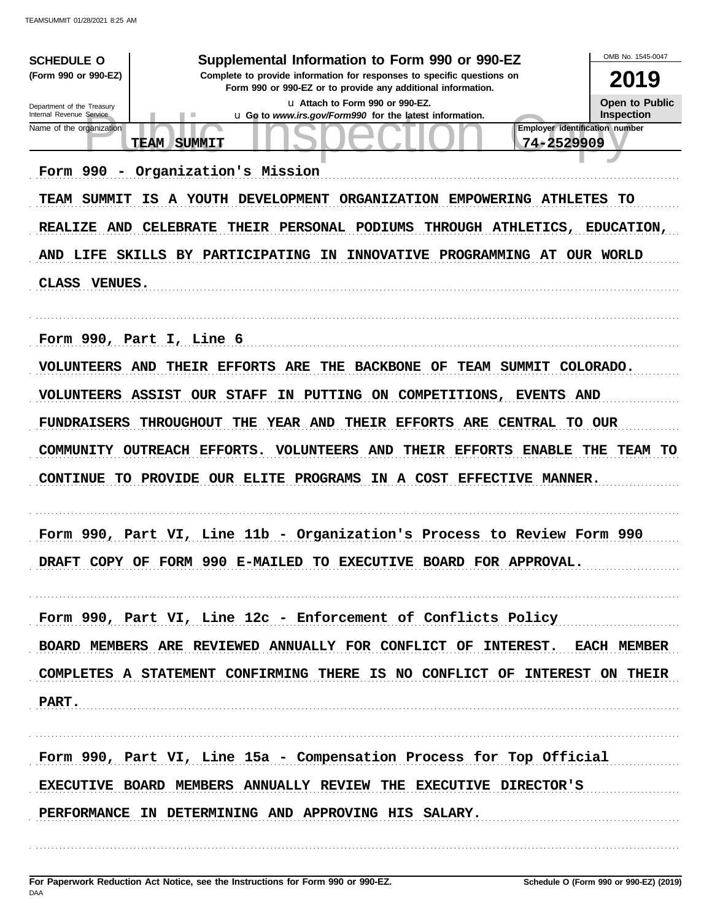**SCHEDULE O**
**(Form 990 or 990-EZ)**

Department of the Treasury
Internal Revenue Service

# Supplemental Information to Form 990 or 990-EZ

**Complete to provide information for responses to specific questions on Form 990 or 990-EZ or to provide any additional information.**

u Attach to Form 990 or 990-EZ.
u Go to *www.irs.gov/Form990* for the latest information.

OMB No. 1545-0047

**2019**

**Open to Public Inspection**

| Name of the organization | Employer identification number |
|---|---|
| TEAM SUMMIT | 74-2529909 |

Form 990 - Organization's Mission

TEAM SUMMIT IS A YOUTH DEVELOPMENT ORGANIZATION EMPOWERING ATHLETES TO REALIZE AND CELEBRATE THEIR PERSONAL PODIUMS THROUGH ATHLETICS, EDUCATION, AND LIFE SKILLS BY PARTICIPATING IN INNOVATIVE PROGRAMMING AT OUR WORLD CLASS VENUES.

Form 990, Part I, Line 6

VOLUNTEERS AND THEIR EFFORTS ARE THE BACKBONE OF TEAM SUMMIT COLORADO. VOLUNTEERS ASSIST OUR STAFF IN PUTTING ON COMPETITIONS, EVENTS AND FUNDRAISERS THROUGHOUT THE YEAR AND THEIR EFFORTS ARE CENTRAL TO OUR COMMUNITY OUTREACH EFFORTS. VOLUNTEERS AND THEIR EFFORTS ENABLE THE TEAM TO CONTINUE TO PROVIDE OUR ELITE PROGRAMS IN A COST EFFECTIVE MANNER.

Form 990, Part VI, Line 11b - Organization's Process to Review Form 990

DRAFT COPY OF FORM 990 E-MAILED TO EXECUTIVE BOARD FOR APPROVAL.

Form 990, Part VI, Line 12c - Enforcement of Conflicts Policy

BOARD MEMBERS ARE REVIEWED ANNUALLY FOR CONFLICT OF INTEREST. EACH MEMBER COMPLETES A STATEMENT CONFIRMING THERE IS NO CONFLICT OF INTEREST ON THEIR PART.

Form 990, Part VI, Line 15a - Compensation Process for Top Official

EXECUTIVE BOARD MEMBERS ANNUALLY REVIEW THE EXECUTIVE DIRECTOR'S PERFORMANCE IN DETERMINING AND APPROVING HIS SALARY.

**For Paperwork Reduction Act Notice, see the Instructions for Form 990 or 990-EZ.**

**Schedule O (Form 990 or 990-EZ) (2019)**

DAA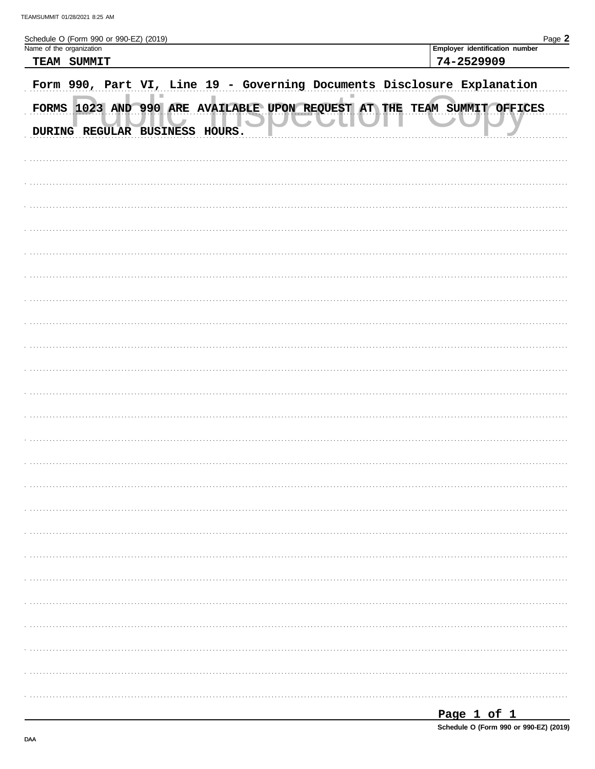Schedule O (Form 990 or 990-EZ) (2019)

| Name of the organization | Employer identification number |
| --- | --- |
| TEAM SUMMIT | 74-2529909 |

Form 990, Part VI, Line 19 - Governing Documents Disclosure Explanation

FORMS 1023 AND 990 ARE AVAILABLE UPON REQUEST AT THE TEAM SUMMIT OFFICES DURING REGULAR BUSINESS HOURS.

Schedule O (Form 990 or 990-EZ) (2019)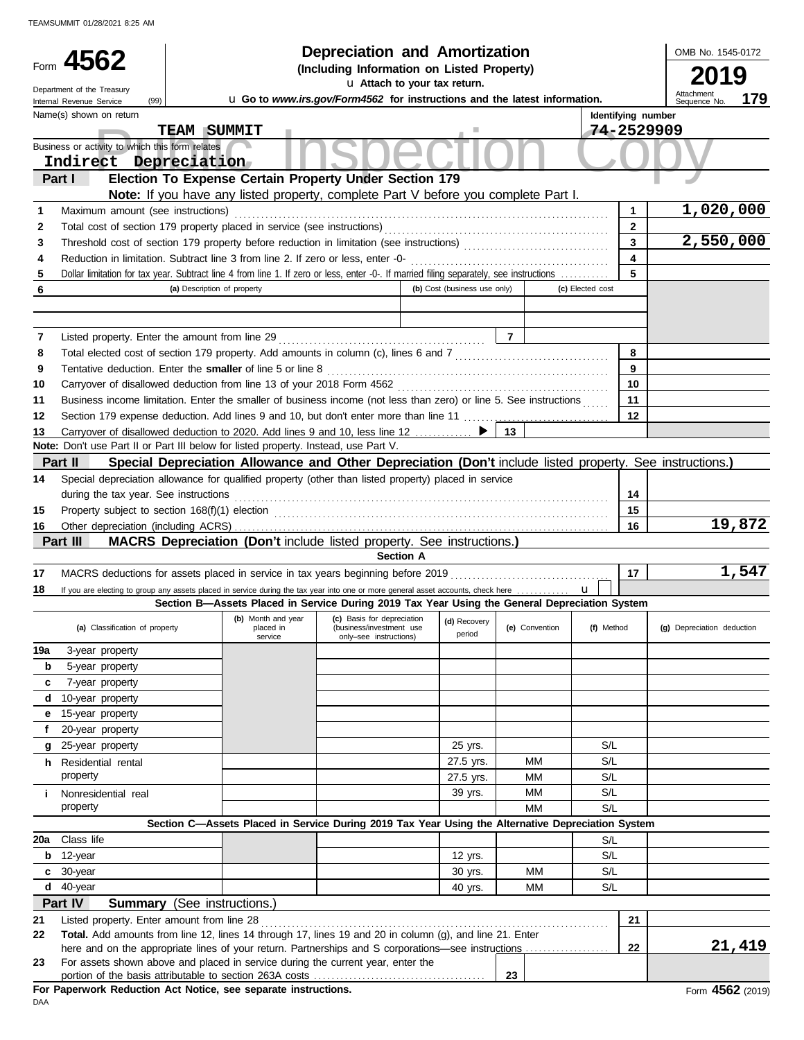# Form 4562 — Depreciation and Amortization

**(Including Information on Listed Property)**

u Attach to your tax return.

Department of the Treasury
Internal Revenue Service (99)

u Go to *www.irs.gov/Form4562* for instructions and the latest information.

OMB No. 1545-0172

**2019**

Attachment Sequence No. **179**

Name(s) shown on return: **TEAM SUMMIT**

Identifying number: **74-2529909**

Business or activity to which this form relates: **Indirect Depreciation**

Public Inspection Copy

## Part I — Election To Expense Certain Property Under Section 179

**Note:** If you have any listed property, complete Part V before you complete Part I.

| Line | Description | | Amount |
|---|---|---|---|
| 1 | Maximum amount (see instructions) | 1 | 1,020,000 |
| 2 | Total cost of section 179 property placed in service (see instructions) | 2 | |
| 3 | Threshold cost of section 179 property before reduction in limitation (see instructions) | 3 | 2,550,000 |
| 4 | Reduction in limitation. Subtract line 3 from line 2. If zero or less, enter -0- | 4 | |
| 5 | Dollar limitation for tax year. Subtract line 4 from line 1. If zero or less, enter -0-. If married filing separately, see instructions | 5 | |

| 6 | (a) Description of property | (b) Cost (business use only) | (c) Elected cost |
|---|---|---|---|
| | | | |
| | | | |

| Line | Description | | Amount |
|---|---|---|---|
| 7 | Listed property. Enter the amount from line 29 | 7 | |
| 8 | Total elected cost of section 179 property. Add amounts in column (c), lines 6 and 7 | 8 | |
| 9 | Tentative deduction. Enter the **smaller** of line 5 or line 8 | 9 | |
| 10 | Carryover of disallowed deduction from line 13 of your 2018 Form 4562 | 10 | |
| 11 | Business income limitation. Enter the smaller of business income (not less than zero) or line 5. See instructions | 11 | |
| 12 | Section 179 expense deduction. Add lines 9 and 10, but don't enter more than line 11 | 12 | |
| 13 | Carryover of disallowed deduction to 2020. Add lines 9 and 10, less line 12 ▶ | 13 | |

**Note:** Don't use Part II or Part III below for listed property. Instead, use Part V.

## Part II — Special Depreciation Allowance and Other Depreciation (Don't include listed property. See instructions.)

| Line | Description | | Amount |
|---|---|---|---|
| 14 | Special depreciation allowance for qualified property (other than listed property) placed in service during the tax year. See instructions | 14 | |
| 15 | Property subject to section 168(f)(1) election | 15 | |
| 16 | Other depreciation (including ACRS) | 16 | 19,872 |

## Part III — MACRS Depreciation (Don't include listed property. See instructions.)

### Section A

| Line | Description | | Amount |
|---|---|---|---|
| 17 | MACRS deductions for assets placed in service in tax years beginning before 2019 | 17 | 1,547 |
| 18 | If you are electing to group any assets placed in service during the tax year into one or more general asset accounts, check here u | | |

### Section B—Assets Placed in Service During 2019 Tax Year Using the General Depreciation System

| (a) Classification of property | (b) Month and year placed in service | (c) Basis for depreciation (business/investment use only–see instructions) | (d) Recovery period | (e) Convention | (f) Method | (g) Depreciation deduction |
|---|---|---|---|---|---|---|
| 19a 3-year property | | | | | | |
| b 5-year property | | | | | | |
| c 7-year property | | | | | | |
| d 10-year property | | | | | | |
| e 15-year property | | | | | | |
| f 20-year property | | | | | | |
| g 25-year property | | | 25 yrs. | | S/L | |
| h Residential rental property | | | 27.5 yrs. | MM | S/L | |
| | | | 27.5 yrs. | MM | S/L | |
| i Nonresidential real property | | | 39 yrs. | MM | S/L | |
| | | | | MM | S/L | |

### Section C—Assets Placed in Service During 2019 Tax Year Using the Alternative Depreciation System

| (a) Classification of property | (b) Month and year placed in service | (c) Basis for depreciation | (d) Recovery period | (e) Convention | (f) Method | (g) Depreciation deduction |
|---|---|---|---|---|---|---|
| 20a Class life | | | | | S/L | |
| b 12-year | | | 12 yrs. | | S/L | |
| c 30-year | | | 30 yrs. | MM | S/L | |
| d 40-year | | | 40 yrs. | MM | S/L | |

## Part IV — Summary (See instructions.)

| Line | Description | | Amount |
|---|---|---|---|
| 21 | Listed property. Enter amount from line 28 | 21 | |
| 22 | **Total.** Add amounts from line 12, lines 14 through 17, lines 19 and 20 in column (g), and line 21. Enter here and on the appropriate lines of your return. Partnerships and S corporations—see instructions | 22 | 21,419 |
| 23 | For assets shown above and placed in service during the current year, enter the portion of the basis attributable to section 263A costs | 23 | |

**For Paperwork Reduction Act Notice, see separate instructions.**

DAA

Form **4562** (2019)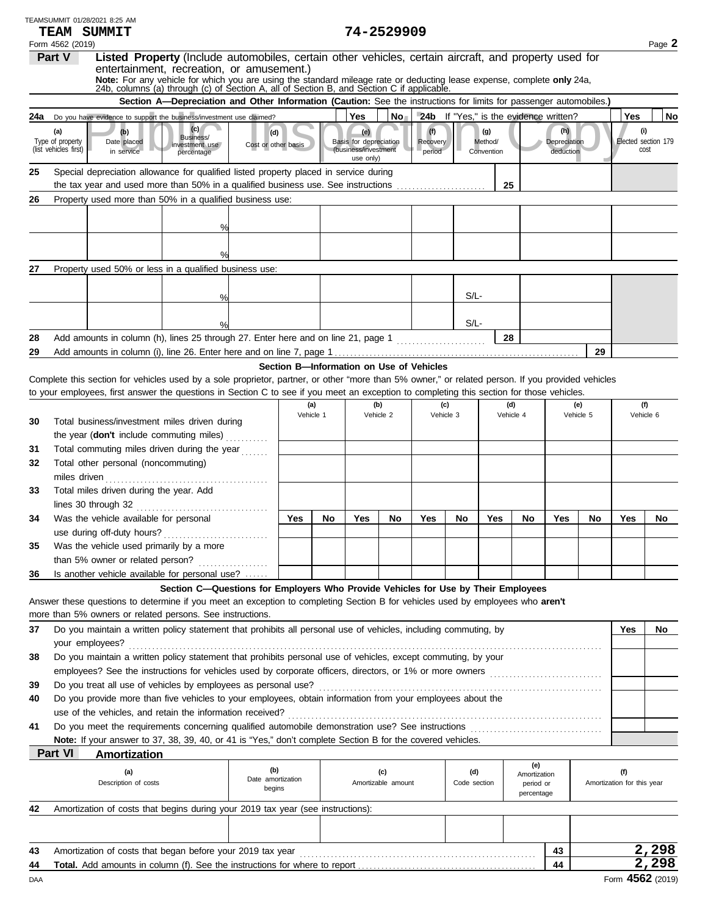TEAMSUMMIT 01/28/2021 8:25 AM

**TEAM SUMMIT** **74-2529909**

Form 4562 (2019) Page **2**

## Part V Listed Property (Include automobiles, certain other vehicles, certain aircraft, and property used for entertainment, recreation, or amusement.)

**Note:** For any vehicle for which you are using the standard mileage rate or deducting lease expense, complete **only** 24a, 24b, columns (a) through (c) of Section A, all of Section B, and Section C if applicable.

### Section A—Depreciation and Other Information (Caution: See the instructions for limits for passenger automobiles.)

**24a** Do you have evidence to support the business/investment use claimed? Yes No **24b** If "Yes," is the evidence written? Yes No

| (a) Type of property (list vehicles first) | (b) Date placed in service | (c) Business/ investment use percentage | (d) Cost or other basis | (e) Basis for depreciation (business/investment use only) | (f) Recovery period | (g) Method/ Convention | (h) Depreciation deduction | (i) Elected section 179 cost |
|---|---|---|---|---|---|---|---|---|
| **25** Special depreciation allowance for qualified listed property placed in service during the tax year and used more than 50% in a qualified business use. See instructions | | | | | | 25 | | |
| **26** Property used more than 50% in a qualified business use: | | | | | | | | |
| | | % | | | | | | |
| | | % | | | | | | |
| **27** Property used 50% or less in a qualified business use: | | | | | | | | |
| | | % | | | | S/L- | | |
| | | % | | | | S/L- | | |
| **28** Add amounts in column (h), lines 25 through 27. Enter here and on line 21, page 1 | | | | | | 28 | | |
| **29** Add amounts in column (i), line 26. Enter here and on line 7, page 1 | | | | | | | 29 | |

### Section B—Information on Use of Vehicles

Complete this section for vehicles used by a sole proprietor, partner, or other "more than 5% owner," or related person. If you provided vehicles to your employees, first answer the questions in Section C to see if you meet an exception to completing this section for those vehicles.

| | (a) Vehicle 1 | | (b) Vehicle 2 | | (c) Vehicle 3 | | (d) Vehicle 4 | | (e) Vehicle 5 | | (f) Vehicle 6 | |
|---|---|---|---|---|---|---|---|---|---|---|---|---|
| **30** Total business/investment miles driven during the year (**don't** include commuting miles) | | | | | | | | | | | | |
| **31** Total commuting miles driven during the year | | | | | | | | | | | | |
| **32** Total other personal (noncommuting) miles driven | | | | | | | | | | | | |
| **33** Total miles driven during the year. Add lines 30 through 32 | | | | | | | | | | | | |
| | Yes | No | Yes | No | Yes | No | Yes | No | Yes | No | Yes | No |
| **34** Was the vehicle available for personal use during off-duty hours? | | | | | | | | | | | | |
| **35** Was the vehicle used primarily by a more than 5% owner or related person? | | | | | | | | | | | | |
| **36** Is another vehicle available for personal use? | | | | | | | | | | | | |

### Section C—Questions for Employers Who Provide Vehicles for Use by Their Employees

Answer these questions to determine if you meet an exception to completing Section B for vehicles used by employees who **aren't** more than 5% owners or related persons. See instructions.

| | Yes | No |
|---|---|---|
| **37** Do you maintain a written policy statement that prohibits all personal use of vehicles, including commuting, by your employees? | | |
| **38** Do you maintain a written policy statement that prohibits personal use of vehicles, except commuting, by your employees? See the instructions for vehicles used by corporate officers, directors, or 1% or more owners | | |
| **39** Do you treat all use of vehicles by employees as personal use? | | |
| **40** Do you provide more than five vehicles to your employees, obtain information from your employees about the use of the vehicles, and retain the information received? | | |
| **41** Do you meet the requirements concerning qualified automobile demonstration use? See instructions | | |

**Note:** If your answer to 37, 38, 39, 40, or 41 is "Yes," don't complete Section B for the covered vehicles.

## Part VI Amortization

| (a) Description of costs | (b) Date amortization begins | (c) Amortizable amount | (d) Code section | (e) Amortization period or percentage | (f) Amortization for this year |
|---|---|---|---|---|---|
| **42** Amortization of costs that begins during your 2019 tax year (see instructions): | | | | | |
| | | | | | |
| **43** Amortization of costs that began before your 2019 tax year | | | | 43 | 2,298 |
| **44** **Total.** Add amounts in column (f). See the instructions for where to report | | | | 44 | 2,298 |

DAA Form **4562** (2019)